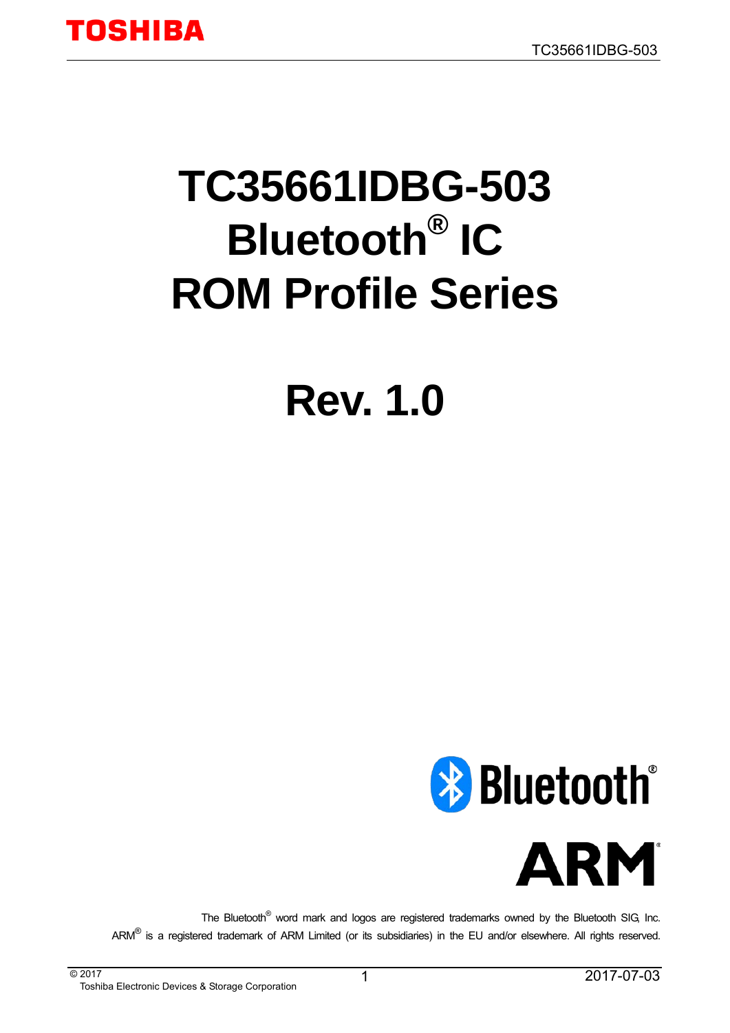# TC35661IDBG-503 Bluetooth® IC ROM Profile Series

# Rev. 1.0

The Bluetooth® word mark and logos are registered trademarks owned by the Bluetooth SIG, Inc.
ARM® is a registered trademark of ARM Limited (or its subsidiaries) in the EU and/or elsewhere. All rights reserved.

© 2017
Toshiba Electronic Devices & Storage Corporation

2017-07-03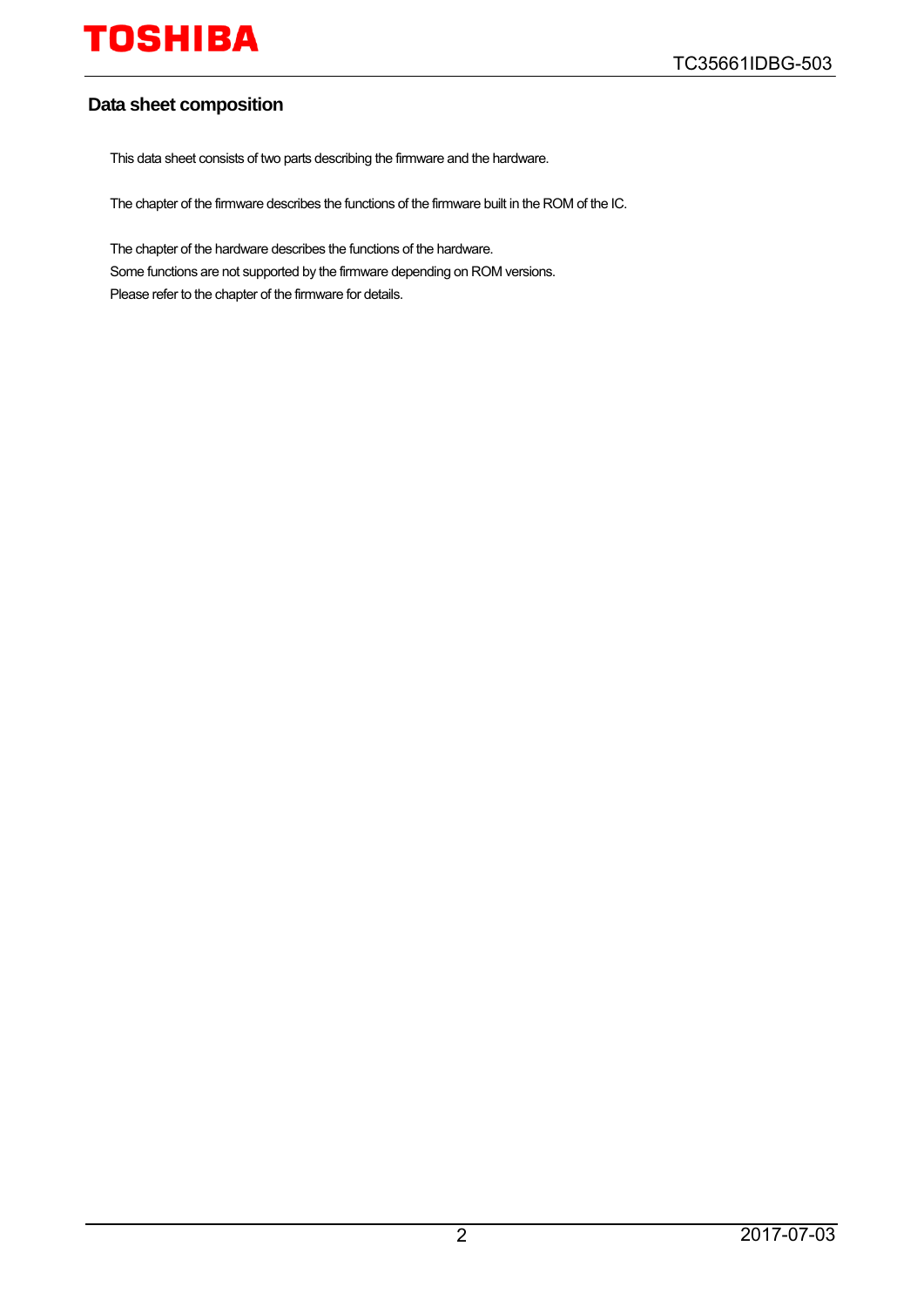## Data sheet composition

This data sheet consists of two parts describing the firmware and the hardware.

The chapter of the firmware describes the functions of the firmware built in the ROM of the IC.

The chapter of the hardware describes the functions of the hardware.
Some functions are not supported by the firmware depending on ROM versions.
Please refer to the chapter of the firmware for details.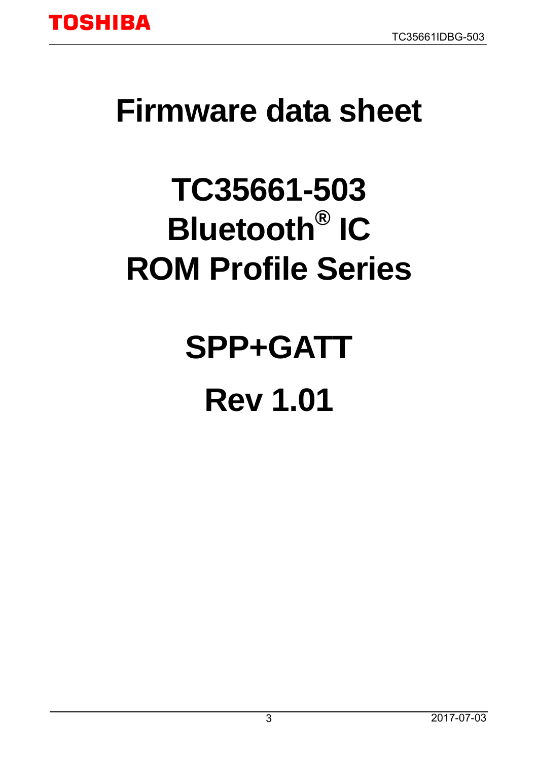# Firmware data sheet

# TC35661-503
# Bluetooth® IC
# ROM Profile Series

# SPP+GATT

# Rev 1.01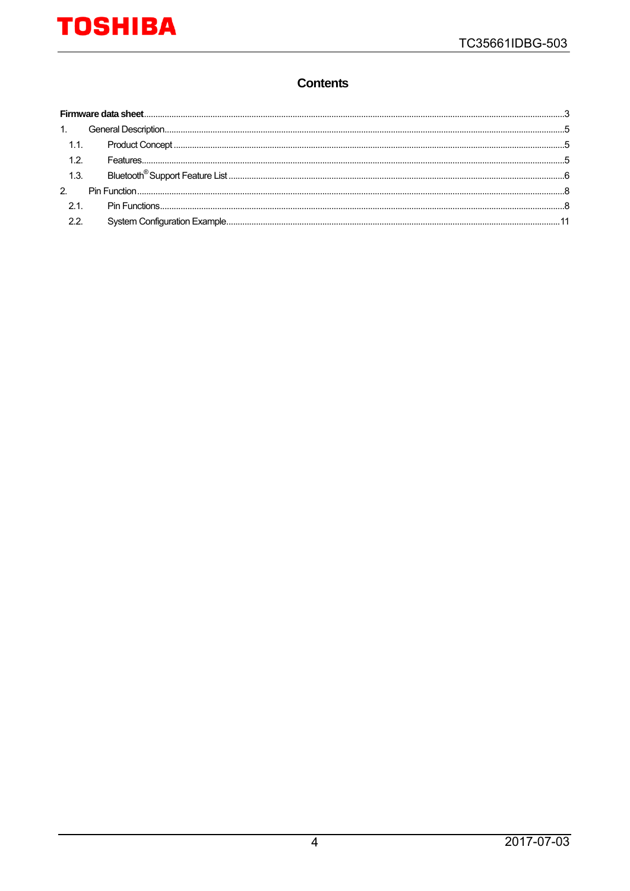# Contents

**Firmware data sheet** ........................................................................ 3

1. General Description ........................................................................ 5
   - 1.1. Product Concept ........................................................................ 5
   - 1.2. Features ........................................................................ 5
   - 1.3. Bluetooth® Support Feature List ........................................................................ 6
2. Pin Function ........................................................................ 8
   - 2.1. Pin Functions ........................................................................ 8
   - 2.2. System Configuration Example ........................................................................ 11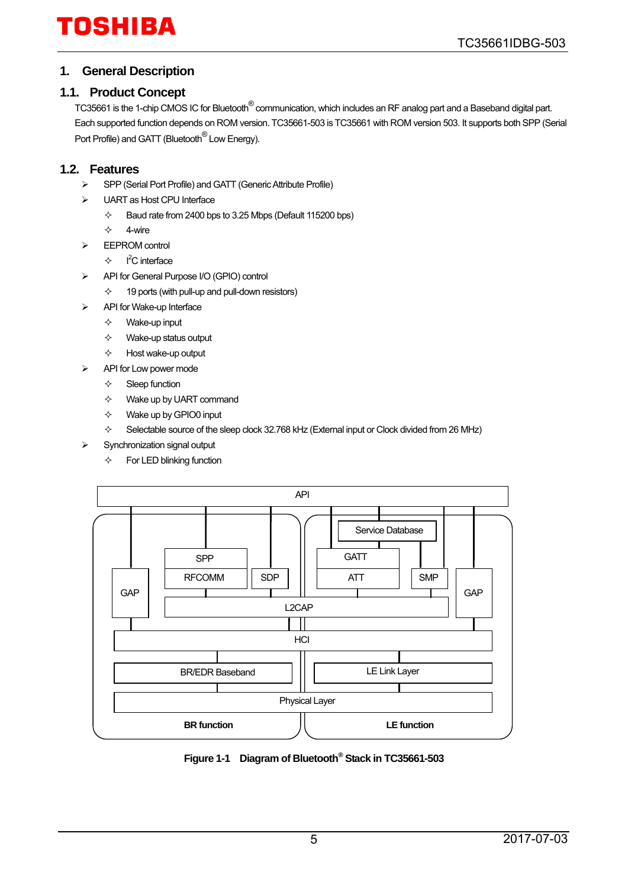# 1. General Description

## 1.1. Product Concept

TC35661 is the 1-chip CMOS IC for Bluetooth® communication, which includes an RF analog part and a Baseband digital part. Each supported function depends on ROM version. TC35661-503 is TC35661 with ROM version 503. It supports both SPP (Serial Port Profile) and GATT (Bluetooth® Low Energy).

## 1.2. Features

- SPP (Serial Port Profile) and GATT (Generic Attribute Profile)
- UART as Host CPU Interface
  - Baud rate from 2400 bps to 3.25 Mbps (Default 115200 bps)
  - 4-wire
- EEPROM control
  - $I^2C$ interface
- API for General Purpose I/O (GPIO) control
  - 19 ports (with pull-up and pull-down resistors)
- API for Wake-up Interface
  - Wake-up input
  - Wake-up status output
  - Host wake-up output
- API for Low power mode
  - Sleep function
  - Wake up by UART command
  - Wake up by GPIO0 input
  - Selectable source of the sleep clock 32.768 kHz (External input or Clock divided from 26 MHz)
- Synchronization signal output
  - For LED blinking function

API | Service Database | SPP | GATT | GAP | RFCOMM | SDP | ATT | SMP | GAP | L2CAP | HCI | BR/EDR Baseband | LE Link Layer | Physical Layer | BR function | LE function

**Figure 1-1 Diagram of Bluetooth® Stack in TC35661-503**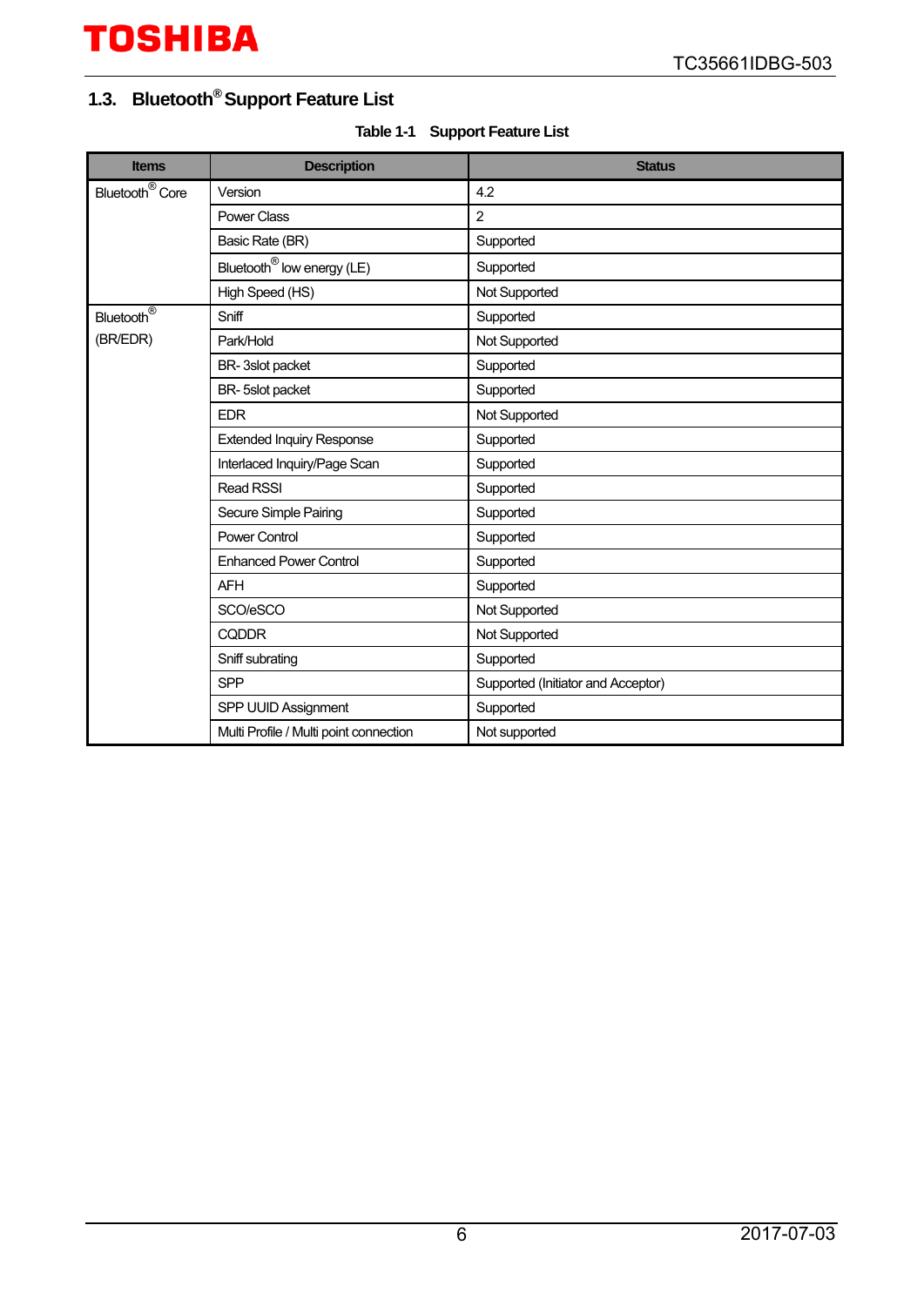## 1.3. Bluetooth® Support Feature List

Table 1-1 Support Feature List

| Items | Description | Status |
|---|---|---|
| Bluetooth® Core | Version | 4.2 |
| | Power Class | 2 |
| | Basic Rate (BR) | Supported |
| | Bluetooth® low energy (LE) | Supported |
| | High Speed (HS) | Not Supported |
| Bluetooth® (BR/EDR) | Sniff | Supported |
| | Park/Hold | Not Supported |
| | BR- 3slot packet | Supported |
| | BR- 5slot packet | Supported |
| | EDR | Not Supported |
| | Extended Inquiry Response | Supported |
| | Interlaced Inquiry/Page Scan | Supported |
| | Read RSSI | Supported |
| | Secure Simple Pairing | Supported |
| | Power Control | Supported |
| | Enhanced Power Control | Supported |
| | AFH | Supported |
| | SCO/eSCO | Not Supported |
| | CQDDR | Not Supported |
| | Sniff subrating | Supported |
| | SPP | Supported (Initiator and Acceptor) |
| | SPP UUID Assignment | Supported |
| | Multi Profile / Multi point connection | Not supported |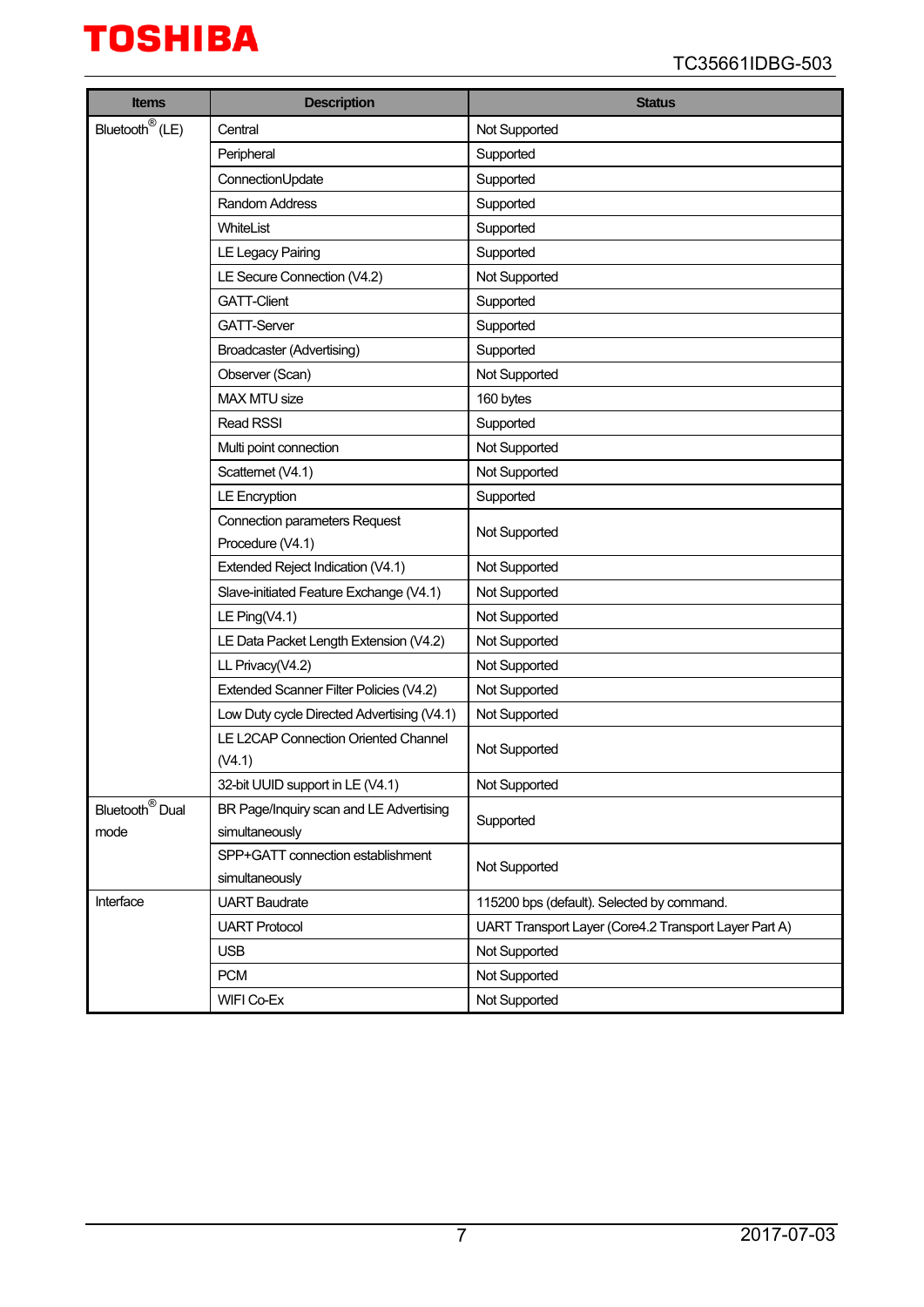| Items | Description | Status |
| --- | --- | --- |
| Bluetooth® (LE) | Central | Not Supported |
| | Peripheral | Supported |
| | ConnectionUpdate | Supported |
| | Random Address | Supported |
| | WhiteList | Supported |
| | LE Legacy Pairing | Supported |
| | LE Secure Connection (V4.2) | Not Supported |
| | GATT-Client | Supported |
| | GATT-Server | Supported |
| | Broadcaster (Advertising) | Supported |
| | Observer (Scan) | Not Supported |
| | MAX MTU size | 160 bytes |
| | Read RSSI | Supported |
| | Multi point connection | Not Supported |
| | Scatternet (V4.1) | Not Supported |
| | LE Encryption | Supported |
| | Connection parameters Request Procedure (V4.1) | Not Supported |
| | Extended Reject Indication (V4.1) | Not Supported |
| | Slave-initiated Feature Exchange (V4.1) | Not Supported |
| | LE Ping(V4.1) | Not Supported |
| | LE Data Packet Length Extension (V4.2) | Not Supported |
| | LL Privacy(V4.2) | Not Supported |
| | Extended Scanner Filter Policies (V4.2) | Not Supported |
| | Low Duty cycle Directed Advertising (V4.1) | Not Supported |
| | LE L2CAP Connection Oriented Channel (V4.1) | Not Supported |
| | 32-bit UUID support in LE (V4.1) | Not Supported |
| Bluetooth® Dual mode | BR Page/Inquiry scan and LE Advertising simultaneously | Supported |
| | SPP+GATT connection establishment simultaneously | Not Supported |
| Interface | UART Baudrate | 115200 bps (default). Selected by command. |
| | UART Protocol | UART Transport Layer (Core4.2 Transport Layer Part A) |
| | USB | Not Supported |
| | PCM | Not Supported |
| | WIFI Co-Ex | Not Supported |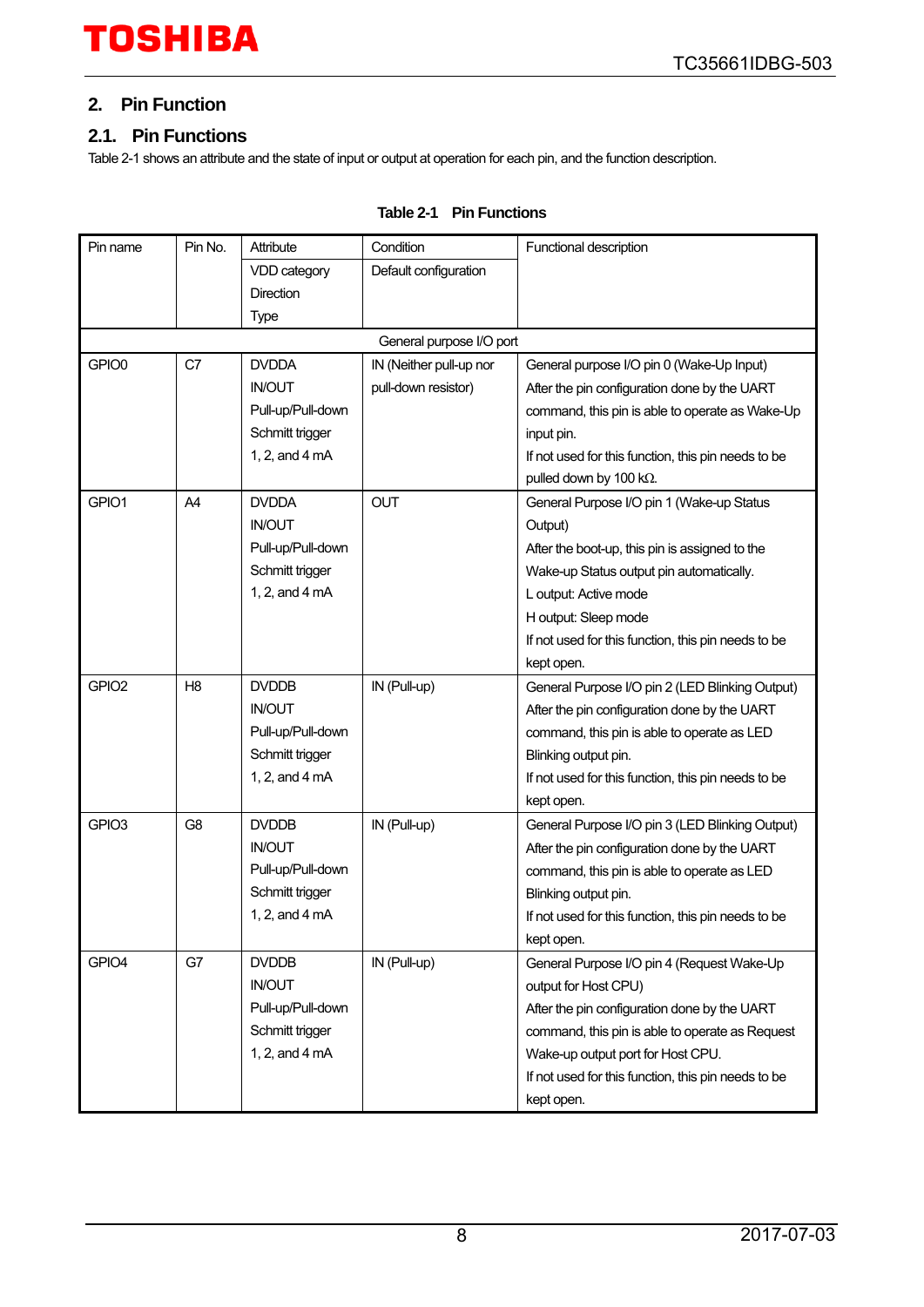## 2. Pin Function

### 2.1. Pin Functions

Table 2-1 shows an attribute and the state of input or output at operation for each pin, and the function description.

**Table 2-1 Pin Functions**

| Pin name | Pin No. | Attribute<br>VDD category<br>Direction<br>Type | Condition<br>Default configuration | Functional description |
|---|---|---|---|---|
| General purpose I/O port | | | | |
| GPIO0 | C7 | DVDDA<br>IN/OUT<br>Pull-up/Pull-down<br>Schmitt trigger<br>1, 2, and 4 mA | IN (Neither pull-up nor pull-down resistor) | General purpose I/O pin 0 (Wake-Up Input)<br>After the pin configuration done by the UART command, this pin is able to operate as Wake-Up input pin.<br>If not used for this function, this pin needs to be pulled down by 100 kΩ. |
| GPIO1 | A4 | DVDDA<br>IN/OUT<br>Pull-up/Pull-down<br>Schmitt trigger<br>1, 2, and 4 mA | OUT | General Purpose I/O pin 1 (Wake-up Status Output)<br>After the boot-up, this pin is assigned to the Wake-up Status output pin automatically.<br>L output: Active mode<br>H output: Sleep mode<br>If not used for this function, this pin needs to be kept open. |
| GPIO2 | H8 | DVDDB<br>IN/OUT<br>Pull-up/Pull-down<br>Schmitt trigger<br>1, 2, and 4 mA | IN (Pull-up) | General Purpose I/O pin 2 (LED Blinking Output)<br>After the pin configuration done by the UART command, this pin is able to operate as LED Blinking output pin.<br>If not used for this function, this pin needs to be kept open. |
| GPIO3 | G8 | DVDDB<br>IN/OUT<br>Pull-up/Pull-down<br>Schmitt trigger<br>1, 2, and 4 mA | IN (Pull-up) | General Purpose I/O pin 3 (LED Blinking Output)<br>After the pin configuration done by the UART command, this pin is able to operate as LED Blinking output pin.<br>If not used for this function, this pin needs to be kept open. |
| GPIO4 | G7 | DVDDB<br>IN/OUT<br>Pull-up/Pull-down<br>Schmitt trigger<br>1, 2, and 4 mA | IN (Pull-up) | General Purpose I/O pin 4 (Request Wake-Up output for Host CPU)<br>After the pin configuration done by the UART command, this pin is able to operate as Request Wake-up output port for Host CPU.<br>If not used for this function, this pin needs to be kept open. |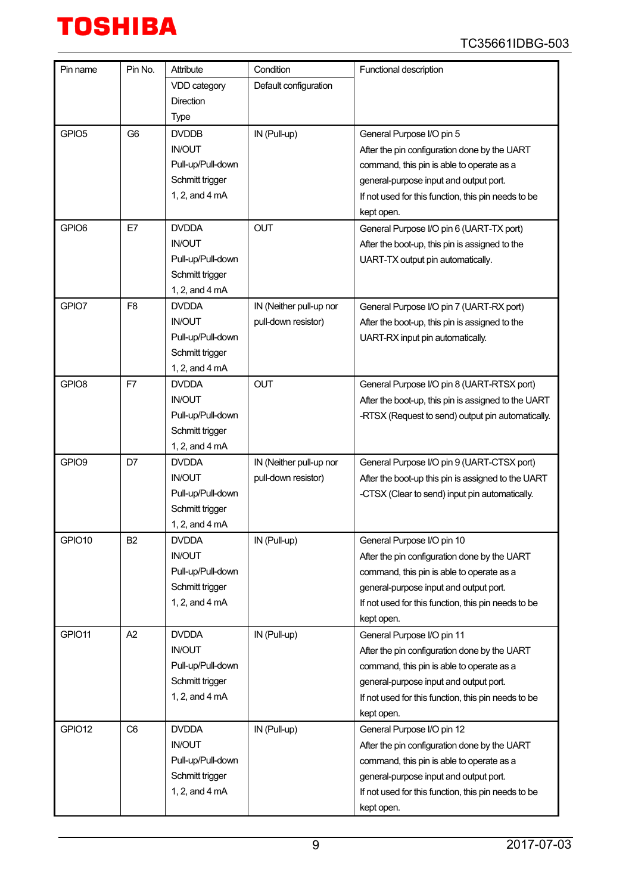| Pin name | Pin No. | Attribute<br>VDD category<br>Direction<br>Type | Condition<br>Default configuration | Functional description |
|---|---|---|---|---|
| GPIO5 | G6 | DVDDB<br>IN/OUT<br>Pull-up/Pull-down<br>Schmitt trigger<br>1, 2, and 4 mA | IN (Pull-up) | General Purpose I/O pin 5<br>After the pin configuration done by the UART command, this pin is able to operate as a general-purpose input and output port.<br>If not used for this function, this pin needs to be kept open. |
| GPIO6 | E7 | DVDDA<br>IN/OUT<br>Pull-up/Pull-down<br>Schmitt trigger<br>1, 2, and 4 mA | OUT | General Purpose I/O pin 6 (UART-TX port)<br>After the boot-up, this pin is assigned to the UART-TX output pin automatically. |
| GPIO7 | F8 | DVDDA<br>IN/OUT<br>Pull-up/Pull-down<br>Schmitt trigger<br>1, 2, and 4 mA | IN (Neither pull-up nor pull-down resistor) | General Purpose I/O pin 7 (UART-RX port)<br>After the boot-up, this pin is assigned to the UART-RX input pin automatically. |
| GPIO8 | F7 | DVDDA<br>IN/OUT<br>Pull-up/Pull-down<br>Schmitt trigger<br>1, 2, and 4 mA | OUT | General Purpose I/O pin 8 (UART-RTSX port)<br>After the boot-up, this pin is assigned to the UART -RTSX (Request to send) output pin automatically. |
| GPIO9 | D7 | DVDDA<br>IN/OUT<br>Pull-up/Pull-down<br>Schmitt trigger<br>1, 2, and 4 mA | IN (Neither pull-up nor pull-down resistor) | General Purpose I/O pin 9 (UART-CTSX port)<br>After the boot-up this pin is assigned to the UART -CTSX (Clear to send) input pin automatically. |
| GPIO10 | B2 | DVDDA<br>IN/OUT<br>Pull-up/Pull-down<br>Schmitt trigger<br>1, 2, and 4 mA | IN (Pull-up) | General Purpose I/O pin 10<br>After the pin configuration done by the UART command, this pin is able to operate as a general-purpose input and output port.<br>If not used for this function, this pin needs to be kept open. |
| GPIO11 | A2 | DVDDA<br>IN/OUT<br>Pull-up/Pull-down<br>Schmitt trigger<br>1, 2, and 4 mA | IN (Pull-up) | General Purpose I/O pin 11<br>After the pin configuration done by the UART command, this pin is able to operate as a general-purpose input and output port.<br>If not used for this function, this pin needs to be kept open. |
| GPIO12 | C6 | DVDDA<br>IN/OUT<br>Pull-up/Pull-down<br>Schmitt trigger<br>1, 2, and 4 mA | IN (Pull-up) | General Purpose I/O pin 12<br>After the pin configuration done by the UART command, this pin is able to operate as a general-purpose input and output port.<br>If not used for this function, this pin needs to be kept open. |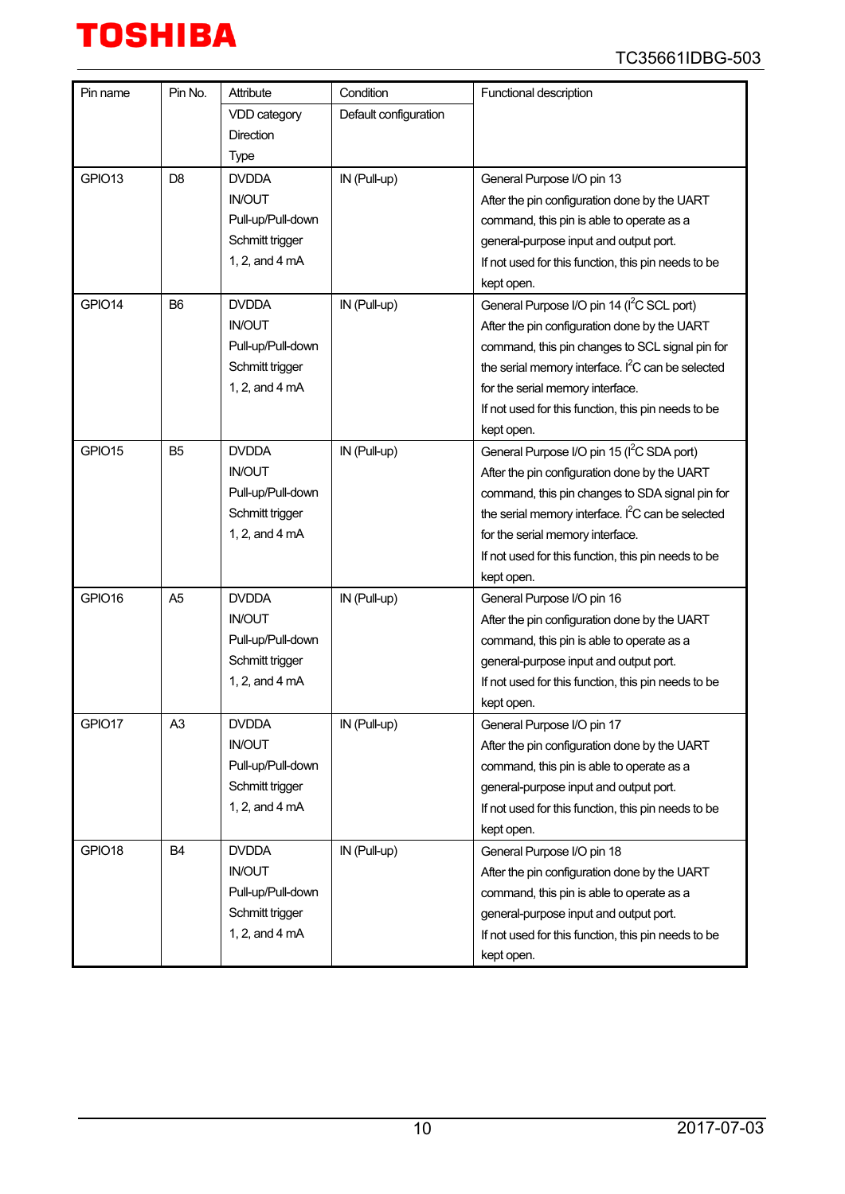| Pin name | Pin No. | Attribute<br>VDD category<br>Direction<br>Type | Condition<br>Default configuration | Functional description |
|---|---|---|---|---|
| GPIO13 | D8 | DVDDA<br>IN/OUT<br>Pull-up/Pull-down<br>Schmitt trigger<br>1, 2, and 4 mA | IN (Pull-up) | General Purpose I/O pin 13<br>After the pin configuration done by the UART command, this pin is able to operate as a general-purpose input and output port.<br>If not used for this function, this pin needs to be kept open. |
| GPIO14 | B6 | DVDDA<br>IN/OUT<br>Pull-up/Pull-down<br>Schmitt trigger<br>1, 2, and 4 mA | IN (Pull-up) | General Purpose I/O pin 14 ($I^2C$ SCL port)<br>After the pin configuration done by the UART command, this pin changes to SCL signal pin for the serial memory interface. $I^2C$ can be selected for the serial memory interface.<br>If not used for this function, this pin needs to be kept open. |
| GPIO15 | B5 | DVDDA<br>IN/OUT<br>Pull-up/Pull-down<br>Schmitt trigger<br>1, 2, and 4 mA | IN (Pull-up) | General Purpose I/O pin 15 ($I^2C$ SDA port)<br>After the pin configuration done by the UART command, this pin changes to SDA signal pin for the serial memory interface. $I^2C$ can be selected for the serial memory interface.<br>If not used for this function, this pin needs to be kept open. |
| GPIO16 | A5 | DVDDA<br>IN/OUT<br>Pull-up/Pull-down<br>Schmitt trigger<br>1, 2, and 4 mA | IN (Pull-up) | General Purpose I/O pin 16<br>After the pin configuration done by the UART command, this pin is able to operate as a general-purpose input and output port.<br>If not used for this function, this pin needs to be kept open. |
| GPIO17 | A3 | DVDDA<br>IN/OUT<br>Pull-up/Pull-down<br>Schmitt trigger<br>1, 2, and 4 mA | IN (Pull-up) | General Purpose I/O pin 17<br>After the pin configuration done by the UART command, this pin is able to operate as a general-purpose input and output port.<br>If not used for this function, this pin needs to be kept open. |
| GPIO18 | B4 | DVDDA<br>IN/OUT<br>Pull-up/Pull-down<br>Schmitt trigger<br>1, 2, and 4 mA | IN (Pull-up) | General Purpose I/O pin 18<br>After the pin configuration done by the UART command, this pin is able to operate as a general-purpose input and output port.<br>If not used for this function, this pin needs to be kept open. |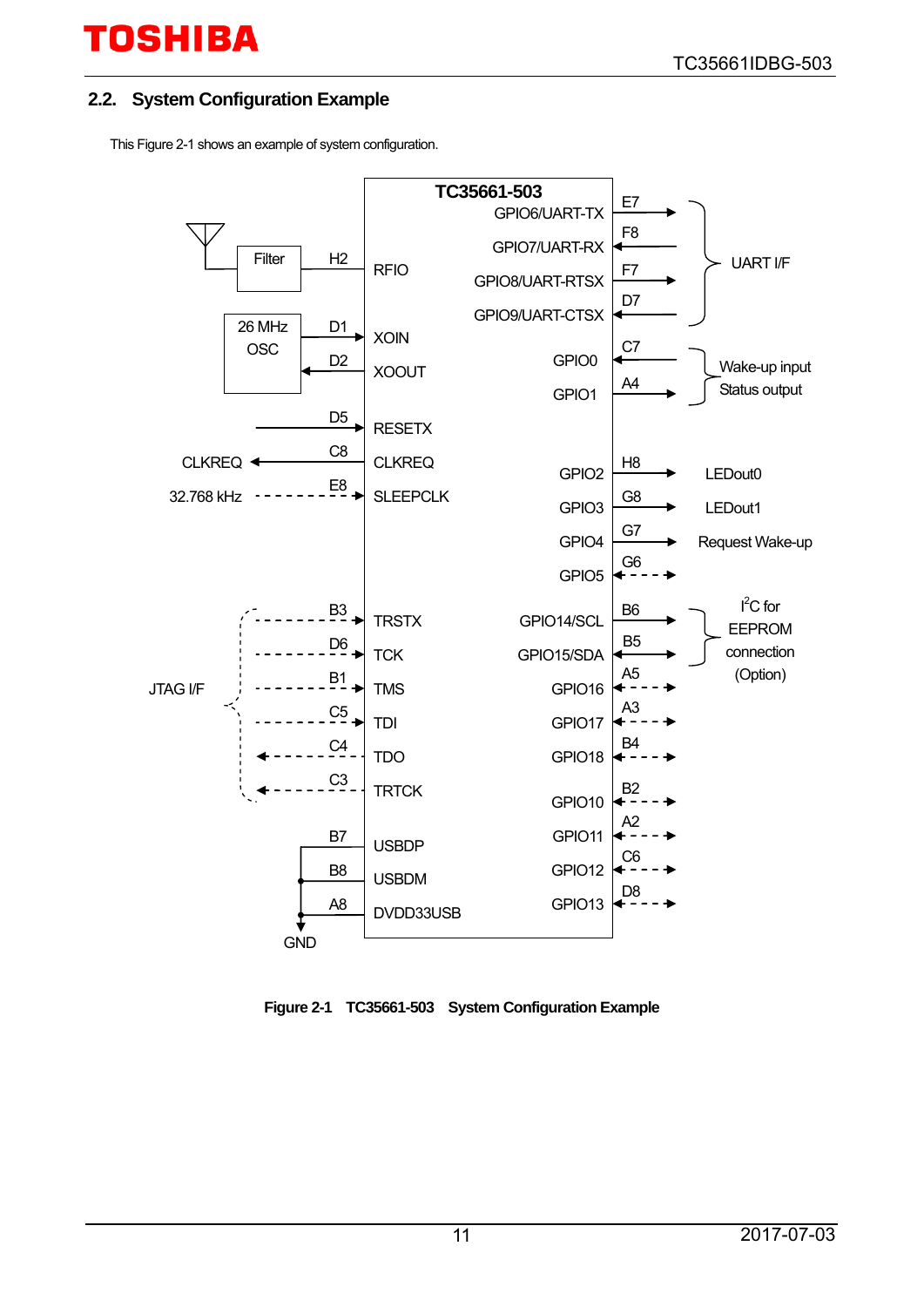## 2.2. System Configuration Example

This Figure 2-1 shows an example of system configuration.

**Figure 2-1 TC35661-503 System Configuration Example**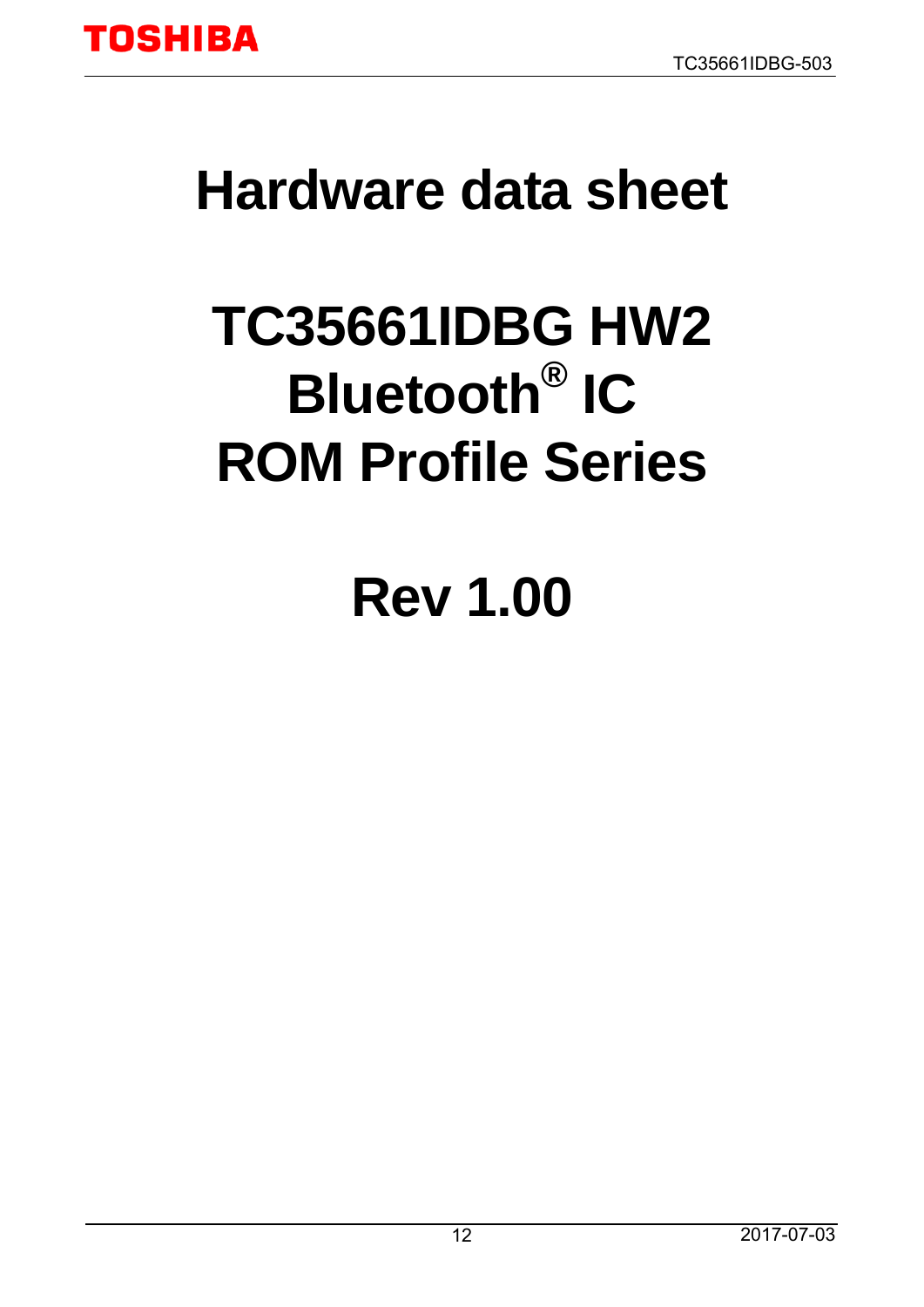# Hardware data sheet

# TC35661IDBG HW2 Bluetooth® IC ROM Profile Series

# Rev 1.00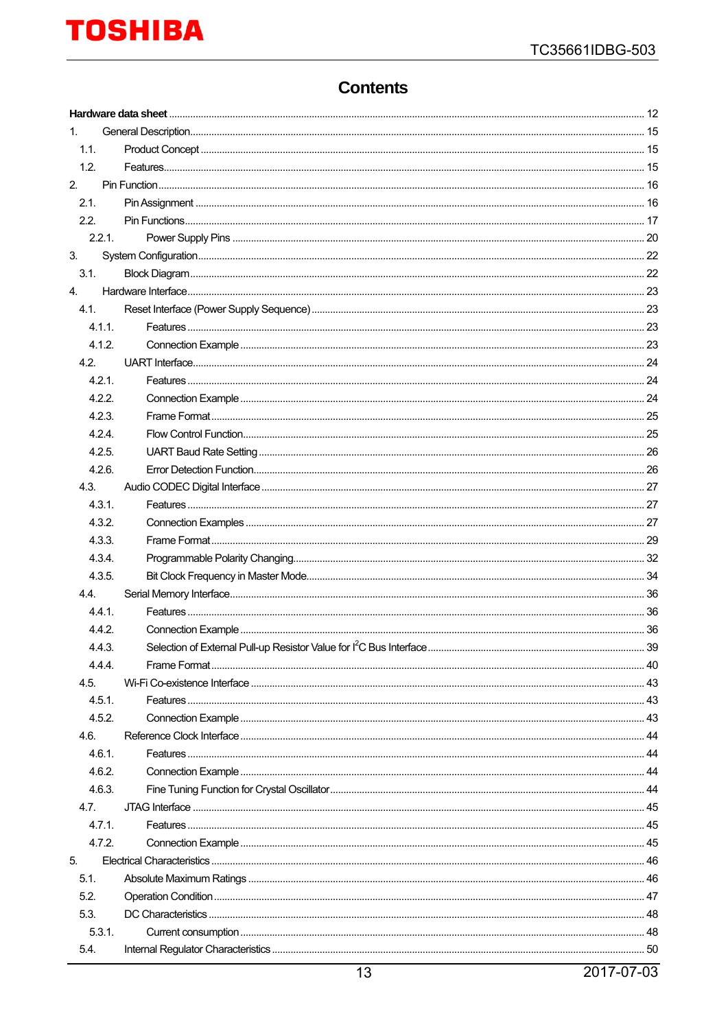# Contents

| | |
|---|---|
| **Hardware data sheet** | 12 |
| 1. General Description | 15 |
| 1.1. Product Concept | 15 |
| 1.2. Features | 15 |
| 2. Pin Function | 16 |
| 2.1. Pin Assignment | 16 |
| 2.2. Pin Functions | 17 |
| 2.2.1. Power Supply Pins | 20 |
| 3. System Configuration | 22 |
| 3.1. Block Diagram | 22 |
| 4. Hardware Interface | 23 |
| 4.1. Reset Interface (Power Supply Sequence) | 23 |
| 4.1.1. Features | 23 |
| 4.1.2. Connection Example | 23 |
| 4.2. UART Interface | 24 |
| 4.2.1. Features | 24 |
| 4.2.2. Connection Example | 24 |
| 4.2.3. Frame Format | 25 |
| 4.2.4. Flow Control Function | 25 |
| 4.2.5. UART Baud Rate Setting | 26 |
| 4.2.6. Error Detection Function | 26 |
| 4.3. Audio CODEC Digital Interface | 27 |
| 4.3.1. Features | 27 |
| 4.3.2. Connection Examples | 27 |
| 4.3.3. Frame Format | 29 |
| 4.3.4. Programmable Polarity Changing | 32 |
| 4.3.5. Bit Clock Frequency in Master Mode | 34 |
| 4.4. Serial Memory Interface | 36 |
| 4.4.1. Features | 36 |
| 4.4.2. Connection Example | 36 |
| 4.4.3. Selection of External Pull-up Resistor Value for I²C Bus Interface | 39 |
| 4.4.4. Frame Format | 40 |
| 4.5. Wi-Fi Co-existence Interface | 43 |
| 4.5.1. Features | 43 |
| 4.5.2. Connection Example | 43 |
| 4.6. Reference Clock Interface | 44 |
| 4.6.1. Features | 44 |
| 4.6.2. Connection Example | 44 |
| 4.6.3. Fine Tuning Function for Crystal Oscillator | 44 |
| 4.7. JTAG Interface | 45 |
| 4.7.1. Features | 45 |
| 4.7.2. Connection Example | 45 |
| 5. Electrical Characteristics | 46 |
| 5.1. Absolute Maximum Ratings | 46 |
| 5.2. Operation Condition | 47 |
| 5.3. DC Characteristics | 48 |
| 5.3.1. Current consumption | 48 |
| 5.4. Internal Regulator Characteristics | 50 |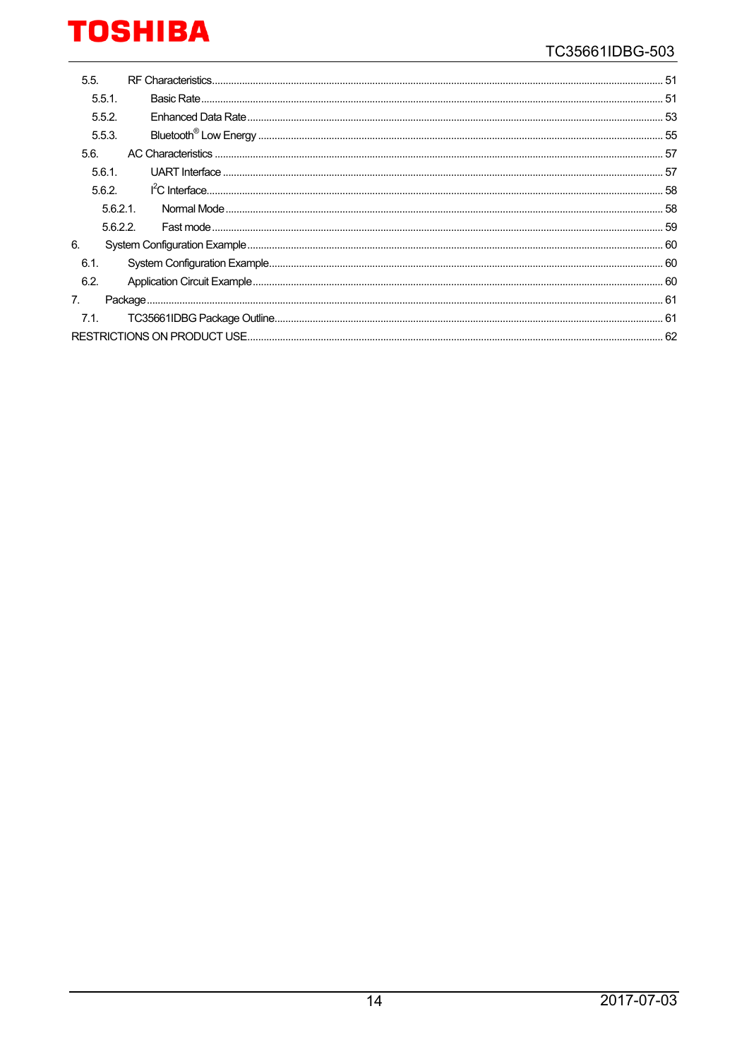- 5.5. RF Characteristics ... 51
  - 5.5.1. Basic Rate ... 51
  - 5.5.2. Enhanced Data Rate ... 53
  - 5.5.3. Bluetooth® Low Energy ... 55
- 5.6. AC Characteristics ... 57
  - 5.6.1. UART Interface ... 57
  - 5.6.2. I²C Interface ... 58
    - 5.6.2.1. Normal Mode ... 58
    - 5.6.2.2. Fast mode ... 59
- 6. System Configuration Example ... 60
  - 6.1. System Configuration Example ... 60
  - 6.2. Application Circuit Example ... 60
- 7. Package ... 61
  - 7.1. TC35661IDBG Package Outline ... 61
- RESTRICTIONS ON PRODUCT USE ... 62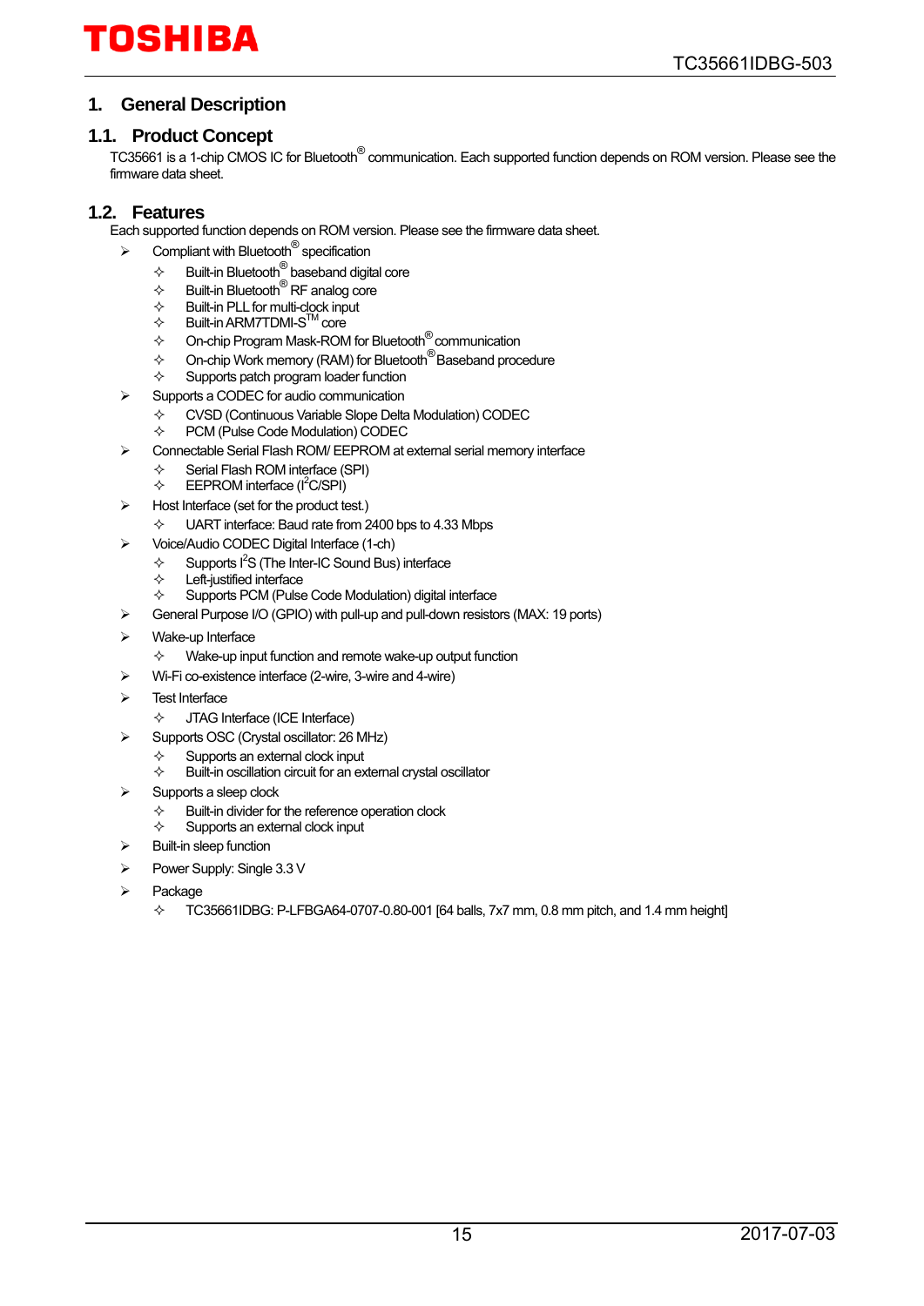# 1. General Description

## 1.1. Product Concept

TC35661 is a 1-chip CMOS IC for Bluetooth® communication. Each supported function depends on ROM version. Please see the firmware data sheet.

## 1.2. Features

Each supported function depends on ROM version. Please see the firmware data sheet.

- Compliant with Bluetooth® specification
  - Built-in Bluetooth® baseband digital core
  - Built-in Bluetooth® RF analog core
  - Built-in PLL for multi-clock input
  - Built-in ARM7TDMI-S™ core
  - On-chip Program Mask-ROM for Bluetooth® communication
  - On-chip Work memory (RAM) for Bluetooth® Baseband procedure
  - Supports patch program loader function
- Supports a CODEC for audio communication
  - CVSD (Continuous Variable Slope Delta Modulation) CODEC
  - PCM (Pulse Code Modulation) CODEC
- Connectable Serial Flash ROM/ EEPROM at external serial memory interface
  - Serial Flash ROM interface (SPI)
  - EEPROM interface ($I^2C$/SPI)
- Host Interface (set for the product test.)
  - UART interface: Baud rate from 2400 bps to 4.33 Mbps
- Voice/Audio CODEC Digital Interface (1-ch)
  - Supports $I^2S$ (The Inter-IC Sound Bus) interface
  - Left-justified interface
  - Supports PCM (Pulse Code Modulation) digital interface
- General Purpose I/O (GPIO) with pull-up and pull-down resistors (MAX: 19 ports)
- Wake-up Interface
  - Wake-up input function and remote wake-up output function
- Wi-Fi co-existence interface (2-wire, 3-wire and 4-wire)
- Test Interface
  - JTAG Interface (ICE Interface)
- Supports OSC (Crystal oscillator: 26 MHz)
  - Supports an external clock input
  - Built-in oscillation circuit for an external crystal oscillator
- Supports a sleep clock
  - Built-in divider for the reference operation clock
  - Supports an external clock input
- Built-in sleep function
- Power Supply: Single 3.3 V
- Package
  - TC35661IDBG: P-LFBGA64-0707-0.80-001 [64 balls, 7x7 mm, 0.8 mm pitch, and 1.4 mm height]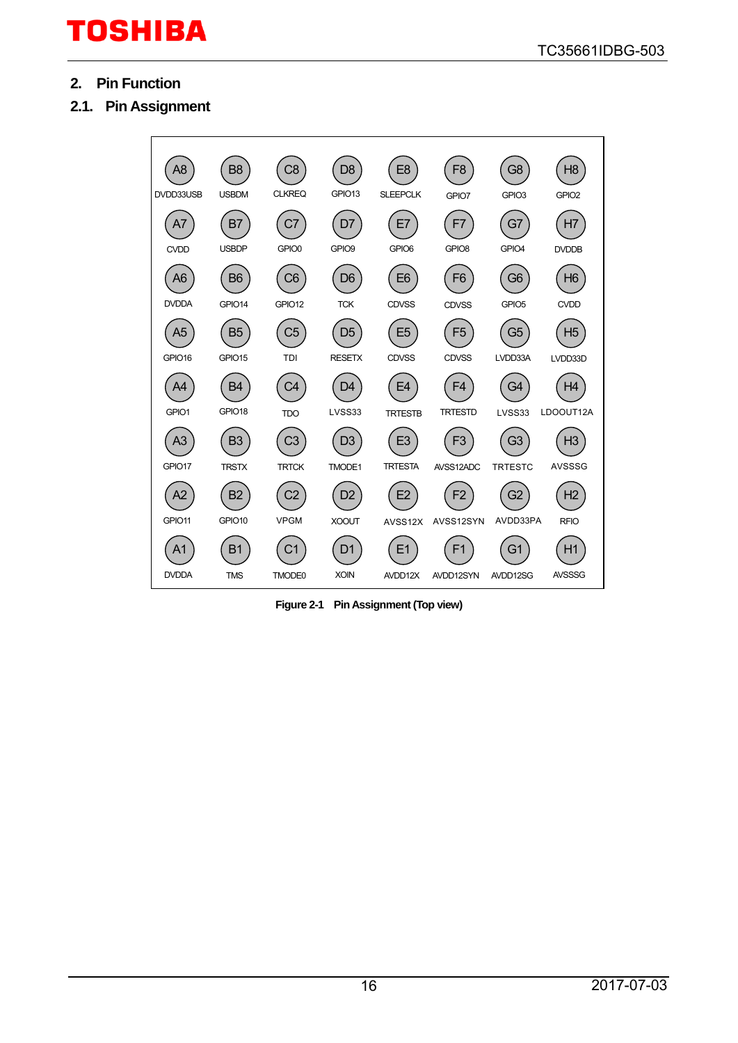## 2. Pin Function

### 2.1. Pin Assignment

| | | | | | | | |
|---|---|---|---|---|---|---|---|
| A8<br>DVDD33USB | B8<br>USBDM | C8<br>CLKREQ | D8<br>GPIO13 | E8<br>SLEEPCLK | F8<br>GPIO7 | G8<br>GPIO3 | H8<br>GPIO2 |
| A7<br>CVDD | B7<br>USBDP | C7<br>GPIO0 | D7<br>GPIO9 | E7<br>GPIO6 | F7<br>GPIO8 | G7<br>GPIO4 | H7<br>DVDDB |
| A6<br>DVDDA | B6<br>GPIO14 | C6<br>GPIO12 | D6<br>TCK | E6<br>CDVSS | F6<br>CDVSS | G6<br>GPIO5 | H6<br>CVDD |
| A5<br>GPIO16 | B5<br>GPIO15 | C5<br>TDI | D5<br>RESETX | E5<br>CDVSS | F5<br>CDVSS | G5<br>LVDD33A | H5<br>LVDD33D |
| A4<br>GPIO1 | B4<br>GPIO18 | C4<br>TDO | D4<br>LVSS33 | E4<br>TRTESTB | F4<br>TRTESTD | G4<br>LVSS33 | H4<br>LDOOUT12A |
| A3<br>GPIO17 | B3<br>TRSTX | C3<br>TRTCK | D3<br>TMODE1 | E3<br>TRTESTA | F3<br>AVSS12ADC | G3<br>TRTESTC | H3<br>AVSSSG |
| A2<br>GPIO11 | B2<br>GPIO10 | C2<br>VPGM | D2<br>XOOUT | E2<br>AVSS12X | F2<br>AVSS12SYN | G2<br>AVDD33PA | H2<br>RFIO |
| A1<br>DVDDA | B1<br>TMS | C1<br>TMODE0 | D1<br>XOIN | E1<br>AVDD12X | F1<br>AVDD12SYN | G1<br>AVDD12SG | H1<br>AVSSSG |

**Figure 2-1 Pin Assignment (Top view)**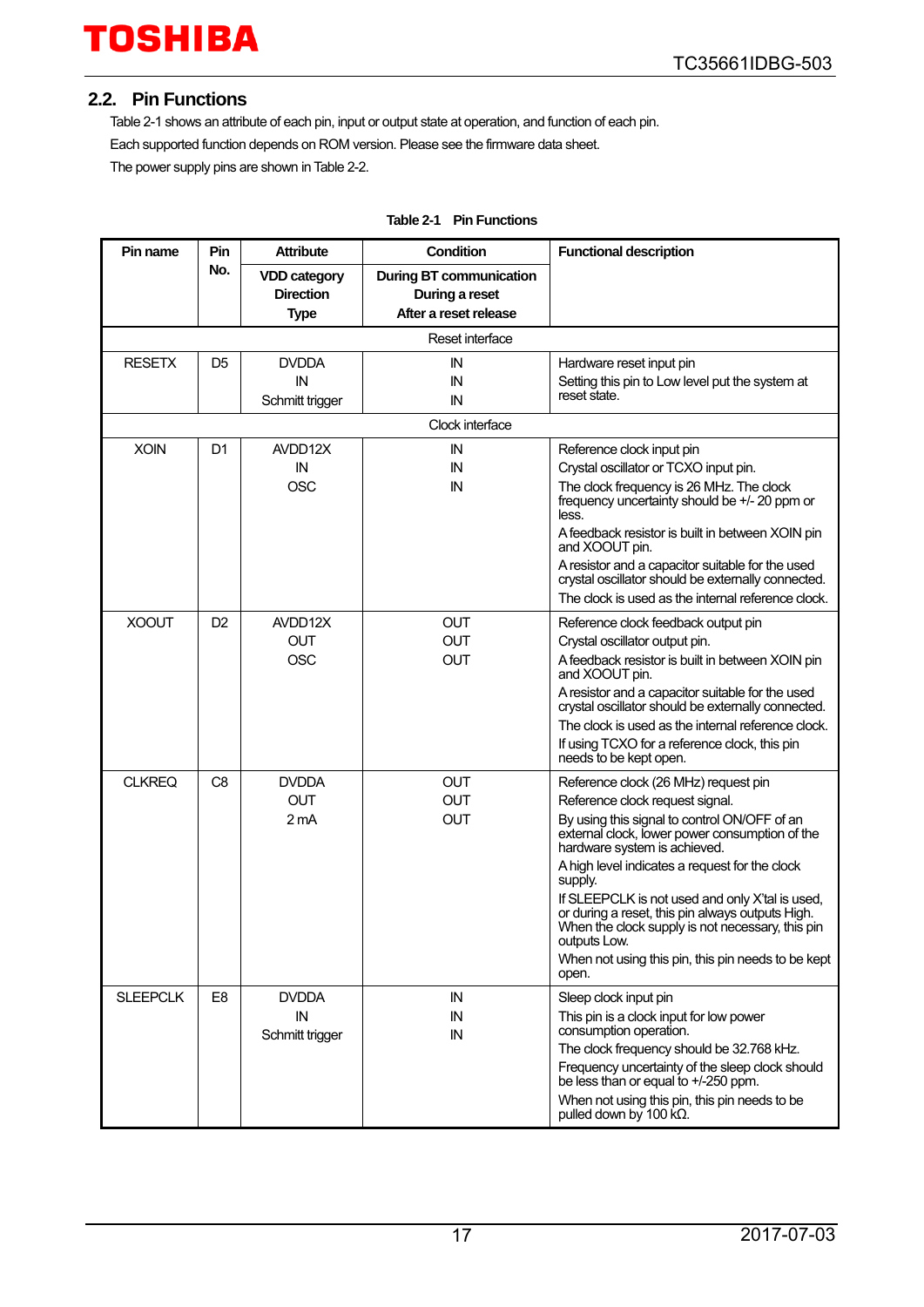## 2.2. Pin Functions

Table 2-1 shows an attribute of each pin, input or output state at operation, and function of each pin.

Each supported function depends on ROM version. Please see the firmware data sheet.

The power supply pins are shown in Table 2-2.

**Table 2-1 Pin Functions**

| Pin name | Pin No. | Attribute<br>VDD category<br>Direction<br>Type | Condition<br>During BT communication<br>During a reset<br>After a reset release | Functional description |
|---|---|---|---|---|
| Reset interface | | | | |
| RESETX | D5 | DVDDA<br>IN<br>Schmitt trigger | IN<br>IN<br>IN | Hardware reset input pin<br>Setting this pin to Low level put the system at reset state. |
| Clock interface | | | | |
| XOIN | D1 | AVDD12X<br>IN<br>OSC | IN<br>IN<br>IN | Reference clock input pin<br>Crystal oscillator or TCXO input pin.<br>The clock frequency is 26 MHz. The clock frequency uncertainty should be +/- 20 ppm or less.<br>A feedback resistor is built in between XOIN pin and XOOUT pin.<br>A resistor and a capacitor suitable for the used crystal oscillator should be externally connected.<br>The clock is used as the internal reference clock. |
| XOOUT | D2 | AVDD12X<br>OUT<br>OSC | OUT<br>OUT<br>OUT | Reference clock feedback output pin<br>Crystal oscillator output pin.<br>A feedback resistor is built in between XOIN pin and XOOUT pin.<br>A resistor and a capacitor suitable for the used crystal oscillator should be externally connected.<br>The clock is used as the internal reference clock.<br>If using TCXO for a reference clock, this pin needs to be kept open. |
| CLKREQ | C8 | DVDDA<br>OUT<br>2 mA | OUT<br>OUT<br>OUT | Reference clock (26 MHz) request pin<br>Reference clock request signal.<br>By using this signal to control ON/OFF of an external clock, lower power consumption of the hardware system is achieved.<br>A high level indicates a request for the clock supply.<br>If SLEEPCLK is not used and only X'tal is used, or during a reset, this pin always outputs High. When the clock supply is not necessary, this pin outputs Low.<br>When not using this pin, this pin needs to be kept open. |
| SLEEPCLK | E8 | DVDDA<br>IN<br>Schmitt trigger | IN<br>IN<br>IN | Sleep clock input pin<br>This pin is a clock input for low power consumption operation.<br>The clock frequency should be 32.768 kHz.<br>Frequency uncertainty of the sleep clock should be less than or equal to +/-250 ppm.<br>When not using this pin, this pin needs to be pulled down by 100 kΩ. |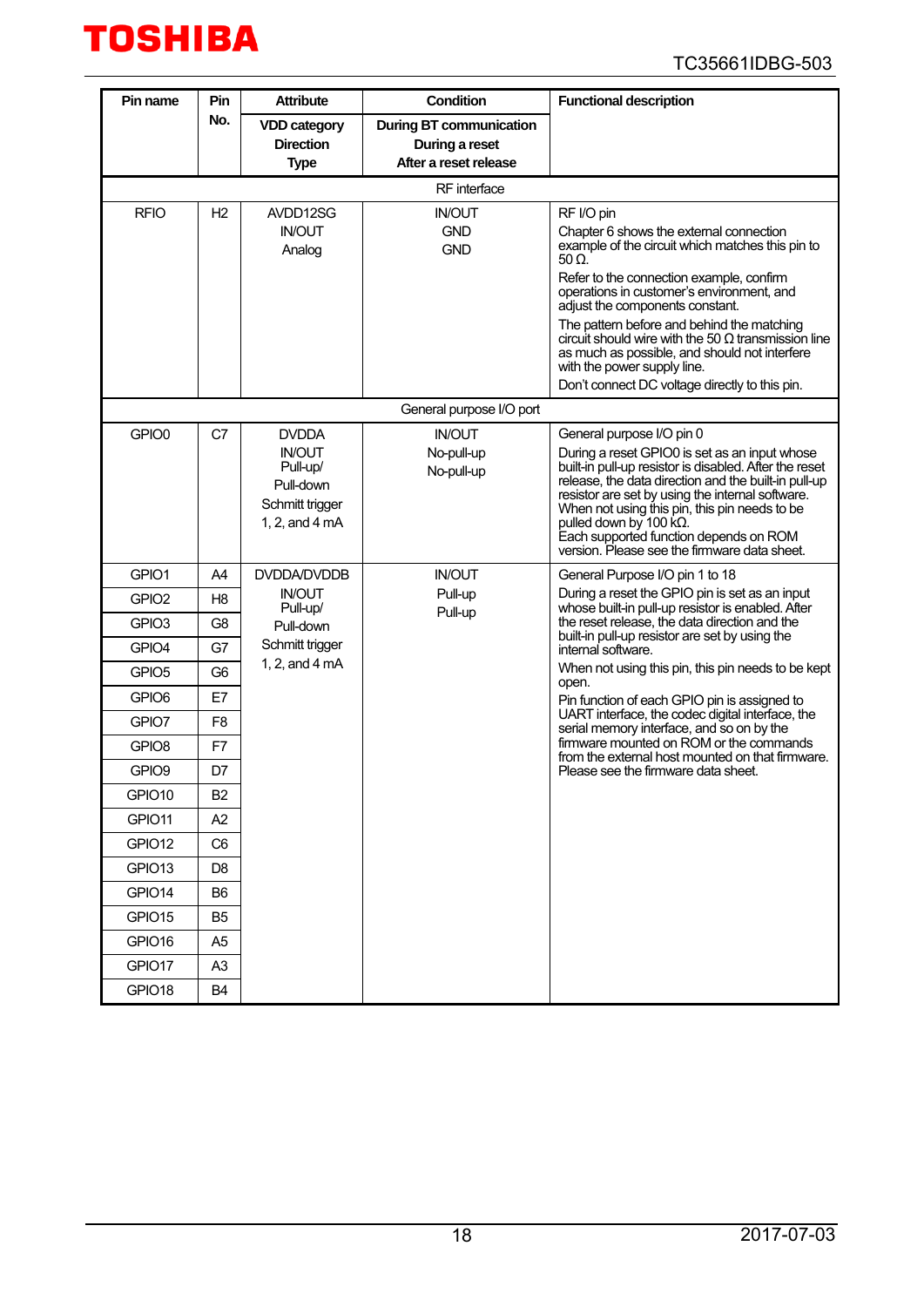| Pin name | Pin No. | Attribute<br>VDD category<br>Direction<br>Type | Condition<br>During BT communication<br>During a reset<br>After a reset release | Functional description |
|---|---|---|---|---|
| RF interface | | | | |
| RFIO | H2 | AVDD12SG<br>IN/OUT<br>Analog | IN/OUT<br>GND<br>GND | RF I/O pin<br>Chapter 6 shows the external connection example of the circuit which matches this pin to 50 Ω.<br>Refer to the connection example, confirm operations in customer's environment, and adjust the components constant.<br>The pattern before and behind the matching circuit should wire with the 50 Ω transmission line as much as possible, and should not interfere with the power supply line.<br>Don't connect DC voltage directly to this pin. |
| General purpose I/O port | | | | |
| GPIO0 | C7 | DVDDA<br>IN/OUT<br>Pull-up/<br>Pull-down<br>Schmitt trigger<br>1, 2, and 4 mA | IN/OUT<br>No-pull-up<br>No-pull-up | General purpose I/O pin 0<br>During a reset GPIO0 is set as an input whose built-in pull-up resistor is disabled. After the reset release, the data direction and the built-in pull-up resistor are set by using the internal software. When not using this pin, this pin needs to be pulled down by 100 kΩ.<br>Each supported function depends on ROM version. Please see the firmware data sheet. |
| GPIO1 | A4 | DVDDA/DVDDB<br>IN/OUT<br>Pull-up/<br>Pull-down<br>Schmitt trigger<br>1, 2, and 4 mA | IN/OUT<br>Pull-up<br>Pull-up | General Purpose I/O pin 1 to 18<br>During a reset the GPIO pin is set as an input whose built-in pull-up resistor is enabled. After the reset release, the data direction and the built-in pull-up resistor are set by using the internal software.<br>When not using this pin, this pin needs to be kept open.<br>Pin function of each GPIO pin is assigned to UART interface, the codec digital interface, the serial memory interface, and so on by the firmware mounted on ROM or the commands from the external host mounted on that firmware. Please see the firmware data sheet. |
| GPIO2 | H8 | | | |
| GPIO3 | G8 | | | |
| GPIO4 | G7 | | | |
| GPIO5 | G6 | | | |
| GPIO6 | E7 | | | |
| GPIO7 | F8 | | | |
| GPIO8 | F7 | | | |
| GPIO9 | D7 | | | |
| GPIO10 | B2 | | | |
| GPIO11 | A2 | | | |
| GPIO12 | C6 | | | |
| GPIO13 | D8 | | | |
| GPIO14 | B6 | | | |
| GPIO15 | B5 | | | |
| GPIO16 | A5 | | | |
| GPIO17 | A3 | | | |
| GPIO18 | B4 | | | |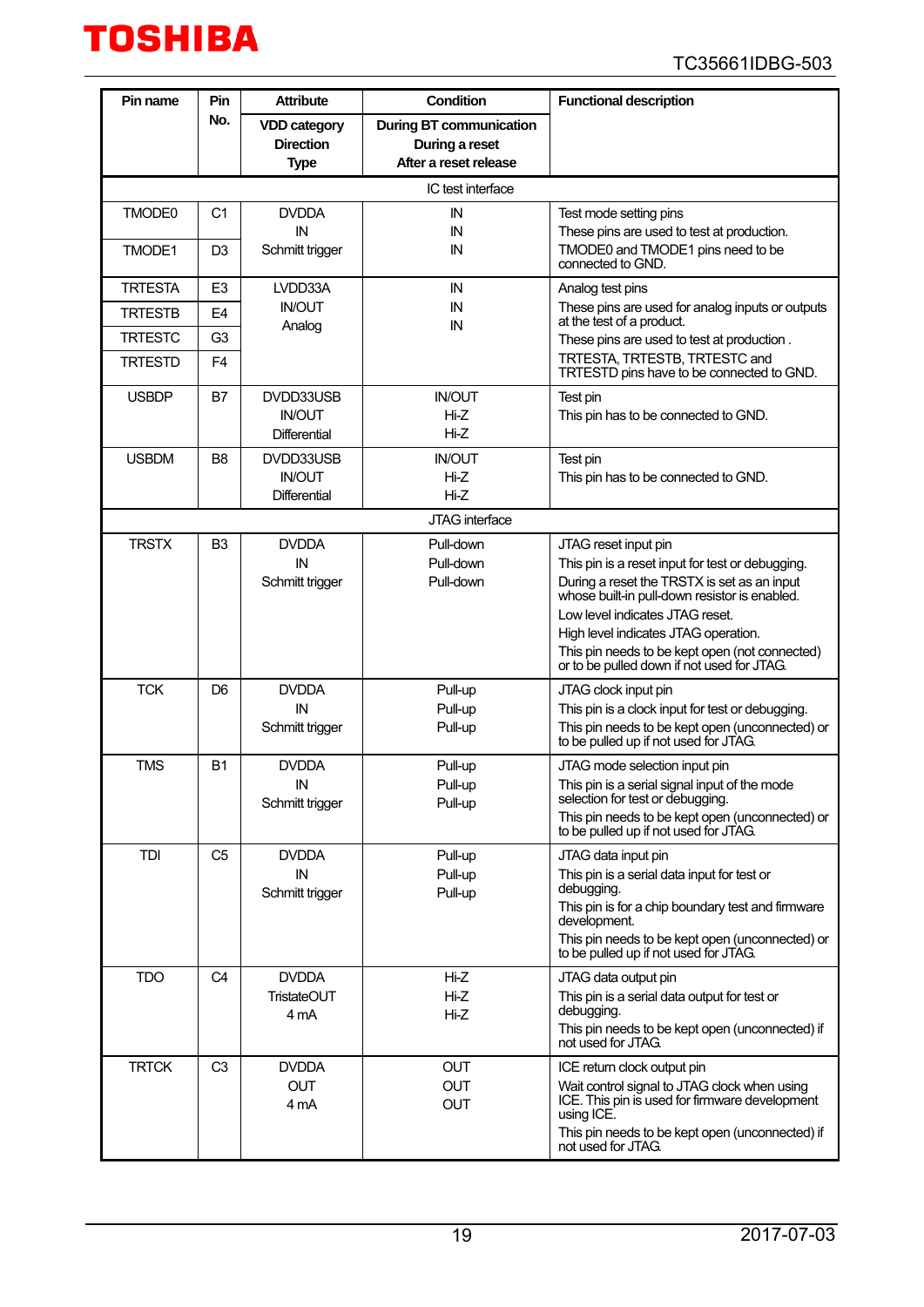| Pin name | Pin No. | Attribute<br>VDD category<br>Direction<br>Type | Condition<br>During BT communication<br>During a reset<br>After a reset release | Functional description |
|---|---|---|---|---|
| IC test interface | | | | |
| TMODE0 | C1 | DVDDA<br>IN<br>Schmitt trigger | IN<br>IN<br>IN | Test mode setting pins<br>These pins are used to test at production.<br>TMODE0 and TMODE1 pins need to be connected to GND. |
| TMODE1 | D3 | | | |
| TRTESTA | E3 | LVDD33A<br>IN/OUT<br>Analog | IN<br>IN<br>IN | Analog test pins<br>These pins are used for analog inputs or outputs at the test of a product.<br>These pins are used to test at production .<br>TRTESTA, TRTESTB, TRTESTC and TRTESTD pins have to be connected to GND. |
| TRTESTB | E4 | | | |
| TRTESTC | G3 | | | |
| TRTESTD | F4 | | | |
| USBDP | B7 | DVDD33USB<br>IN/OUT<br>Differential | IN/OUT<br>Hi-Z<br>Hi-Z | Test pin<br>This pin has to be connected to GND. |
| USBDM | B8 | DVDD33USB<br>IN/OUT<br>Differential | IN/OUT<br>Hi-Z<br>Hi-Z | Test pin<br>This pin has to be connected to GND. |
| JTAG interface | | | | |
| TRSTX | B3 | DVDDA<br>IN<br>Schmitt trigger | Pull-down<br>Pull-down<br>Pull-down | JTAG reset input pin<br>This pin is a reset input for test or debugging.<br>During a reset the TRSTX is set as an input whose built-in pull-down resistor is enabled.<br>Low level indicates JTAG reset.<br>High level indicates JTAG operation.<br>This pin needs to be kept open (not connected) or to be pulled down if not used for JTAG. |
| TCK | D6 | DVDDA<br>IN<br>Schmitt trigger | Pull-up<br>Pull-up<br>Pull-up | JTAG clock input pin<br>This pin is a clock input for test or debugging.<br>This pin needs to be kept open (unconnected) or to be pulled up if not used for JTAG. |
| TMS | B1 | DVDDA<br>IN<br>Schmitt trigger | Pull-up<br>Pull-up<br>Pull-up | JTAG mode selection input pin<br>This pin is a serial signal input of the mode selection for test or debugging.<br>This pin needs to be kept open (unconnected) or to be pulled up if not used for JTAG. |
| TDI | C5 | DVDDA<br>IN<br>Schmitt trigger | Pull-up<br>Pull-up<br>Pull-up | JTAG data input pin<br>This pin is a serial data input for test or debugging.<br>This pin is for a chip boundary test and firmware development.<br>This pin needs to be kept open (unconnected) or to be pulled up if not used for JTAG. |
| TDO | C4 | DVDDA<br>TristateOUT<br>4 mA | Hi-Z<br>Hi-Z<br>Hi-Z | JTAG data output pin<br>This pin is a serial data output for test or debugging.<br>This pin needs to be kept open (unconnected) if not used for JTAG. |
| TRTCK | C3 | DVDDA<br>OUT<br>4 mA | OUT<br>OUT<br>OUT | ICE return clock output pin<br>Wait control signal to JTAG clock when using ICE. This pin is used for firmware development using ICE.<br>This pin needs to be kept open (unconnected) if not used for JTAG. |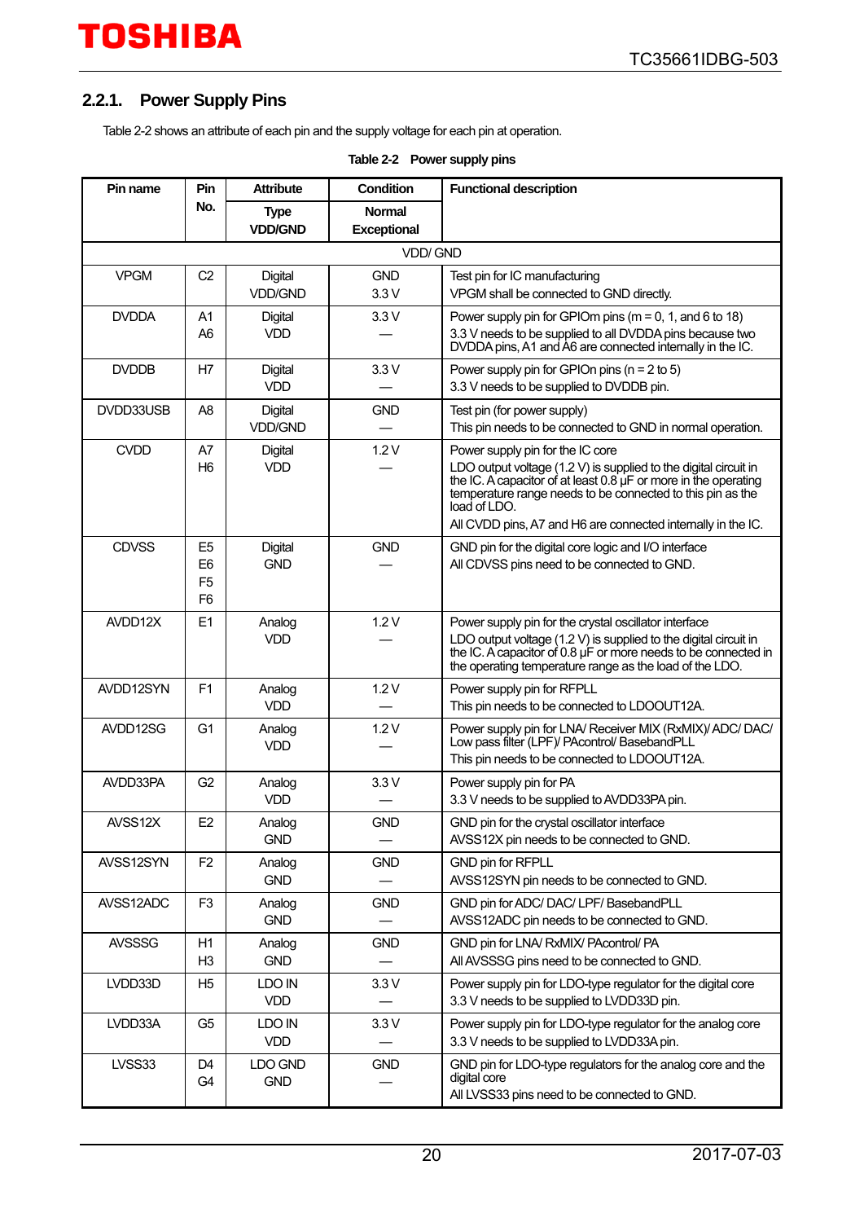### 2.2.1. Power Supply Pins

Table 2-2 shows an attribute of each pin and the supply voltage for each pin at operation.

Table 2-2 Power supply pins

| Pin name | Pin No. | Attribute<br>Type<br>VDD/GND | Condition<br>Normal<br>Exceptional | Functional description |
|---|---|---|---|---|
| VDD/ GND | | | | |
| VPGM | C2 | Digital<br>VDD/GND | GND<br>3.3 V | Test pin for IC manufacturing<br>VPGM shall be connected to GND directly. |
| DVDDA | A1<br>A6 | Digital<br>VDD | 3.3 V<br>— | Power supply pin for GPIOm pins (m = 0, 1, and 6 to 18)<br>3.3 V needs to be supplied to all DVDDA pins because two DVDDA pins, A1 and A6 are connected internally in the IC. |
| DVDDB | H7 | Digital<br>VDD | 3.3 V<br>— | Power supply pin for GPIOn pins (n = 2 to 5)<br>3.3 V needs to be supplied to DVDDB pin. |
| DVDD33USB | A8 | Digital<br>VDD/GND | GND<br>— | Test pin (for power supply)<br>This pin needs to be connected to GND in normal operation. |
| CVDD | A7<br>H6 | Digital<br>VDD | 1.2 V<br>— | Power supply pin for the IC core<br>LDO output voltage (1.2 V) is supplied to the digital circuit in the IC. A capacitor of at least 0.8 μF or more in the operating temperature range needs to be connected to this pin as the load of LDO.<br>All CVDD pins, A7 and H6 are connected internally in the IC. |
| CDVSS | E5<br>E6<br>F5<br>F6 | Digital<br>GND | GND<br>— | GND pin for the digital core logic and I/O interface<br>All CDVSS pins need to be connected to GND. |
| AVDD12X | E1 | Analog<br>VDD | 1.2 V<br>— | Power supply pin for the crystal oscillator interface<br>LDO output voltage (1.2 V) is supplied to the digital circuit in the IC. A capacitor of 0.8 μF or more needs to be connected in the operating temperature range as the load of the LDO. |
| AVDD12SYN | F1 | Analog<br>VDD | 1.2 V<br>— | Power supply pin for RFPLL<br>This pin needs to be connected to LDOOUT12A. |
| AVDD12SG | G1 | Analog<br>VDD | 1.2 V<br>— | Power supply pin for LNA/ Receiver MIX (RxMIX)/ ADC/ DAC/ Low pass filter (LPF)/ PAcontrol/ BasebandPLL<br>This pin needs to be connected to LDOOUT12A. |
| AVDD33PA | G2 | Analog<br>VDD | 3.3 V<br>— | Power supply pin for PA<br>3.3 V needs to be supplied to AVDD33PA pin. |
| AVSS12X | E2 | Analog<br>GND | GND<br>— | GND pin for the crystal oscillator interface<br>AVSS12X pin needs to be connected to GND. |
| AVSS12SYN | F2 | Analog<br>GND | GND<br>— | GND pin for RFPLL<br>AVSS12SYN pin needs to be connected to GND. |
| AVSS12ADC | F3 | Analog<br>GND | GND<br>— | GND pin for ADC/ DAC/ LPF/ BasebandPLL<br>AVSS12ADC pin needs to be connected to GND. |
| AVSSSG | H1<br>H3 | Analog<br>GND | GND<br>— | GND pin for LNA/ RxMIX/ PAcontrol/ PA<br>All AVSSSG pins need to be connected to GND. |
| LVDD33D | H5 | LDO IN<br>VDD | 3.3 V<br>— | Power supply pin for LDO-type regulator for the digital core<br>3.3 V needs to be supplied to LVDD33D pin. |
| LVDD33A | G5 | LDO IN<br>VDD | 3.3 V<br>— | Power supply pin for LDO-type regulator for the analog core<br>3.3 V needs to be supplied to LVDD33A pin. |
| LVSS33 | D4<br>G4 | LDO GND<br>GND | GND<br>— | GND pin for LDO-type regulators for the analog core and the digital core<br>All LVSS33 pins need to be connected to GND. |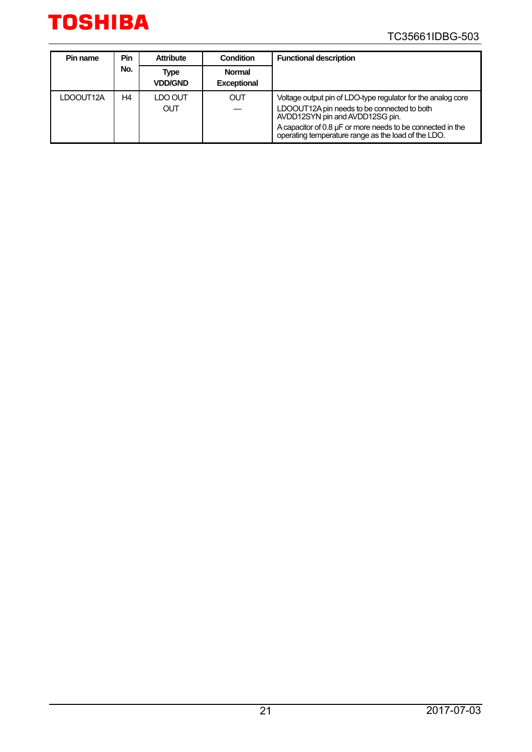| Pin name | Pin No. | Attribute | Condition | Functional description |
|---|---|---|---|---|
| | | Type<br>VDD/GND | Normal<br>Exceptional | |
| LDOOUT12A | H4 | LDO OUT<br>OUT | OUT<br>— | Voltage output pin of LDO-type regulator for the analog core<br>LDOOUT12A pin needs to be connected to both AVDD12SYN pin and AVDD12SG pin.<br>A capacitor of 0.8 µF or more needs to be connected in the operating temperature range as the load of the LDO. |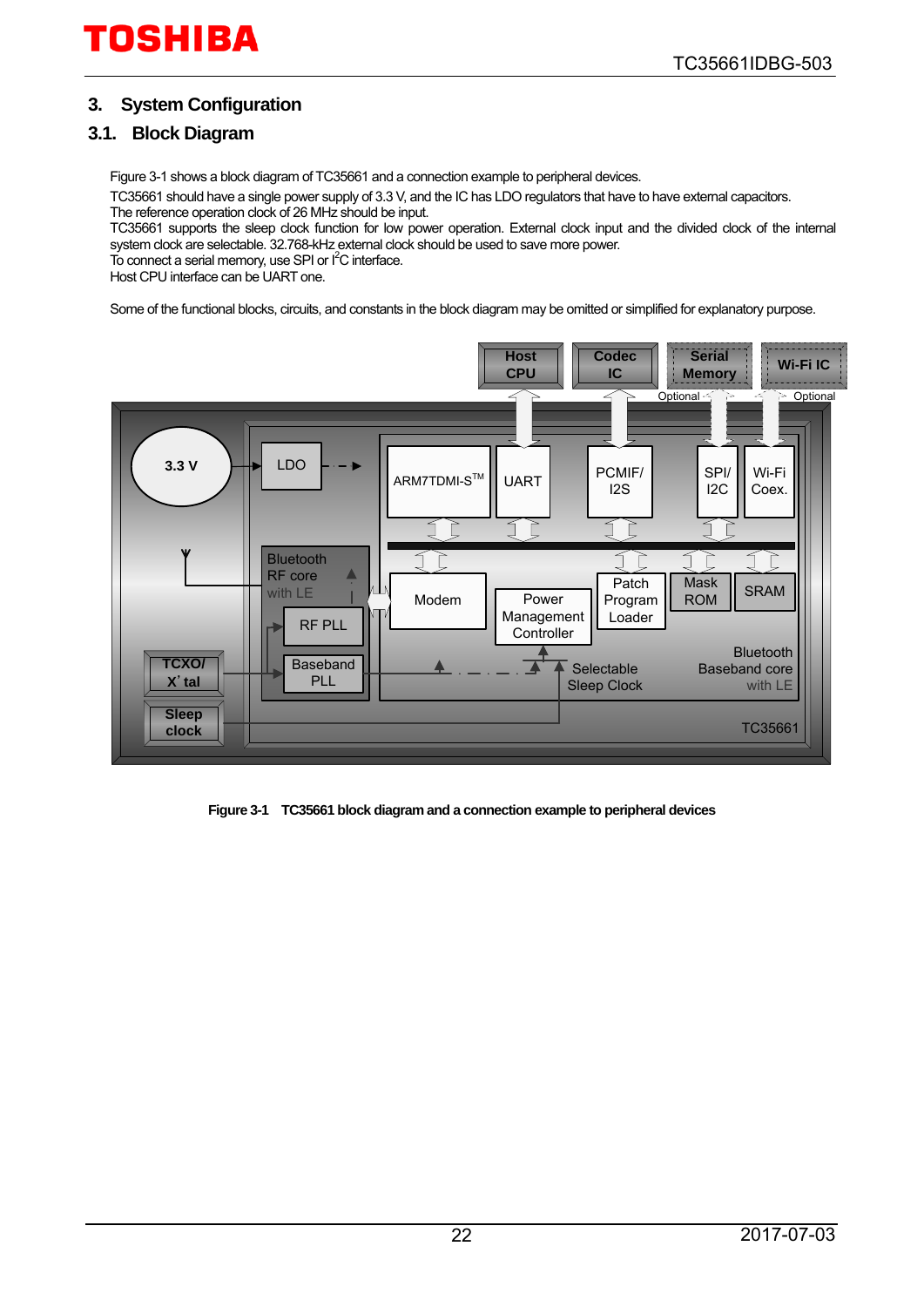## 3. System Configuration

### 3.1. Block Diagram

Figure 3-1 shows a block diagram of TC35661 and a connection example to peripheral devices.

TC35661 should have a single power supply of 3.3 V, and the IC has LDO regulators that have to have external capacitors.
The reference operation clock of 26 MHz should be input.
TC35661 supports the sleep clock function for low power operation. External clock input and the divided clock of the internal system clock are selectable. 32.768-kHz external clock should be used to save more power.
To connect a serial memory, use SPI or $I^2C$ interface.
Host CPU interface can be UART one.

Some of the functional blocks, circuits, and constants in the block diagram may be omitted or simplified for explanatory purpose.

**Figure 3-1 TC35661 block diagram and a connection example to peripheral devices**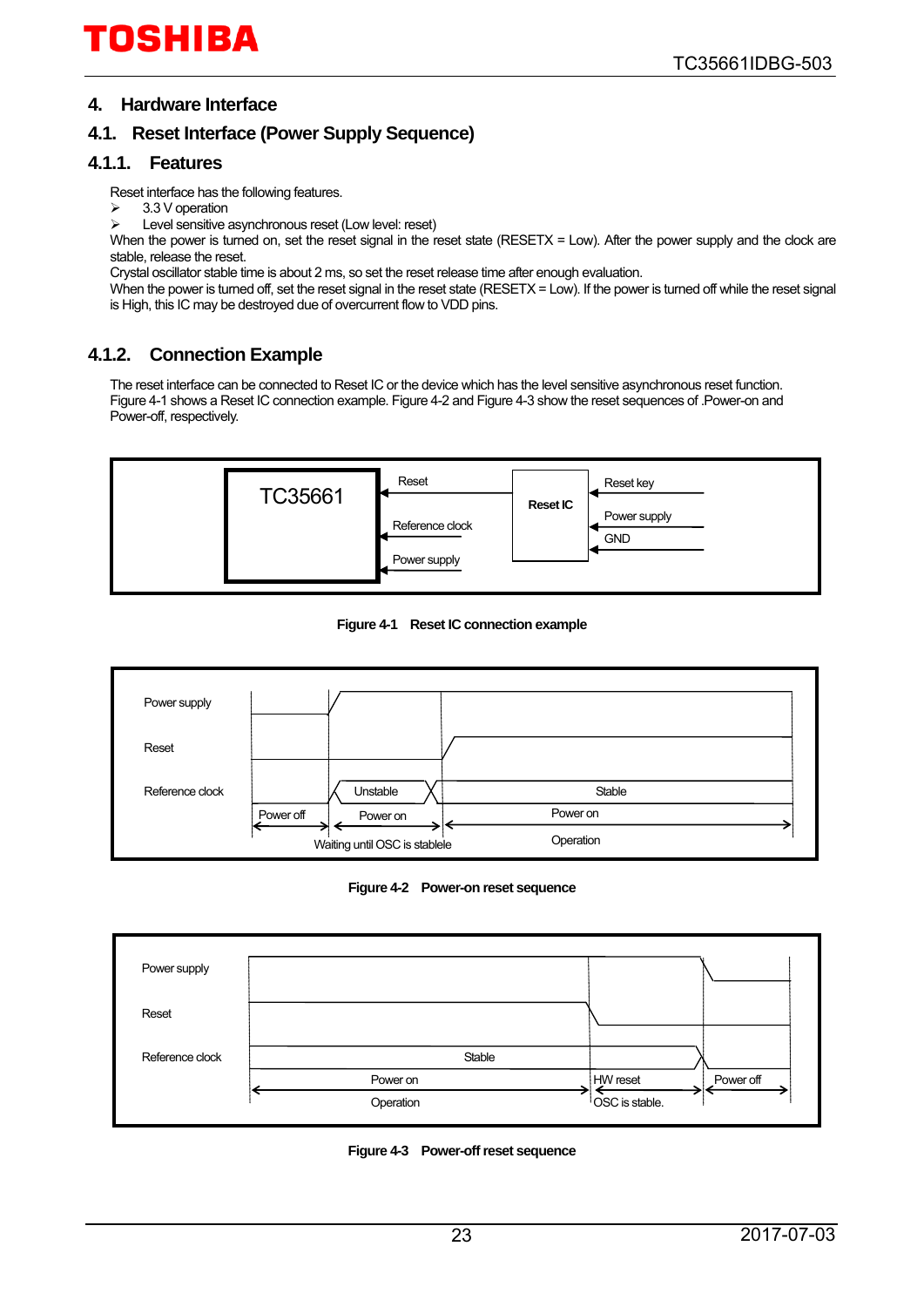# 4. Hardware Interface

## 4.1. Reset Interface (Power Supply Sequence)

### 4.1.1. Features

Reset interface has the following features.

- 3.3 V operation
- Level sensitive asynchronous reset (Low level: reset)

When the power is turned on, set the reset signal in the reset state (RESETX = Low). After the power supply and the clock are stable, release the reset.

Crystal oscillator stable time is about 2 ms, so set the reset release time after enough evaluation.

When the power is turned off, set the reset signal in the reset state (RESETX = Low). If the power is turned off while the reset signal is High, this IC may be destroyed due of overcurrent flow to VDD pins.

### 4.1.2. Connection Example

The reset interface can be connected to Reset IC or the device which has the level sensitive asynchronous reset function. Figure 4-1 shows a Reset IC connection example. Figure 4-2 and Figure 4-3 show the reset sequences of .Power-on and Power-off, respectively.

TC35661 | Reset | Reference clock | Power supply | Reset IC | Reset key | Power supply | GND

**Figure 4-1 Reset IC connection example**

Power supply | Reset | Reference clock | Unstable | Stable | Power off | Power on | Power on | Waiting until OSC is stablele | Operation

**Figure 4-2 Power-on reset sequence**

Power supply | Reset | Reference clock | Stable | Power on | HW reset | Power off | Operation | OSC is stable.

**Figure 4-3 Power-off reset sequence**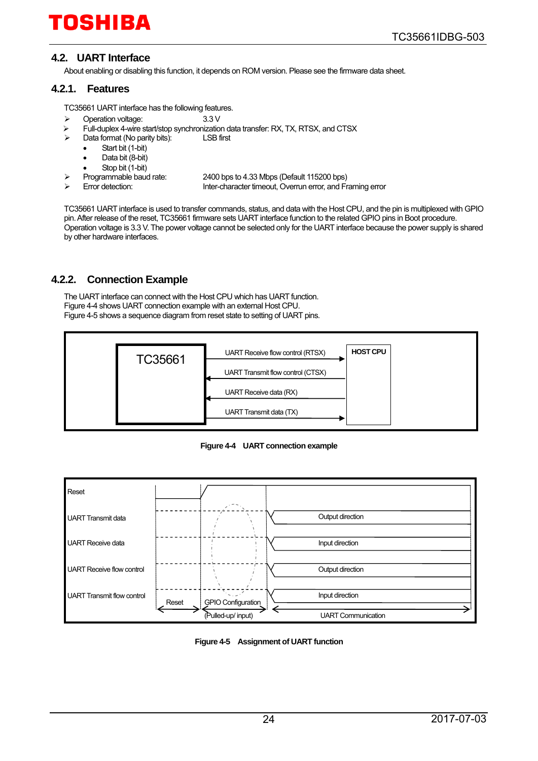## 4.2. UART Interface

About enabling or disabling this function, it depends on ROM version. Please see the firmware data sheet.

### 4.2.1. Features

TC35661 UART interface has the following features.

- Operation voltage: 3.3 V
- Full-duplex 4-wire start/stop synchronization data transfer: RX, TX, RTSX, and CTSX
- Data format (No parity bits): LSB first
  - Start bit (1-bit)
  - Data bit (8-bit)
  - Stop bit (1-bit)
- Programmable baud rate: 2400 bps to 4.33 Mbps (Default 115200 bps)
- Error detection: Inter-character timeout, Overrun error, and Framing error

TC35661 UART interface is used to transfer commands, status, and data with the Host CPU, and the pin is multiplexed with GPIO pin. After release of the reset, TC35661 firmware sets UART interface function to the related GPIO pins in Boot procedure. Operation voltage is 3.3 V. The power voltage cannot be selected only for the UART interface because the power supply is shared by other hardware interfaces.

### 4.2.2. Connection Example

The UART interface can connect with the Host CPU which has UART function.
Figure 4-4 shows UART connection example with an external Host CPU.
Figure 4-5 shows a sequence diagram from reset state to setting of UART pins.

TC35661 | UART Receive flow control (RTSX) → | UART Transmit flow control (CTSX) ← | UART Receive data (RX) ← | UART Transmit data (TX) → | HOST CPU

**Figure 4-4 UART connection example**

Reset | UART Transmit data: Output direction | UART Receive data: Input direction | UART Receive flow control: Output direction | UART Transmit flow control: Input direction | Reset | GPIO Configuration (Pulled-up/ input) | UART Communication

**Figure 4-5 Assignment of UART function**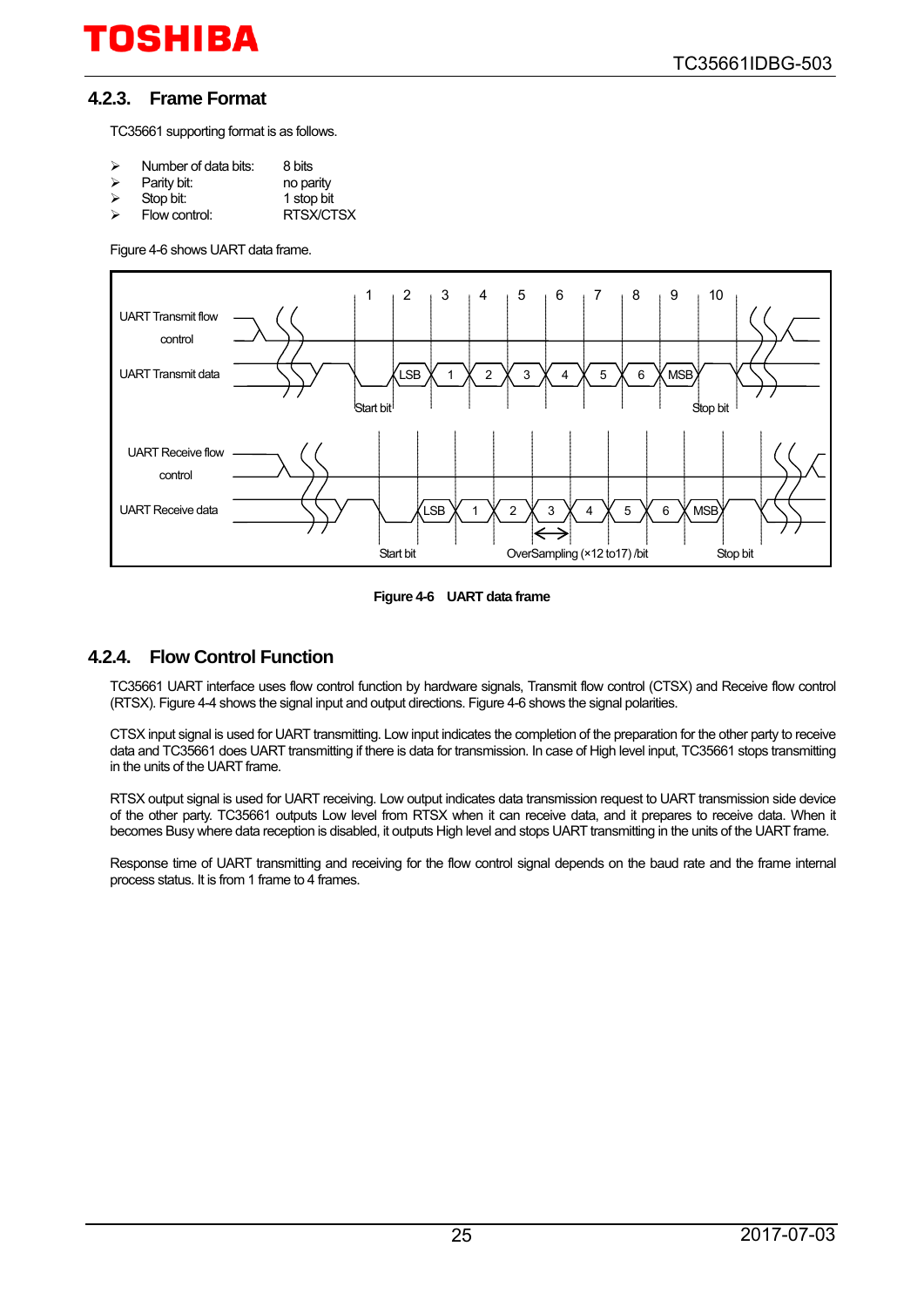### 4.2.3. Frame Format

TC35661 supporting format is as follows.

- Number of data bits: 8 bits
- Parity bit: no parity
- Stop bit: 1 stop bit
- Flow control: RTSX/CTSX

Figure 4-6 shows UART data frame.

**Figure 4-6 UART data frame**

### 4.2.4. Flow Control Function

TC35661 UART interface uses flow control function by hardware signals, Transmit flow control (CTSX) and Receive flow control (RTSX). Figure 4-4 shows the signal input and output directions. Figure 4-6 shows the signal polarities.

CTSX input signal is used for UART transmitting. Low input indicates the completion of the preparation for the other party to receive data and TC35661 does UART transmitting if there is data for transmission. In case of High level input, TC35661 stops transmitting in the units of the UART frame.

RTSX output signal is used for UART receiving. Low output indicates data transmission request to UART transmission side device of the other party. TC35661 outputs Low level from RTSX when it can receive data, and it prepares to receive data. When it becomes Busy where data reception is disabled, it outputs High level and stops UART transmitting in the units of the UART frame.

Response time of UART transmitting and receiving for the flow control signal depends on the baud rate and the frame internal process status. It is from 1 frame to 4 frames.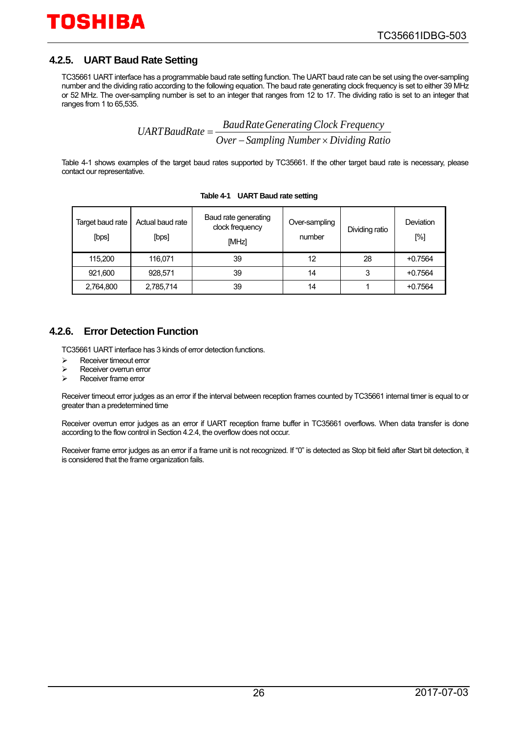### 4.2.5. UART Baud Rate Setting

TC35661 UART interface has a programmable baud rate setting function. The UART baud rate can be set using the over-sampling number and the dividing ratio according to the following equation. The baud rate generating clock frequency is set to either 39 MHz or 52 MHz. The over-sampling number is set to an integer that ranges from 12 to 17. The dividing ratio is set to an integer that ranges from 1 to 65,535.

$$UARTBaudRate = \frac{BaudRate\,Generating\,Clock\,Frequency}{Over-Sampling\,Number \times Dividing\,Ratio}$$

Table 4-1 shows examples of the target baud rates supported by TC35661. If the other target baud rate is necessary, please contact our representative.

**Table 4-1 UART Baud rate setting**

| Target baud rate [bps] | Actual baud rate [bps] | Baud rate generating clock frequency [MHz] | Over-sampling number | Dividing ratio | Deviation [%] |
|---|---|---|---|---|---|
| 115,200 | 116,071 | 39 | 12 | 28 | +0.7564 |
| 921,600 | 928,571 | 39 | 14 | 3 | +0.7564 |
| 2,764,800 | 2,785,714 | 39 | 14 | 1 | +0.7564 |

### 4.2.6. Error Detection Function

TC35661 UART interface has 3 kinds of error detection functions.

- Receiver timeout error
- Receiver overrun error
- Receiver frame error

Receiver timeout error judges as an error if the interval between reception frames counted by TC35661 internal timer is equal to or greater than a predetermined time

Receiver overrun error judges as an error if UART reception frame buffer in TC35661 overflows. When data transfer is done according to the flow control in Section 4.2.4, the overflow does not occur.

Receiver frame error judges as an error if a frame unit is not recognized. If "0" is detected as Stop bit field after Start bit detection, it is considered that the frame organization fails.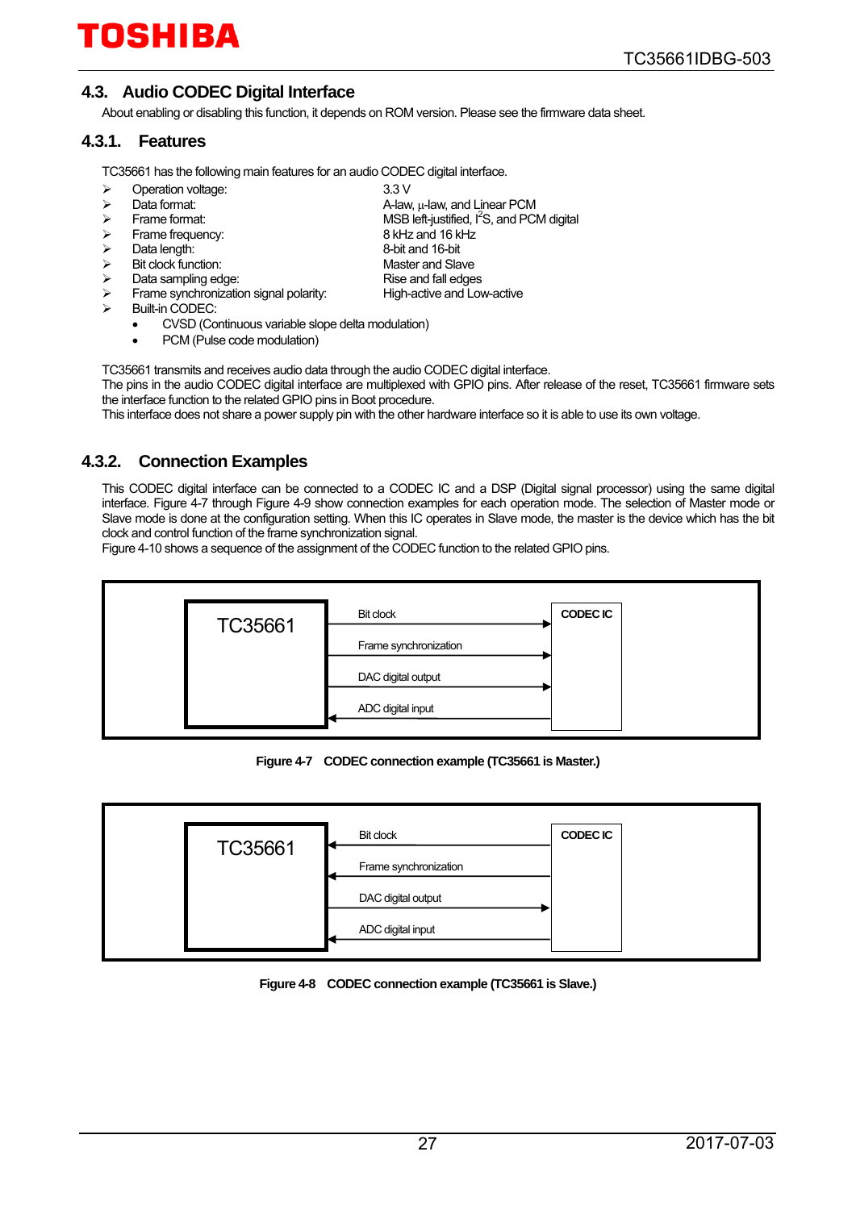## 4.3. Audio CODEC Digital Interface

About enabling or disabling this function, it depends on ROM version. Please see the firmware data sheet.

### 4.3.1. Features

TC35661 has the following main features for an audio CODEC digital interface.

- Operation voltage: 3.3 V
- Data format: A-law, μ-law, and Linear PCM
- Frame format: MSB left-justified, I²S, and PCM digital
- Frame frequency: 8 kHz and 16 kHz
- Data length: 8-bit and 16-bit
- Bit clock function: Master and Slave
- Data sampling edge: Rise and fall edges
- Frame synchronization signal polarity: High-active and Low-active
- Built-in CODEC:
  - CVSD (Continuous variable slope delta modulation)
  - PCM (Pulse code modulation)

TC35661 transmits and receives audio data through the audio CODEC digital interface.
The pins in the audio CODEC digital interface are multiplexed with GPIO pins. After release of the reset, TC35661 firmware sets the interface function to the related GPIO pins in Boot procedure.
This interface does not share a power supply pin with the other hardware interface so it is able to use its own voltage.

### 4.3.2. Connection Examples

This CODEC digital interface can be connected to a CODEC IC and a DSP (Digital signal processor) using the same digital interface. Figure 4-7 through Figure 4-9 show connection examples for each operation mode. The selection of Master mode or Slave mode is done at the configuration setting. When this IC operates in Slave mode, the master is the device which has the bit clock and control function of the frame synchronization signal.
Figure 4-10 shows a sequence of the assignment of the CODEC function to the related GPIO pins.

| TC35661 | Signal | Direction | CODEC IC |
|---|---|---|---|
| | Bit clock | → | |
| | Frame synchronization | → | |
| | DAC digital output | → | |
| | ADC digital input | ← | |

**Figure 4-7 CODEC connection example (TC35661 is Master.)**

| TC35661 | Signal | Direction | CODEC IC |
|---|---|---|---|
| | Bit clock | ← | |
| | Frame synchronization | ← | |
| | DAC digital output | → | |
| | ADC digital input | ← | |

**Figure 4-8 CODEC connection example (TC35661 is Slave.)**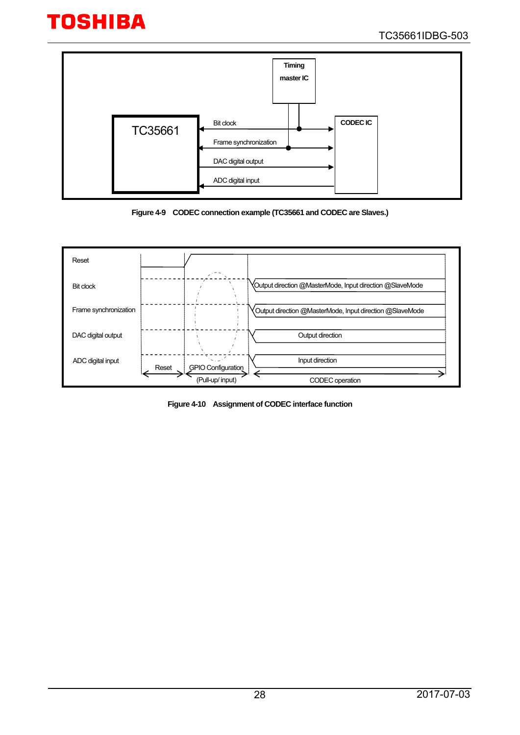Figure 4-9 CODEC connection example (TC35661 and CODEC are Slaves.)

Figure 4-10 Assignment of CODEC interface function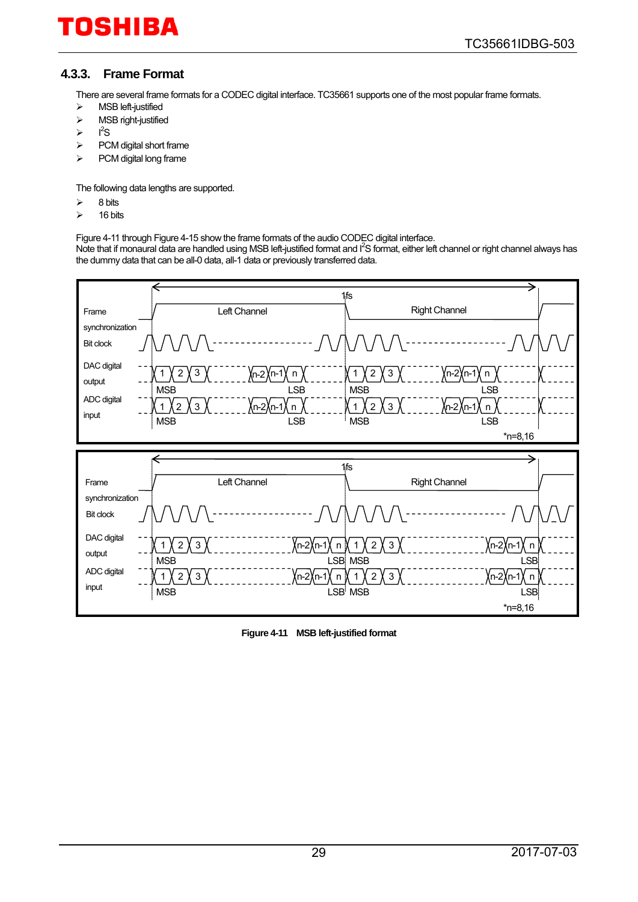### 4.3.3. Frame Format

There are several frame formats for a CODEC digital interface. TC35661 supports one of the most popular frame formats.

- MSB left-justified
- MSB right-justified
- I²S
- PCM digital short frame
- PCM digital long frame

The following data lengths are supported.

- 8 bits
- 16 bits

Figure 4-11 through Figure 4-15 show the frame formats of the audio CODEC digital interface.
Note that if monaural data are handled using MSB left-justified format and I²S format, either left channel or right channel always has the dummy data that can be all-0 data, all-1 data or previously transferred data.

**Figure 4-11 MSB left-justified format**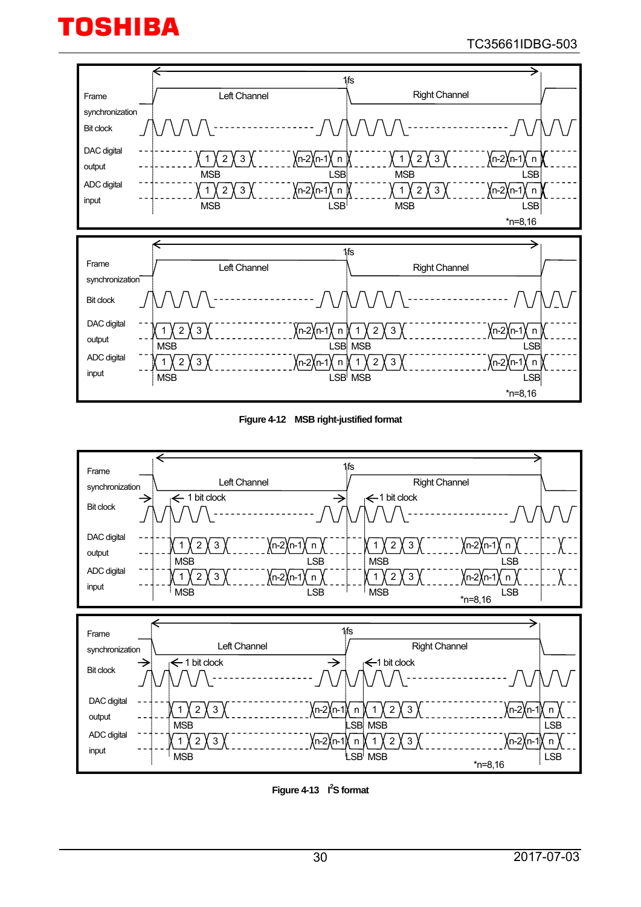Figure 4-12 MSB right-justified format

Figure 4-13 $I^2S$ format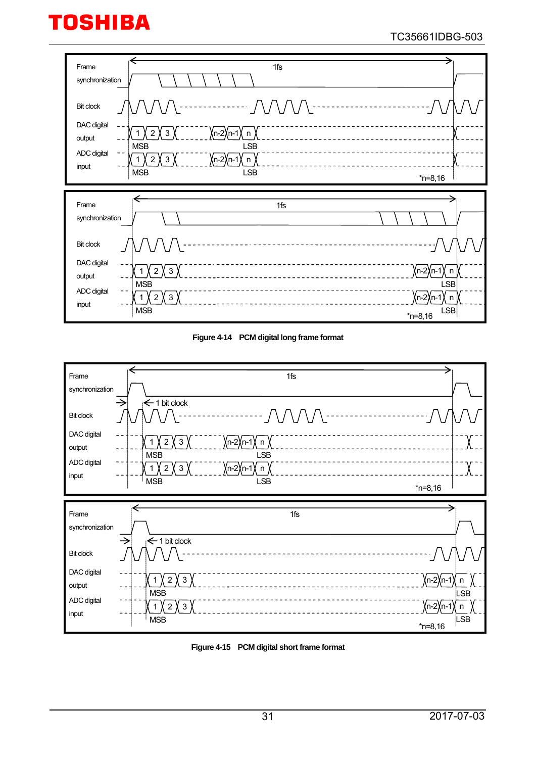Frame synchronization

1fs

Bit clock

DAC digital output

ADC digital input

1 2 3 ... n-2 n-1 n

MSB LSB

*n=8,16

Figure 4-14 PCM digital long frame format

Frame synchronization

1fs

1 bit clock

Bit clock

DAC digital output

ADC digital input

1 2 3 ... n-2 n-1 n

MSB LSB

*n=8,16

Figure 4-15 PCM digital short frame format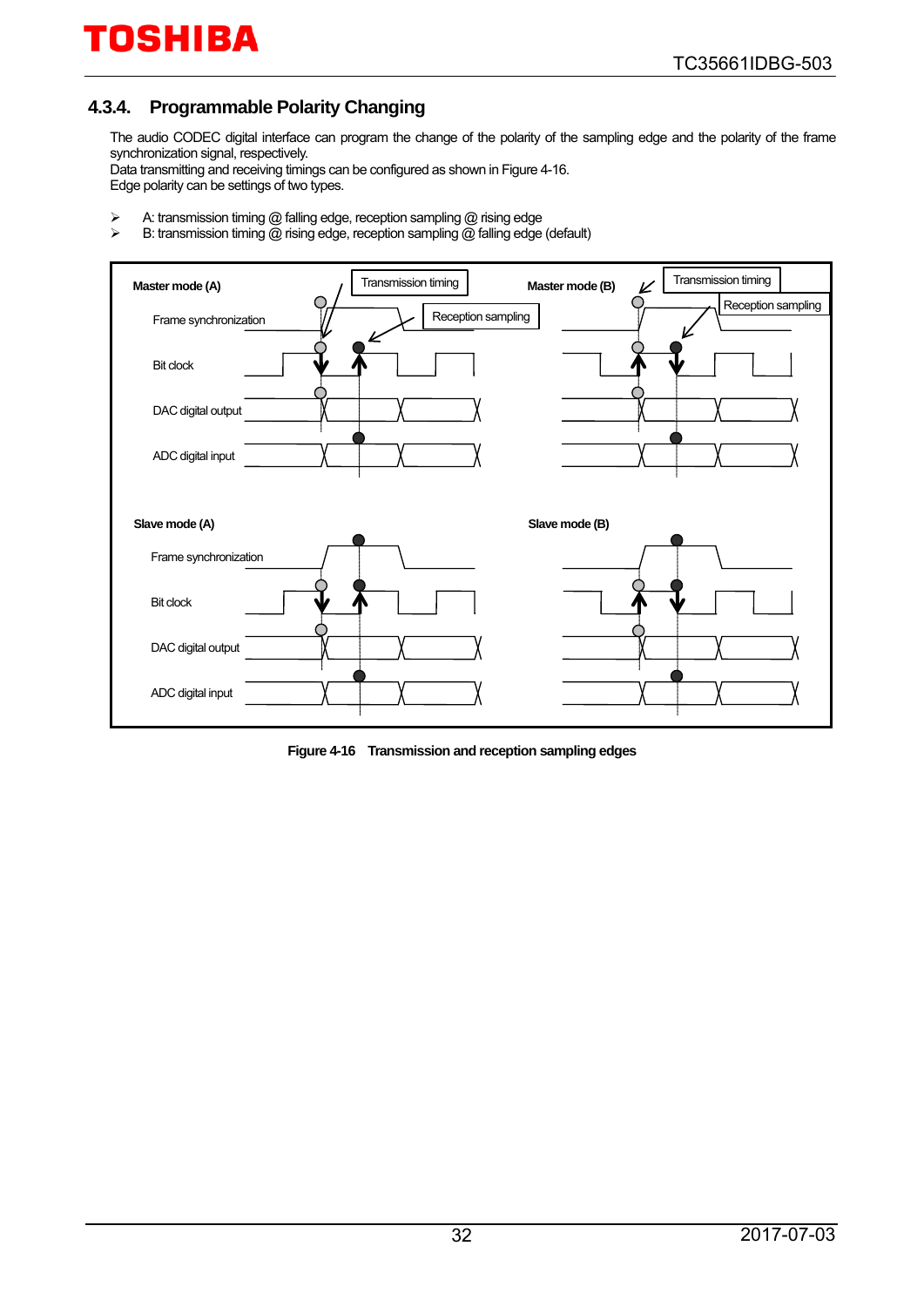### 4.3.4. Programmable Polarity Changing

The audio CODEC digital interface can program the change of the polarity of the sampling edge and the polarity of the frame synchronization signal, respectively.
Data transmitting and receiving timings can be configured as shown in Figure 4-16.
Edge polarity can be settings of two types.

- A: transmission timing @ falling edge, reception sampling @ rising edge
- B: transmission timing @ rising edge, reception sampling @ falling edge (default)

**Figure 4-16 Transmission and reception sampling edges**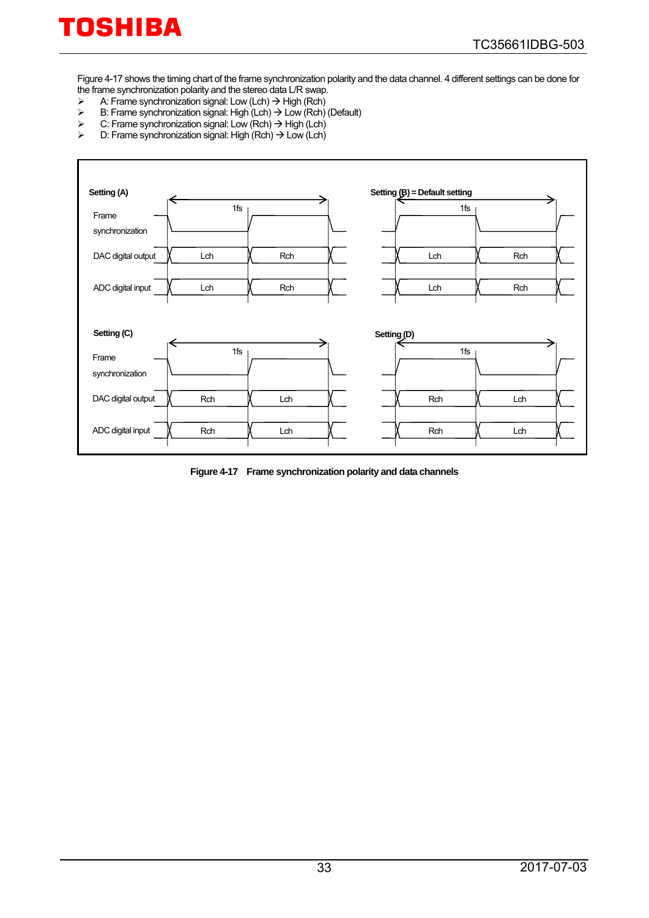Figure 4-17 shows the timing chart of the frame synchronization polarity and the data channel. 4 different settings can be done for the frame synchronization polarity and the stereo data L/R swap.

- A: Frame synchronization signal: Low (Lch) → High (Rch)
- B: Frame synchronization signal: High (Lch) → Low (Rch) (Default)
- C: Frame synchronization signal: Low (Rch) → High (Lch)
- D: Frame synchronization signal: High (Rch) → Low (Lch)

**Setting (A)**

| Signal | 1fs (first half) | 1fs (second half) |
|---|---|---|
| Frame synchronization | Low | High |
| DAC digital output | Lch | Rch |
| ADC digital input | Lch | Rch |

**Setting (B) = Default setting**

| Signal | 1fs (first half) | 1fs (second half) |
|---|---|---|
| Frame synchronization | High | Low |
| DAC digital output | Lch | Rch |
| ADC digital input | Lch | Rch |

**Setting (C)**

| Signal | 1fs (first half) | 1fs (second half) |
|---|---|---|
| Frame synchronization | Low | High |
| DAC digital output | Rch | Lch |
| ADC digital input | Rch | Lch |

**Setting (D)**

| Signal | 1fs (first half) | 1fs (second half) |
|---|---|---|
| Frame synchronization | High | Low |
| DAC digital output | Rch | Lch |
| ADC digital input | Rch | Lch |

**Figure 4-17 Frame synchronization polarity and data channels**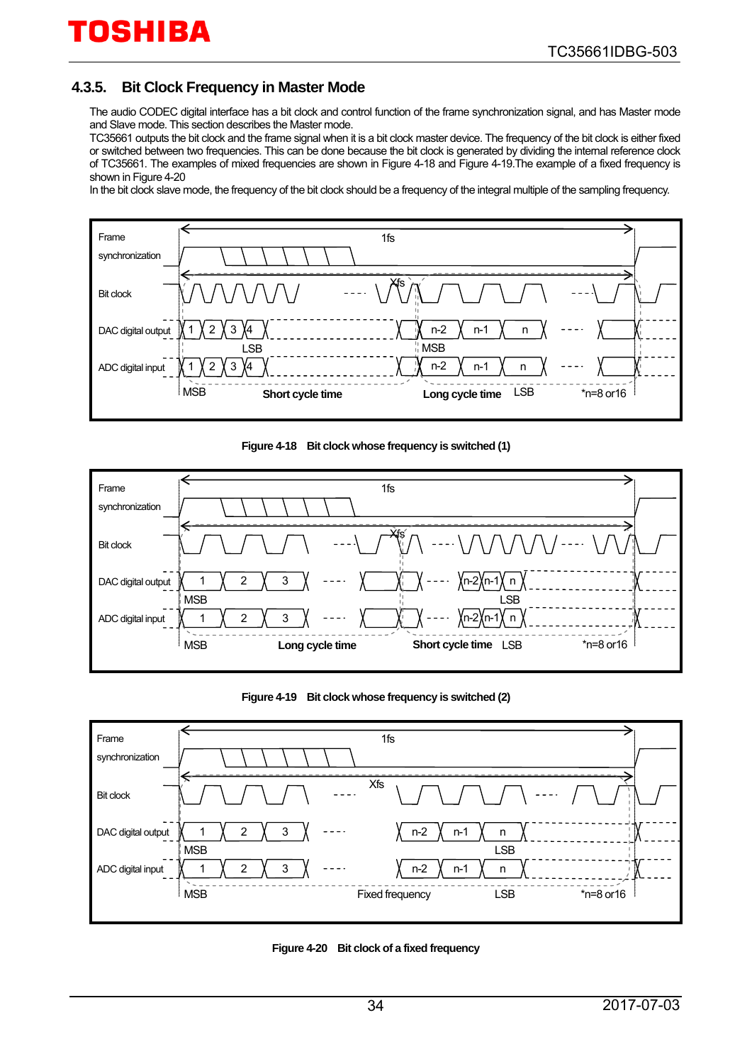### 4.3.5. Bit Clock Frequency in Master Mode

The audio CODEC digital interface has a bit clock and control function of the frame synchronization signal, and has Master mode and Slave mode. This section describes the Master mode.

TC35661 outputs the bit clock and the frame signal when it is a bit clock master device. The frequency of the bit clock is either fixed or switched between two frequencies. This can be done because the bit clock is generated by dividing the internal reference clock of TC35661. The examples of mixed frequencies are shown in Figure 4-18 and Figure 4-19.The example of a fixed frequency is shown in Figure 4-20

In the bit clock slave mode, the frequency of the bit clock should be a frequency of the integral multiple of the sampling frequency.

**Figure 4-18 Bit clock whose frequency is switched (1)**

**Figure 4-19 Bit clock whose frequency is switched (2)**

**Figure 4-20 Bit clock of a fixed frequency**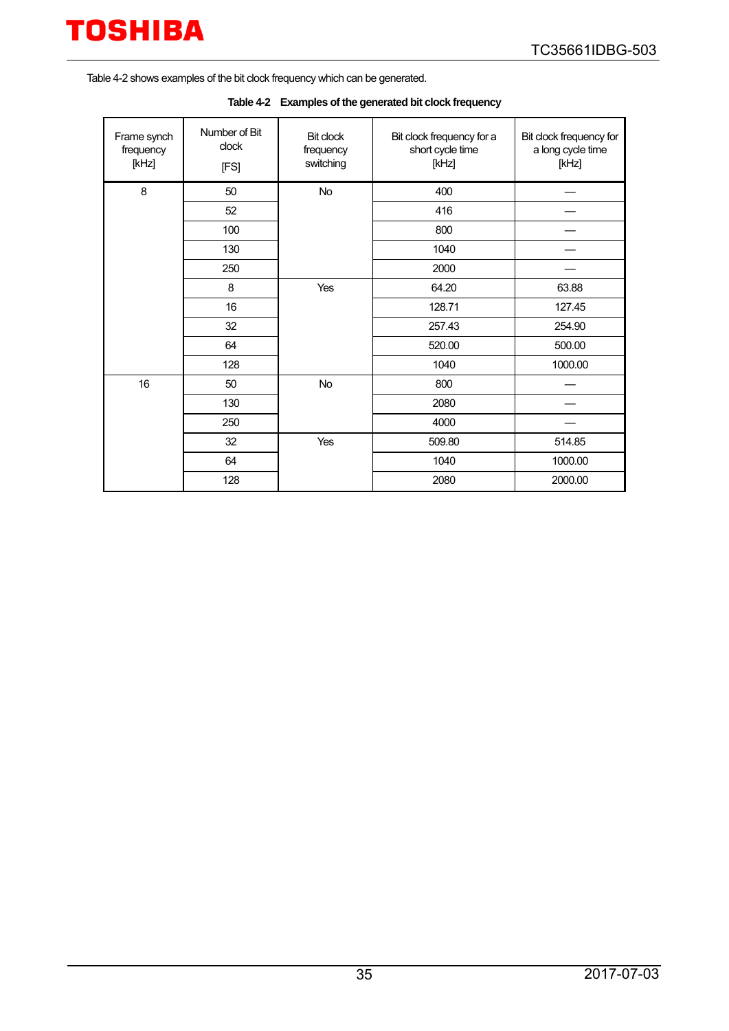Table 4-2 shows examples of the bit clock frequency which can be generated.

**Table 4-2 Examples of the generated bit clock frequency**

| Frame synch frequency [kHz] | Number of Bit clock [FS] | Bit clock frequency switching | Bit clock frequency for a short cycle time [kHz] | Bit clock frequency for a long cycle time [kHz] |
|---|---|---|---|---|
| 8 | 50 | No | 400 | — |
| | 52 | | 416 | — |
| | 100 | | 800 | — |
| | 130 | | 1040 | — |
| | 250 | | 2000 | — |
| | 8 | Yes | 64.20 | 63.88 |
| | 16 | | 128.71 | 127.45 |
| | 32 | | 257.43 | 254.90 |
| | 64 | | 520.00 | 500.00 |
| | 128 | | 1040 | 1000.00 |
| 16 | 50 | No | 800 | — |
| | 130 | | 2080 | — |
| | 250 | | 4000 | — |
| | 32 | Yes | 509.80 | 514.85 |
| | 64 | | 1040 | 1000.00 |
| | 128 | | 2080 | 2000.00 |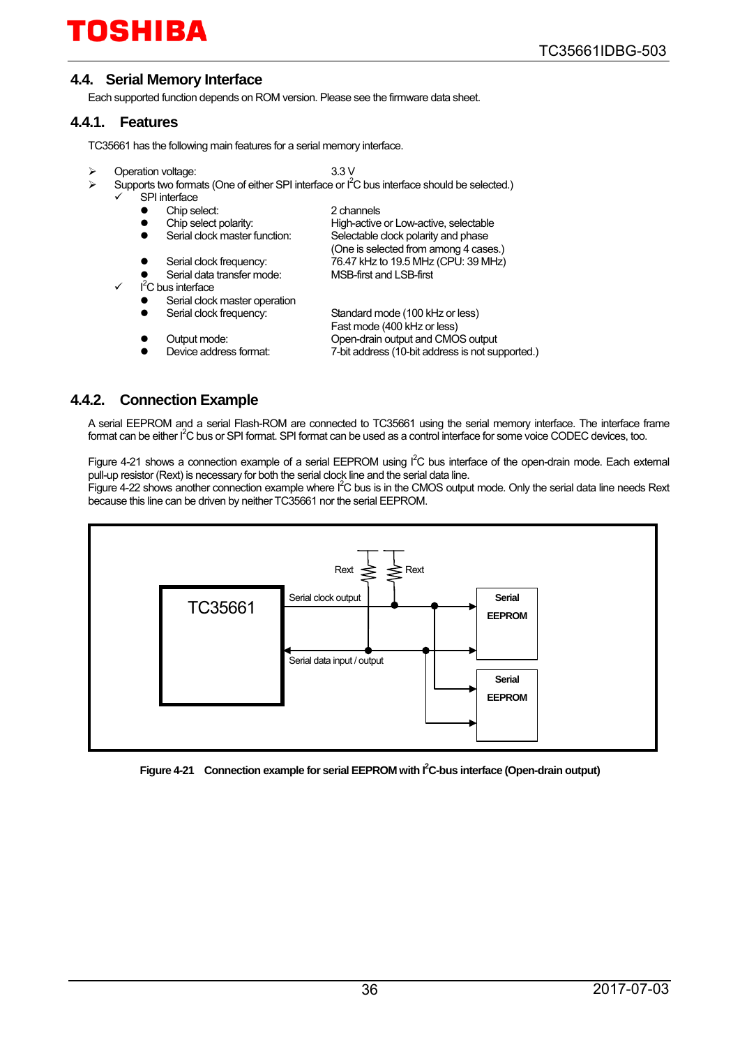## 4.4. Serial Memory Interface

Each supported function depends on ROM version. Please see the firmware data sheet.

### 4.4.1. Features

TC35661 has the following main features for a serial memory interface.

- Operation voltage: 3.3 V
- Supports two formats (One of either SPI interface or I$^2$C bus interface should be selected.)
  - ✓ SPI interface
    - Chip select: 2 channels
    - Chip select polarity: High-active or Low-active, selectable
    - Serial clock master function: Selectable clock polarity and phase (One is selected from among 4 cases.)
    - Serial clock frequency: 76.47 kHz to 19.5 MHz (CPU: 39 MHz)
    - Serial data transfer mode: MSB-first and LSB-first
  - ✓ I$^2$C bus interface
    - Serial clock master operation
    - Serial clock frequency: Standard mode (100 kHz or less)  
      Fast mode (400 kHz or less)
    - Output mode: Open-drain output and CMOS output
    - Device address format: 7-bit address (10-bit address is not supported.)

### 4.4.2. Connection Example

A serial EEPROM and a serial Flash-ROM are connected to TC35661 using the serial memory interface. The interface frame format can be either I$^2$C bus or SPI format. SPI format can be used as a control interface for some voice CODEC devices, too.

Figure 4-21 shows a connection example of a serial EEPROM using I$^2$C bus interface of the open-drain mode. Each external pull-up resistor (Rext) is necessary for both the serial clock line and the serial data line.
Figure 4-22 shows another connection example where I$^2$C bus is in the CMOS output mode. Only the serial data line needs Rext because this line can be driven by neither TC35661 nor the serial EEPROM.

**Figure 4-21 Connection example for serial EEPROM with I$^2$C-bus interface (Open-drain output)**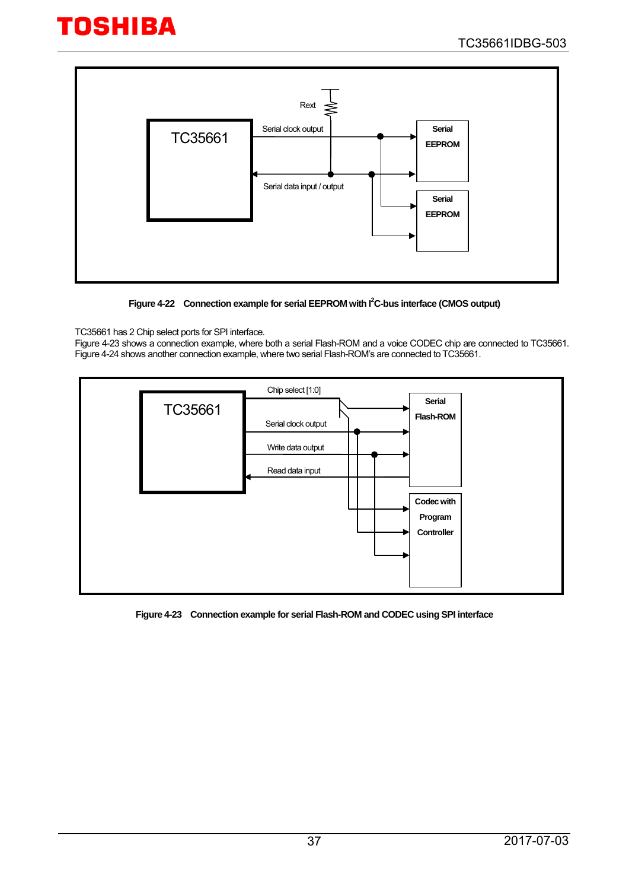Figure 4-22 Connection example for serial EEPROM with $I^2$C-bus interface (CMOS output)

TC35661 has 2 Chip select ports for SPI interface.
Figure 4-23 shows a connection example, where both a serial Flash-ROM and a voice CODEC chip are connected to TC35661.
Figure 4-24 shows another connection example, where two serial Flash-ROM's are connected to TC35661.

Figure 4-23 Connection example for serial Flash-ROM and CODEC using SPI interface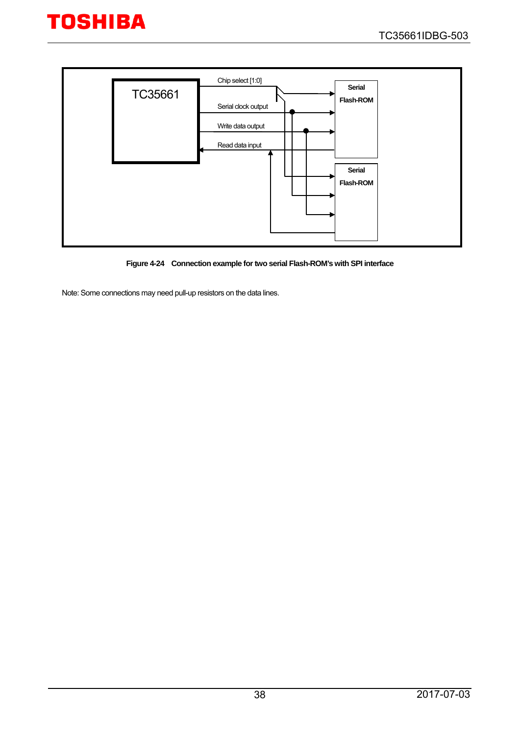TC35661

Chip select [1:0]

Serial clock output

Write data output

Read data input

Serial Flash-ROM

Serial Flash-ROM

**Figure 4-24 Connection example for two serial Flash-ROM's with SPI interface**

Note: Some connections may need pull-up resistors on the data lines.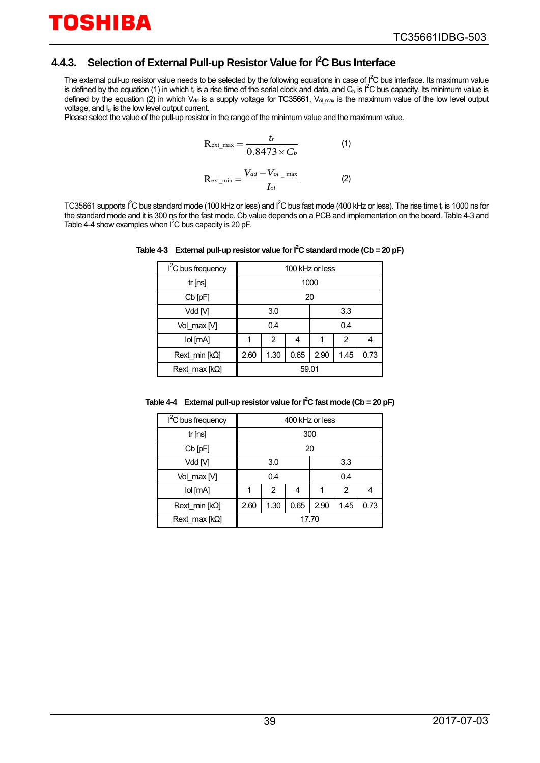### 4.4.3. Selection of External Pull-up Resistor Value for $I^2C$ Bus Interface

The external pull-up resistor value needs to be selected by the following equations in case of $I^2C$ bus interface. Its maximum value is defined by the equation (1) in which $t_r$ is a rise time of the serial clock and data, and $C_b$ is $I^2C$ bus capacity. Its minimum value is defined by the equation (2) in which $V_{dd}$ is a supply voltage for TC35661, $V_{ol\_max}$ is the maximum value of the low level output voltage, and $I_{ol}$ is the low level output current.
Please select the value of the pull-up resistor in the range of the minimum value and the maximum value.

$$R_{ext\_max} = \frac{t_r}{0.8473 \times C_b} \qquad (1)$$

$$R_{ext\_min} = \frac{V_{dd} - V_{ol\_max}}{I_{ol}} \qquad (2)$$

TC35661 supports $I^2C$ bus standard mode (100 kHz or less) and $I^2C$ bus fast mode (400 kHz or less). The rise time $t_r$ is 1000 ns for the standard mode and it is 300 ns for the fast mode. Cb value depends on a PCB and implementation on the board. Table 4-3 and Table 4-4 show examples when $I^2C$ bus capacity is 20 pF.

**Table 4-3 External pull-up resistor value for $I^2C$ standard mode (Cb = 20 pF)**

| $I^2C$ bus frequency | 100 kHz or less | | | | | |
|---|---|---|---|---|---|---|
| tr [ns] | 1000 | | | | | |
| Cb [pF] | 20 | | | | | |
| Vdd [V] | 3.0 | | | 3.3 | | |
| Vol_max [V] | 0.4 | | | 0.4 | | |
| Iol [mA] | 1 | 2 | 4 | 1 | 2 | 4 |
| Rext_min [kΩ] | 2.60 | 1.30 | 0.65 | 2.90 | 1.45 | 0.73 |
| Rext_max [kΩ] | 59.01 | | | | | |

**Table 4-4 External pull-up resistor value for $I^2C$ fast mode (Cb = 20 pF)**

| $I^2C$ bus frequency | 400 kHz or less | | | | | |
|---|---|---|---|---|---|---|
| tr [ns] | 300 | | | | | |
| Cb [pF] | 20 | | | | | |
| Vdd [V] | 3.0 | | | 3.3 | | |
| Vol_max [V] | 0.4 | | | 0.4 | | |
| Iol [mA] | 1 | 2 | 4 | 1 | 2 | 4 |
| Rext_min [kΩ] | 2.60 | 1.30 | 0.65 | 2.90 | 1.45 | 0.73 |
| Rext_max [kΩ] | 17.70 | | | | | |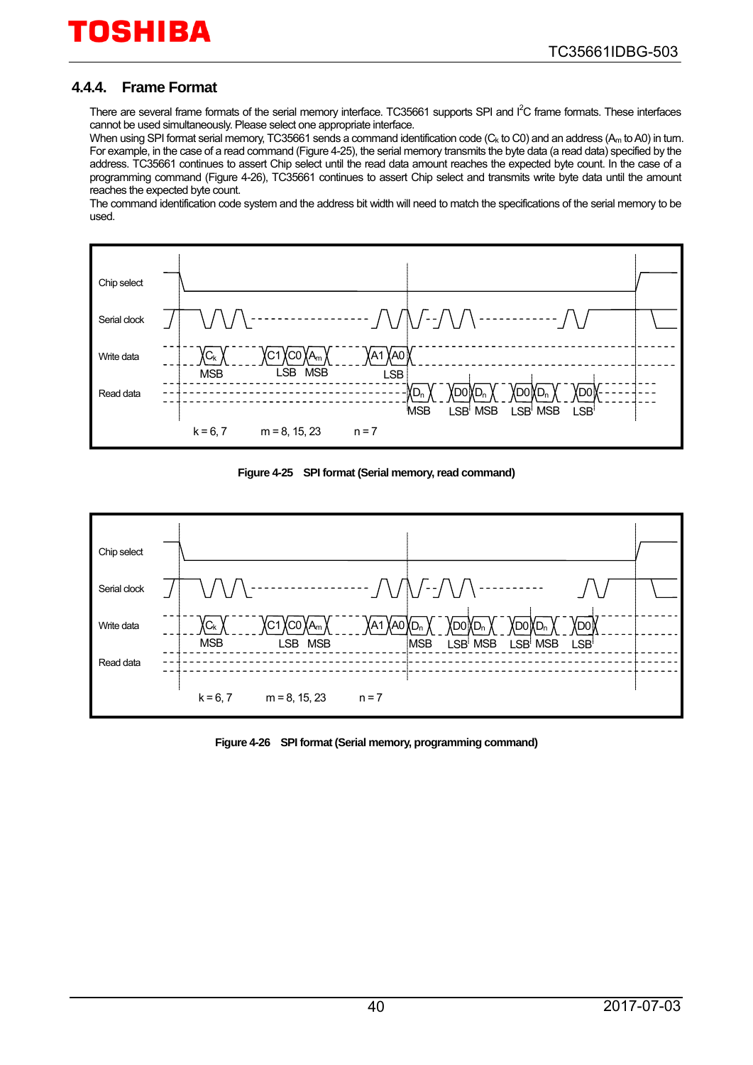### 4.4.4. Frame Format

There are several frame formats of the serial memory interface. TC35661 supports SPI and I$^2$C frame formats. These interfaces cannot be used simultaneously. Please select one appropriate interface.
When using SPI format serial memory, TC35661 sends a command identification code ($C_k$ to C0) and an address ($A_m$ to A0) in turn. For example, in the case of a read command (Figure 4-25), the serial memory transmits the byte data (a read data) specified by the address. TC35661 continues to assert Chip select until the read data amount reaches the expected byte count. In the case of a programming command (Figure 4-26), TC35661 continues to assert Chip select and transmits write byte data until the amount reaches the expected byte count.
The command identification code system and the address bit width will need to match the specifications of the serial memory to be used.

Chip select
Serial clock
Write data: $C_k$ … C1 C0 $A_m$ … A1 A0 (MSB, LSB, MSB, LSB)
Read data: $D_n$ … D0 $D_n$ … D0 $D_n$ … D0 (MSB, LSB, MSB, LSB, MSB, LSB)

k = 6, 7 m = 8, 15, 23 n = 7

**Figure 4-25 SPI format (Serial memory, read command)**

Chip select
Serial clock
Write data: $C_k$ … C1 C0 $A_m$ … A1 A0 $D_n$ … D0 $D_n$ … D0 $D_n$ … D0 (MSB, LSB, MSB, MSB, LSB, MSB, LSB, MSB, LSB)
Read data

k = 6, 7 m = 8, 15, 23 n = 7

**Figure 4-26 SPI format (Serial memory, programming command)**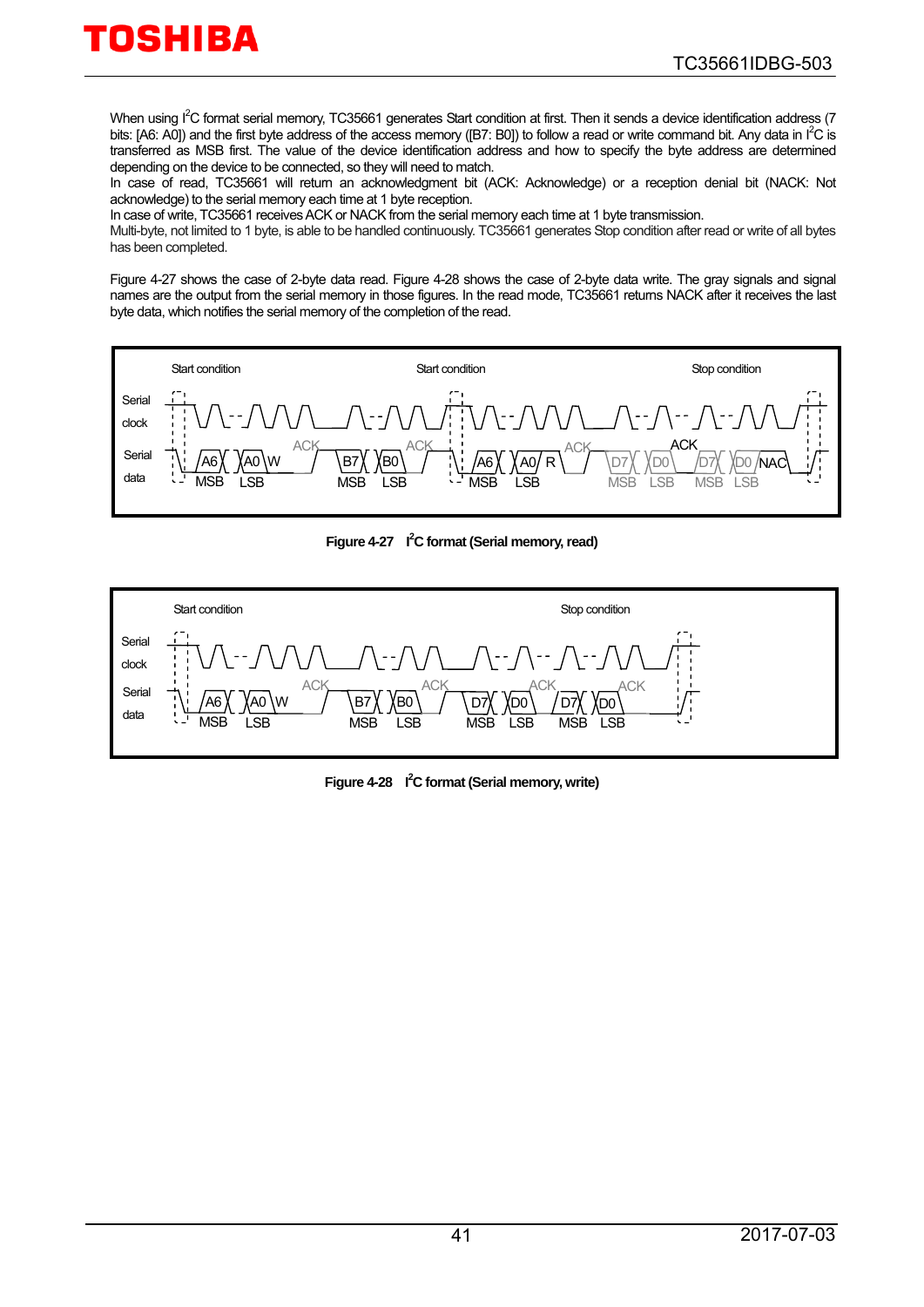When using $I^2C$ format serial memory, TC35661 generates Start condition at first. Then it sends a device identification address (7 bits: [A6: A0]) and the first byte address of the access memory ([B7: B0]) to follow a read or write command bit. Any data in $I^2C$ is transferred as MSB first. The value of the device identification address and how to specify the byte address are determined depending on the device to be connected, so they will need to match.
In case of read, TC35661 will return an acknowledgment bit (ACK: Acknowledge) or a reception denial bit (NACK: Not acknowledge) to the serial memory each time at 1 byte reception.
In case of write, TC35661 receives ACK or NACK from the serial memory each time at 1 byte transmission.
Multi-byte, not limited to 1 byte, is able to be handled continuously. TC35661 generates Stop condition after read or write of all bytes has been completed.

Figure 4-27 shows the case of 2-byte data read. Figure 4-28 shows the case of 2-byte data write. The gray signals and signal names are the output from the serial memory in those figures. In the read mode, TC35661 returns NACK after it receives the last byte data, which notifies the serial memory of the completion of the read.

**Figure 4-27 $I^2C$ format (Serial memory, read)**

**Figure 4-28 $I^2C$ format (Serial memory, write)**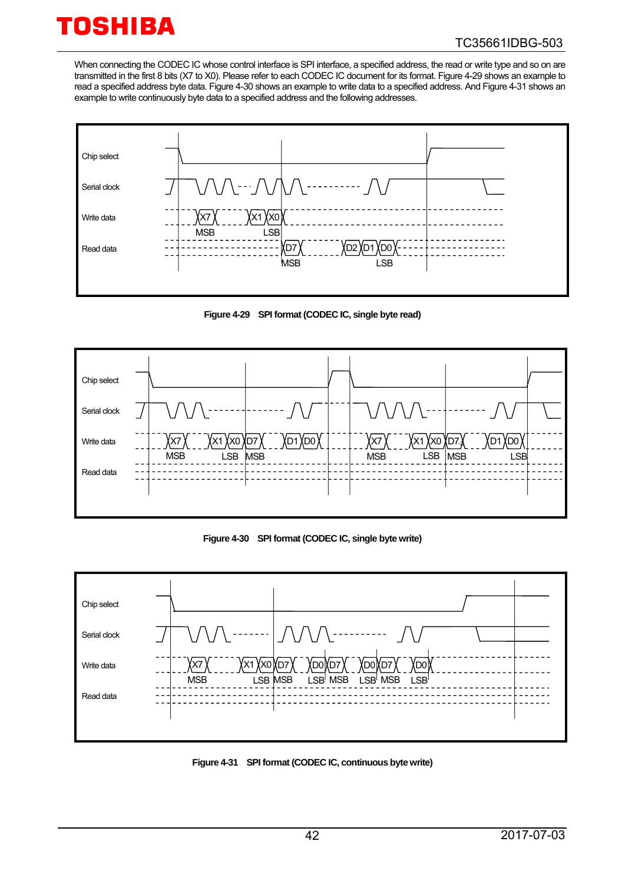When connecting the CODEC IC whose control interface is SPI interface, a specified address, the read or write type and so on are transmitted in the first 8 bits (X7 to X0). Please refer to each CODEC IC document for its format. Figure 4-29 shows an example to read a specified address byte data. Figure 4-30 shows an example to write data to a specified address. And Figure 4-31 shows an example to write continuously byte data to a specified address and the following addresses.

Chip select

Serial clock

Write data

Read data

X7 X1 X0

MSB LSB

D7 D2 D1 D0

MSB LSB

**Figure 4-29 SPI format (CODEC IC, single byte read)**

Chip select

Serial clock

Write data

Read data

X7 X1 X0 D7 D1 D0 X7 X1 X0 D7 D1 D0

MSB LSB MSB MSB LSB MSB LSB

**Figure 4-30 SPI format (CODEC IC, single byte write)**

Chip select

Serial clock

Write data

Read data

X7 X1 X0 D7 D0 D7 D0 D7 D0

MSB LSB MSB LSB MSB LSB MSB LSB

**Figure 4-31 SPI format (CODEC IC, continuous byte write)**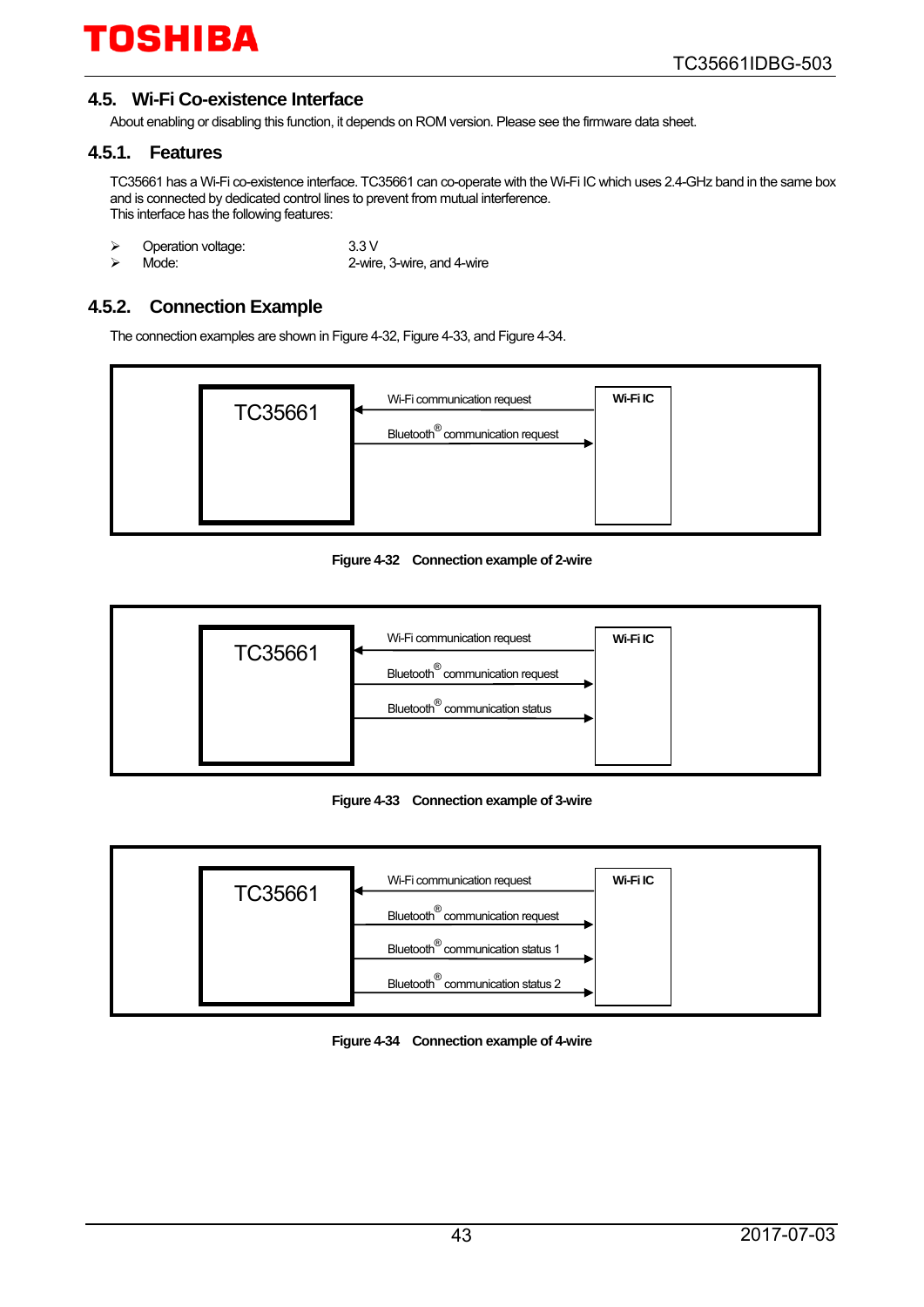## 4.5. Wi-Fi Co-existence Interface

About enabling or disabling this function, it depends on ROM version. Please see the firmware data sheet.

### 4.5.1. Features

TC35661 has a Wi-Fi co-existence interface. TC35661 can co-operate with the Wi-Fi IC which uses 2.4-GHz band in the same box and is connected by dedicated control lines to prevent from mutual interference.
This interface has the following features:

- Operation voltage: 3.3 V
- Mode: 2-wire, 3-wire, and 4-wire

### 4.5.2. Connection Example

The connection examples are shown in Figure 4-32, Figure 4-33, and Figure 4-34.

TC35661 ← Wi-Fi communication request ← Wi-Fi IC
TC35661 → Bluetooth® communication request → Wi-Fi IC

**Figure 4-32 Connection example of 2-wire**

TC35661 ← Wi-Fi communication request ← Wi-Fi IC
TC35661 → Bluetooth® communication request → Wi-Fi IC
TC35661 → Bluetooth® communication status → Wi-Fi IC

**Figure 4-33 Connection example of 3-wire**

TC35661 ← Wi-Fi communication request ← Wi-Fi IC
TC35661 → Bluetooth® communication request → Wi-Fi IC
TC35661 → Bluetooth® communication status 1 → Wi-Fi IC
TC35661 → Bluetooth® communication status 2 → Wi-Fi IC

**Figure 4-34 Connection example of 4-wire**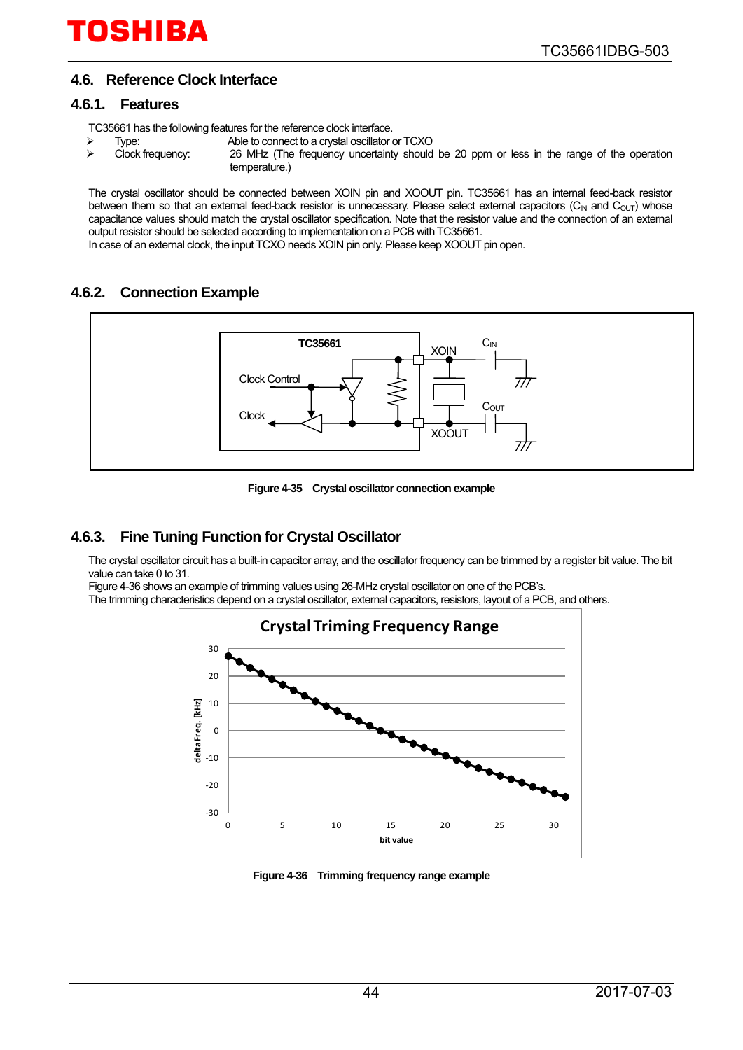## 4.6. Reference Clock Interface

### 4.6.1. Features

TC35661 has the following features for the reference clock interface.

- Type: Able to connect to a crystal oscillator or TCXO
- Clock frequency: 26 MHz (The frequency uncertainty should be 20 ppm or less in the range of the operation temperature.)

The crystal oscillator should be connected between XOIN pin and XOOUT pin. TC35661 has an internal feed-back resistor between them so that an external feed-back resistor is unnecessary. Please select external capacitors ($C_{IN}$ and $C_{OUT}$) whose capacitance values should match the crystal oscillator specification. Note that the resistor value and the connection of an external output resistor should be selected according to implementation on a PCB with TC35661.
In case of an external clock, the input TCXO needs XOIN pin only. Please keep XOOUT pin open.

### 4.6.2. Connection Example

**Figure 4-35 Crystal oscillator connection example**

### 4.6.3. Fine Tuning Function for Crystal Oscillator

The crystal oscillator circuit has a built-in capacitor array, and the oscillator frequency can be trimmed by a register bit value. The bit value can take 0 to 31.
Figure 4-36 shows an example of trimming values using 26-MHz crystal oscillator on one of the PCB's.
The trimming characteristics depend on a crystal oscillator, external capacitors, resistors, layout of a PCB, and others.

**Figure 4-36 Trimming frequency range example**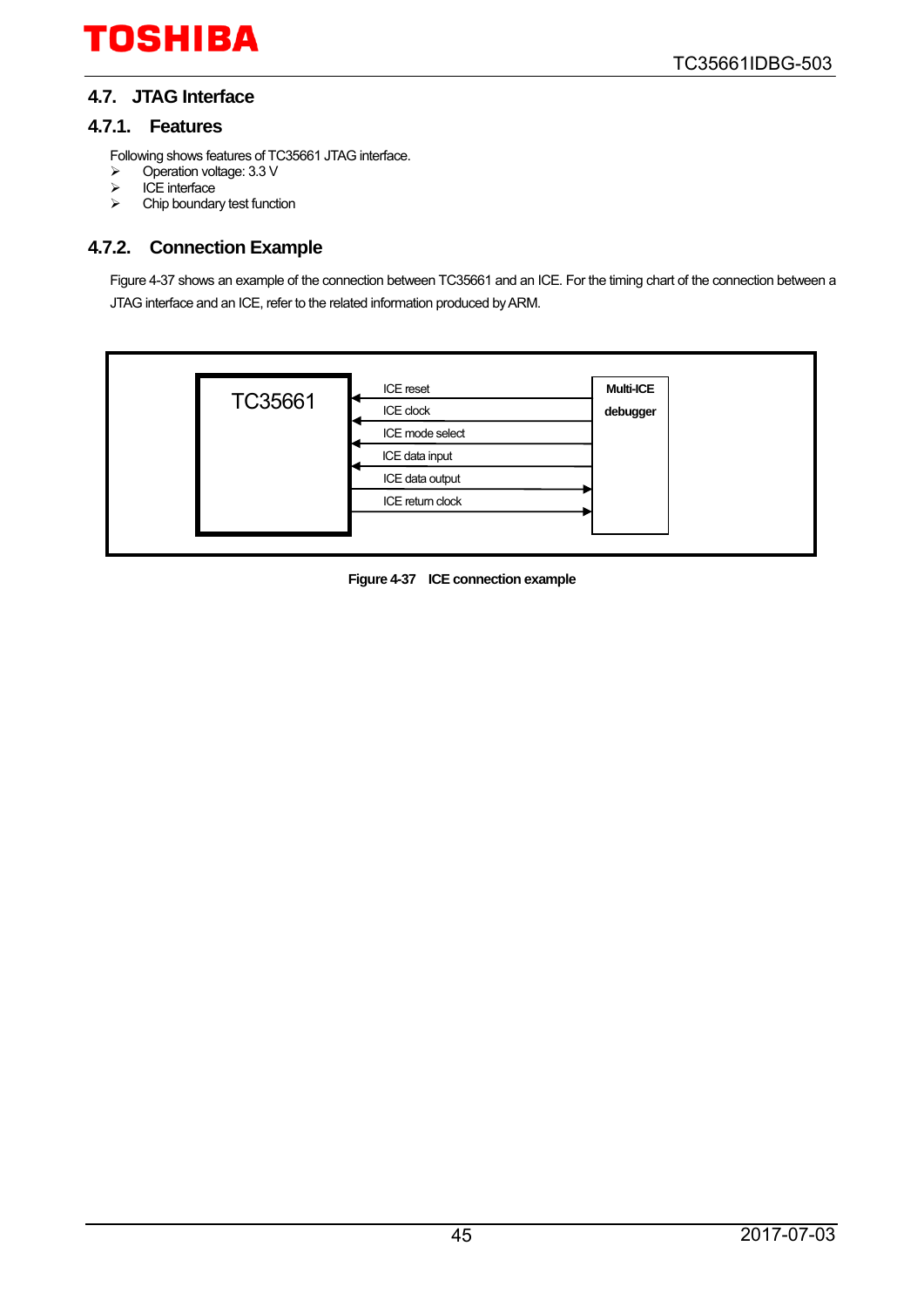## 4.7. JTAG Interface

### 4.7.1. Features

Following shows features of TC35661 JTAG interface.

- Operation voltage: 3.3 V
- ICE interface
- Chip boundary test function

### 4.7.2. Connection Example

Figure 4-37 shows an example of the connection between TC35661 and an ICE. For the timing chart of the connection between a JTAG interface and an ICE, refer to the related information produced by ARM.

| TC35661 | Signal | Multi-ICE debugger |
|---|---|---|
| ← | ICE reset | |
| ← | ICE clock | |
| ← | ICE mode select | |
| ← | ICE data input | |
| | ICE data output | → |
| | ICE return clock | → |

**Figure 4-37 ICE connection example**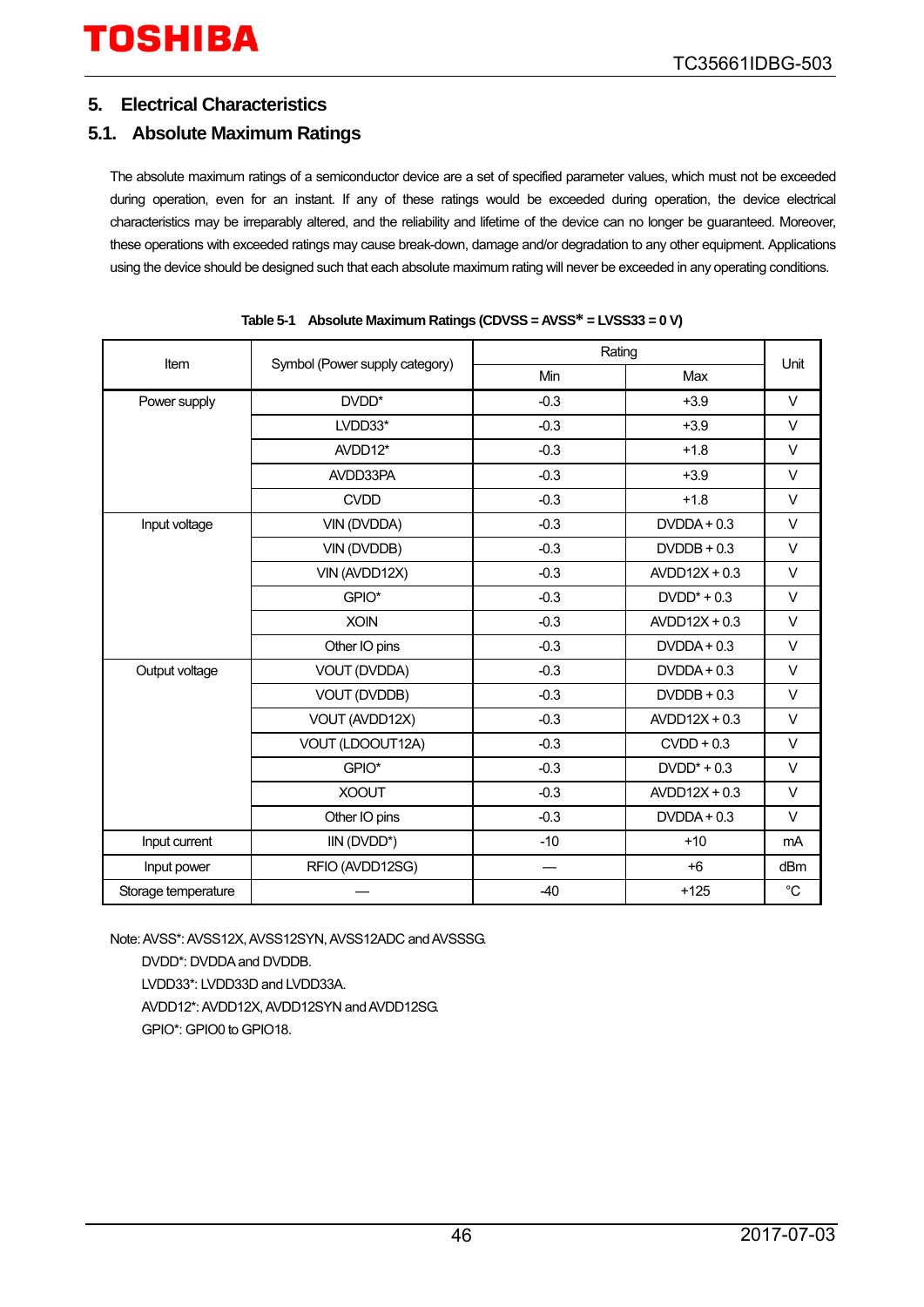## 5. Electrical Characteristics

### 5.1. Absolute Maximum Ratings

The absolute maximum ratings of a semiconductor device are a set of specified parameter values, which must not be exceeded during operation, even for an instant. If any of these ratings would be exceeded during operation, the device electrical characteristics may be irreparably altered, and the reliability and lifetime of the device can no longer be guaranteed. Moreover, these operations with exceeded ratings may cause break-down, damage and/or degradation to any other equipment. Applications using the device should be designed such that each absolute maximum rating will never be exceeded in any operating conditions.

**Table 5-1 Absolute Maximum Ratings (CDVSS = AVSS* = LVSS33 = 0 V)**

| Item | Symbol (Power supply category) | Rating | | Unit |
|---|---|---|---|---|
| | | Min | Max | |
| Power supply | DVDD* | -0.3 | +3.9 | V |
| | LVDD33* | -0.3 | +3.9 | V |
| | AVDD12* | -0.3 | +1.8 | V |
| | AVDD33PA | -0.3 | +3.9 | V |
| | CVDD | -0.3 | +1.8 | V |
| Input voltage | VIN (DVDDA) | -0.3 | DVDDA + 0.3 | V |
| | VIN (DVDDB) | -0.3 | DVDDB + 0.3 | V |
| | VIN (AVDD12X) | -0.3 | AVDD12X + 0.3 | V |
| | GPIO* | -0.3 | DVDD* + 0.3 | V |
| | XOIN | -0.3 | AVDD12X + 0.3 | V |
| | Other IO pins | -0.3 | DVDDA + 0.3 | V |
| Output voltage | VOUT (DVDDA) | -0.3 | DVDDA + 0.3 | V |
| | VOUT (DVDDB) | -0.3 | DVDDB + 0.3 | V |
| | VOUT (AVDD12X) | -0.3 | AVDD12X + 0.3 | V |
| | VOUT (LDOOUT12A) | -0.3 | CVDD + 0.3 | V |
| | GPIO* | -0.3 | DVDD* + 0.3 | V |
| | XOOUT | -0.3 | AVDD12X + 0.3 | V |
| | Other IO pins | -0.3 | DVDDA + 0.3 | V |
| Input current | IIN (DVDD*) | -10 | +10 | mA |
| Input power | RFIO (AVDD12SG) | — | +6 | dBm |
| Storage temperature | — | -40 | +125 | °C |

Note: AVSS*: AVSS12X, AVSS12SYN, AVSS12ADC and AVSSSG.
DVDD*: DVDDA and DVDDB.
LVDD33*: LVDD33D and LVDD33A.
AVDD12*: AVDD12X, AVDD12SYN and AVDD12SG.
GPIO*: GPIO0 to GPIO18.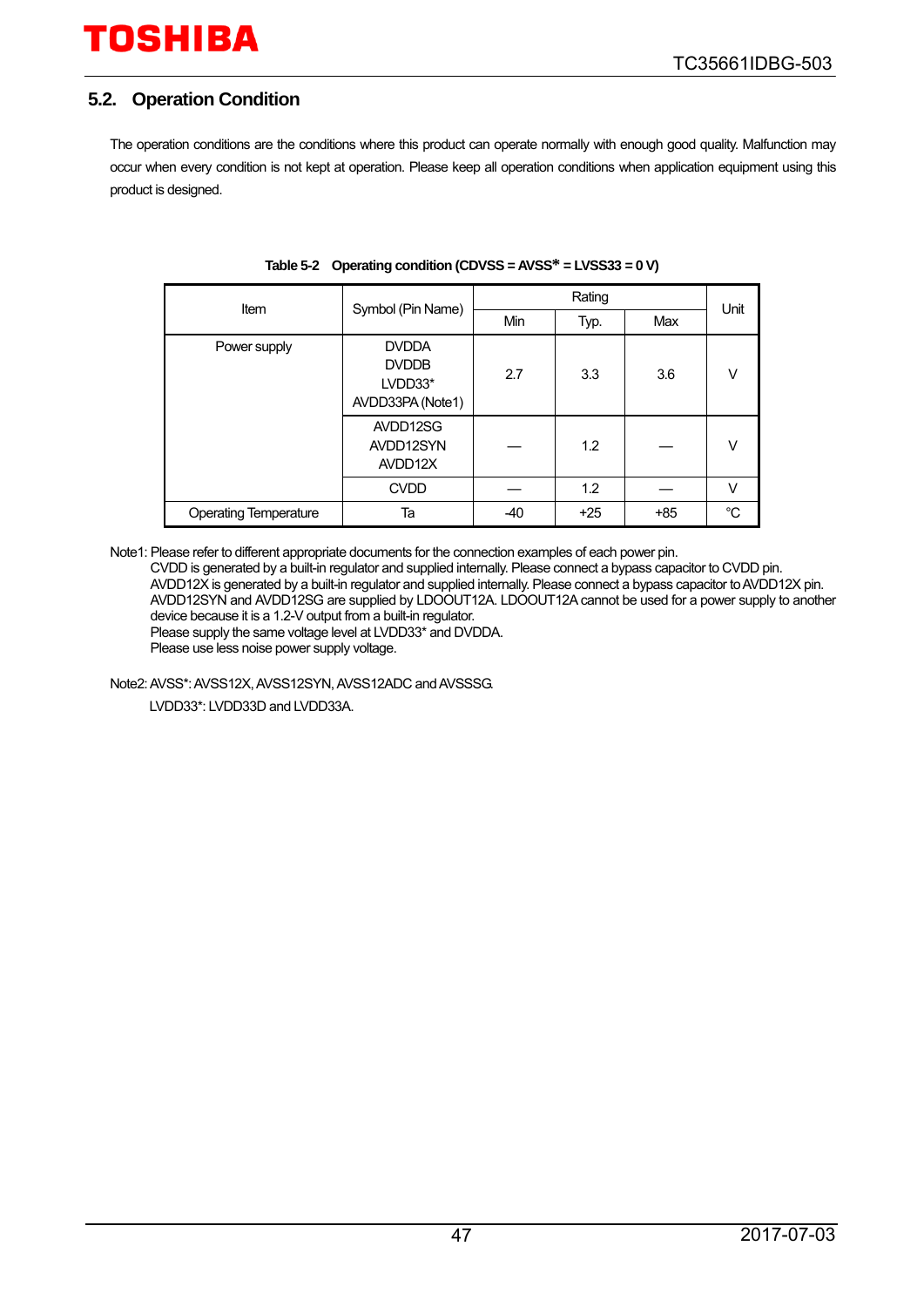## 5.2. Operation Condition

The operation conditions are the conditions where this product can operate normally with enough good quality. Malfunction may occur when every condition is not kept at operation. Please keep all operation conditions when application equipment using this product is designed.

**Table 5-2 Operating condition (CDVSS = AVSS* = LVSS33 = 0 V)**

| Item | Symbol (Pin Name) | Rating | | | Unit |
|---|---|---|---|---|---|
| | | Min | Typ. | Max | |
| Power supply | DVDDA<br>DVDDB<br>LVDD33*<br>AVDD33PA (Note1) | 2.7 | 3.3 | 3.6 | V |
| | AVDD12SG<br>AVDD12SYN<br>AVDD12X | — | 1.2 | — | V |
| | CVDD | — | 1.2 | — | V |
| Operating Temperature | Ta | -40 | +25 | +85 | °C |

Note1: Please refer to different appropriate documents for the connection examples of each power pin.
CVDD is generated by a built-in regulator and supplied internally. Please connect a bypass capacitor to CVDD pin.
AVDD12X is generated by a built-in regulator and supplied internally. Please connect a bypass capacitor to AVDD12X pin.
AVDD12SYN and AVDD12SG are supplied by LDOOUT12A. LDOOUT12A cannot be used for a power supply to another device because it is a 1.2-V output from a built-in regulator.
Please supply the same voltage level at LVDD33* and DVDDA.
Please use less noise power supply voltage.

Note2: AVSS*: AVSS12X, AVSS12SYN, AVSS12ADC and AVSSSG.
LVDD33*: LVDD33D and LVDD33A.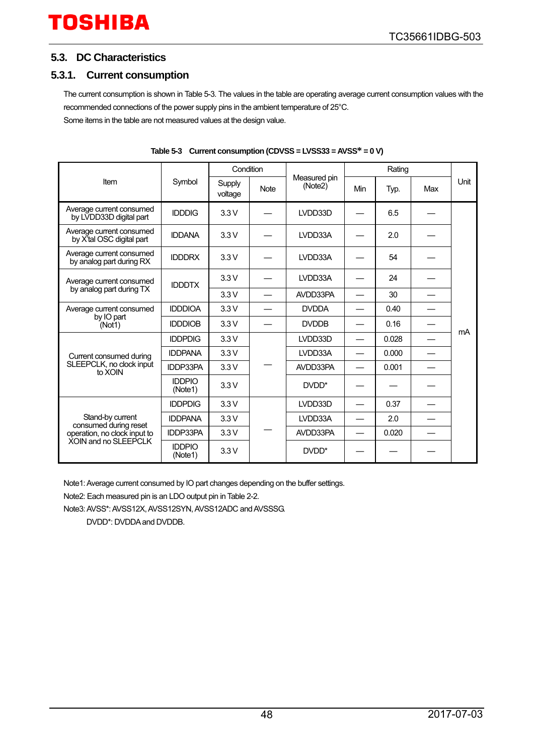## 5.3. DC Characteristics

### 5.3.1. Current consumption

The current consumption is shown in Table 5-3. The values in the table are operating average current consumption values with the recommended connections of the power supply pins in the ambient temperature of 25°C.
Some items in the table are not measured values at the design value.

**Table 5-3 Current consumption (CDVSS = LVSS33 = AVSS* = 0 V)**

| Item | Symbol | Condition | | Measured pin (Note2) | Rating | | | Unit |
|---|---|---|---|---|---|---|---|---|
| | | Supply voltage | Note | | Min | Typ. | Max | |
| Average current consumed by LVDD33D digital part | IDDDIG | 3.3 V | — | LVDD33D | — | 6.5 | — | mA |
| Average current consumed by X'tal OSC digital part | IDDANA | 3.3 V | — | LVDD33A | — | 2.0 | — | mA |
| Average current consumed by analog part during RX | IDDDRX | 3.3 V | — | LVDD33A | — | 54 | — | mA |
| Average current consumed by analog part during TX | IDDDTX | 3.3 V | — | LVDD33A | — | 24 | — | mA |
| | | 3.3 V | — | AVDD33PA | — | 30 | — | mA |
| Average current consumed by IO part (Not1) | IDDDIOA | 3.3 V | — | DVDDA | — | 0.40 | — | mA |
| | IDDDIOB | 3.3 V | — | DVDDB | — | 0.16 | — | mA |
| Current consumed during SLEEPCLK, no clock input to XOIN | IDDPDIG | 3.3 V | — | LVDD33D | — | 0.028 | — | mA |
| | IDDPANA | 3.3 V | | LVDD33A | — | 0.000 | — | mA |
| | IDDP33PA | 3.3 V | | AVDD33PA | — | 0.001 | — | mA |
| | IDDPIO (Note1) | 3.3 V | | DVDD* | — | — | — | mA |
| Stand-by current consumed during reset operation, no clock input to XOIN and no SLEEPCLK | IDDPDIG | 3.3 V | — | LVDD33D | — | 0.37 | — | mA |
| | IDDPANA | 3.3 V | | LVDD33A | — | 2.0 | — | mA |
| | IDDP33PA | 3.3 V | | AVDD33PA | — | 0.020 | — | mA |
| | IDDPIO (Note1) | 3.3 V | | DVDD* | — | — | — | mA |

Note1: Average current consumed by IO part changes depending on the buffer settings.
Note2: Each measured pin is an LDO output pin in Table 2-2.
Note3: AVSS*: AVSS12X, AVSS12SYN, AVSS12ADC and AVSSSG.
DVDD*: DVDDA and DVDDB.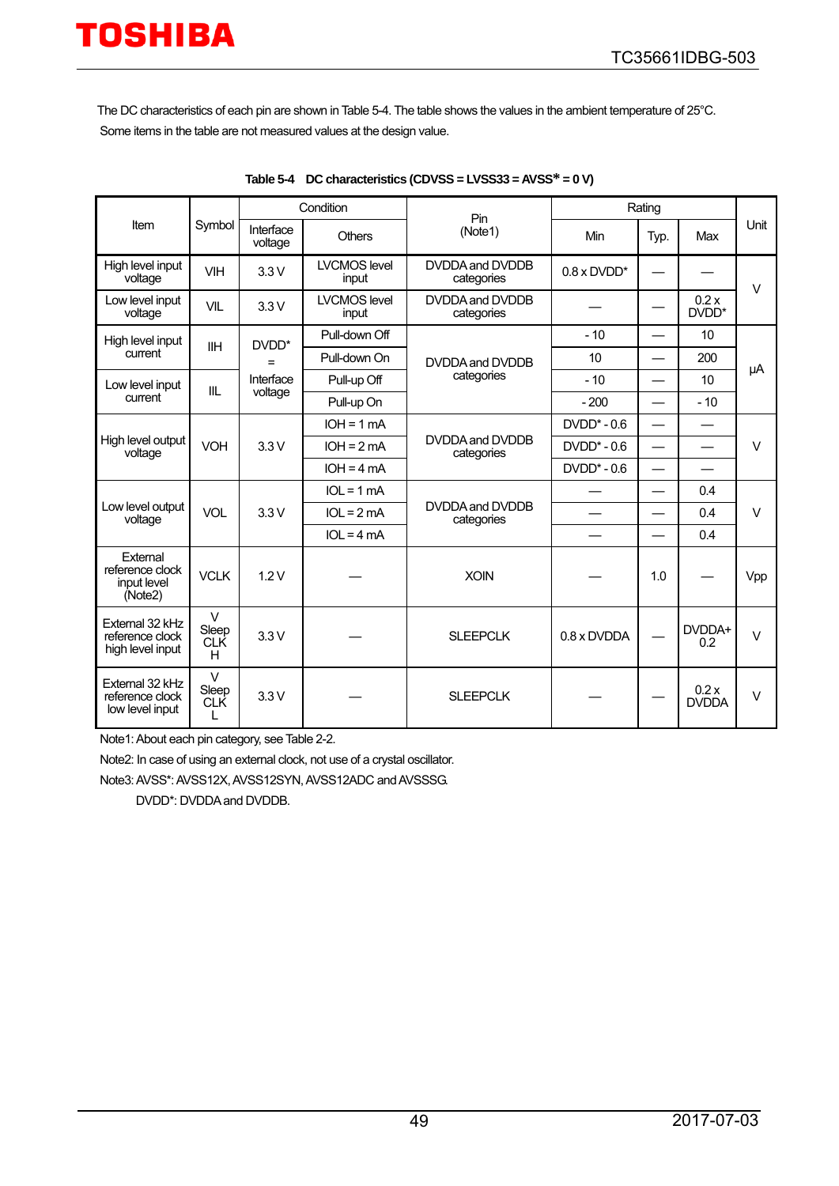The DC characteristics of each pin are shown in Table 5-4. The table shows the values in the ambient temperature of 25°C. Some items in the table are not measured values at the design value.

**Table 5-4 DC characteristics (CDVSS = LVSS33 = AVSS* = 0 V)**

| Item | Symbol | Condition | | Pin (Note1) | Rating | | | Unit |
|---|---|---|---|---|---|---|---|---|
| | | Interface voltage | Others | | Min | Typ. | Max | |
| High level input voltage | VIH | 3.3 V | LVCMOS level input | DVDDA and DVDDB categories | 0.8 x DVDD* | — | — | V |
| Low level input voltage | VIL | 3.3 V | LVCMOS level input | DVDDA and DVDDB categories | — | — | 0.2 x DVDD* | V |
| High level input current | IIH | DVDD* = Interface voltage | Pull-down Off | DVDDA and DVDDB categories | - 10 | — | 10 | μA |
| | | | Pull-down On | | 10 | — | 200 | μA |
| Low level input current | IIL | | Pull-up Off | | - 10 | — | 10 | μA |
| | | | Pull-up On | | - 200 | — | - 10 | μA |
| High level output voltage | VOH | 3.3 V | IOH = 1 mA | DVDDA and DVDDB categories | DVDD* - 0.6 | — | — | V |
| | | | IOH = 2 mA | | DVDD* - 0.6 | — | — | V |
| | | | IOH = 4 mA | | DVDD* - 0.6 | — | — | V |
| Low level output voltage | VOL | 3.3 V | IOL = 1 mA | DVDDA and DVDDB categories | — | — | 0.4 | V |
| | | | IOL = 2 mA | | — | — | 0.4 | V |
| | | | IOL = 4 mA | | — | — | 0.4 | V |
| External reference clock input level (Note2) | VCLK | 1.2 V | — | XOIN | — | 1.0 | — | Vpp |
| External 32 kHz reference clock high level input | V Sleep CLK H | 3.3 V | — | SLEEPCLK | 0.8 x DVDDA | — | DVDDA+ 0.2 | V |
| External 32 kHz reference clock low level input | V Sleep CLK L | 3.3 V | — | SLEEPCLK | — | — | 0.2 x DVDDA | V |

Note1: About each pin category, see Table 2-2.

Note2: In case of using an external clock, not use of a crystal oscillator.

Note3: AVSS*: AVSS12X, AVSS12SYN, AVSS12ADC and AVSSSG.

DVDD*: DVDDA and DVDDB.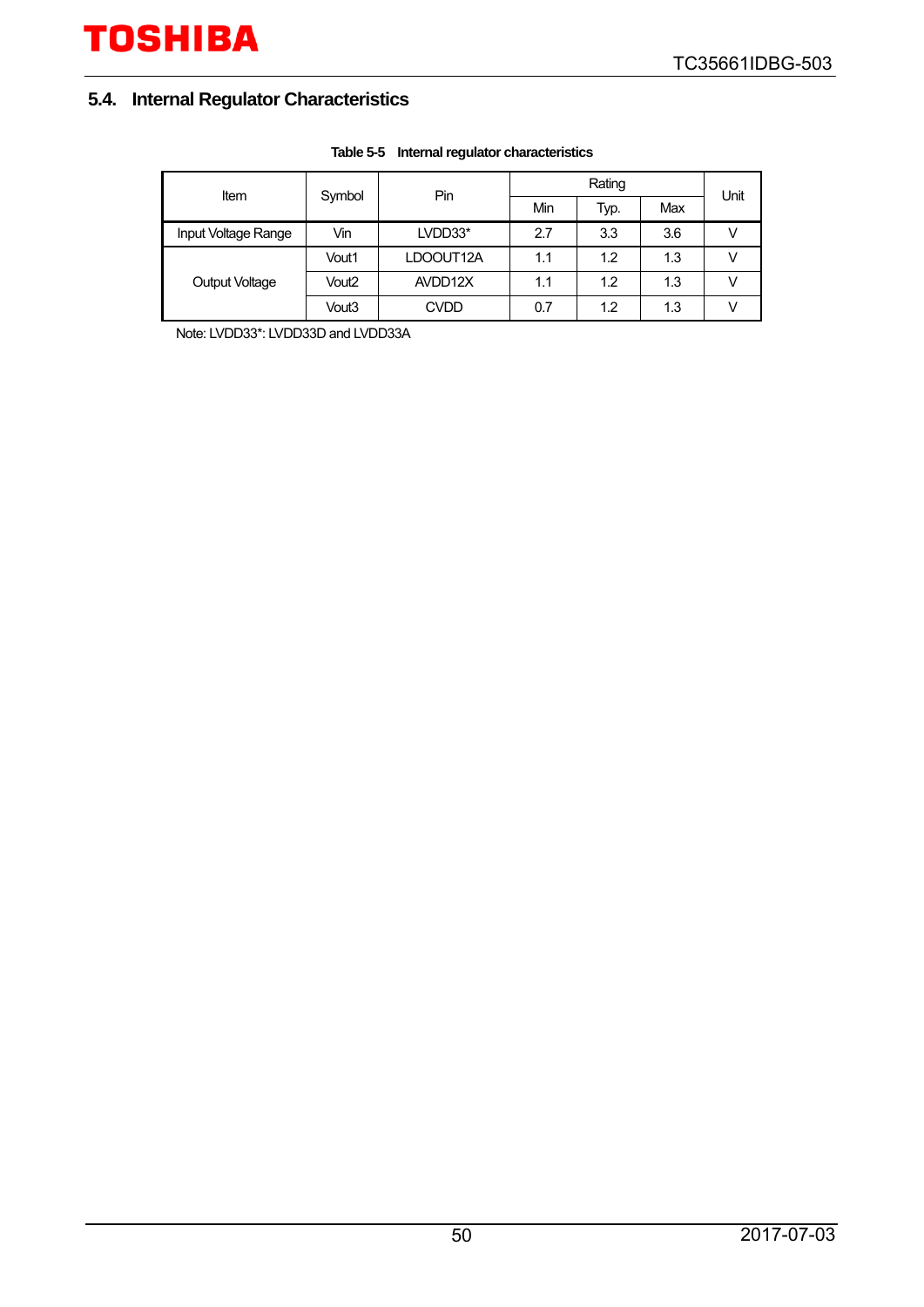## 5.4. Internal Regulator Characteristics

**Table 5-5 Internal regulator characteristics**

| Item | Symbol | Pin | Rating | | | Unit |
|---|---|---|---|---|---|---|
| | | | Min | Typ. | Max | |
| Input Voltage Range | Vin | LVDD33* | 2.7 | 3.3 | 3.6 | V |
| Output Voltage | Vout1 | LDOOUT12A | 1.1 | 1.2 | 1.3 | V |
| | Vout2 | AVDD12X | 1.1 | 1.2 | 1.3 | V |
| | Vout3 | CVDD | 0.7 | 1.2 | 1.3 | V |

Note: LVDD33*: LVDD33D and LVDD33A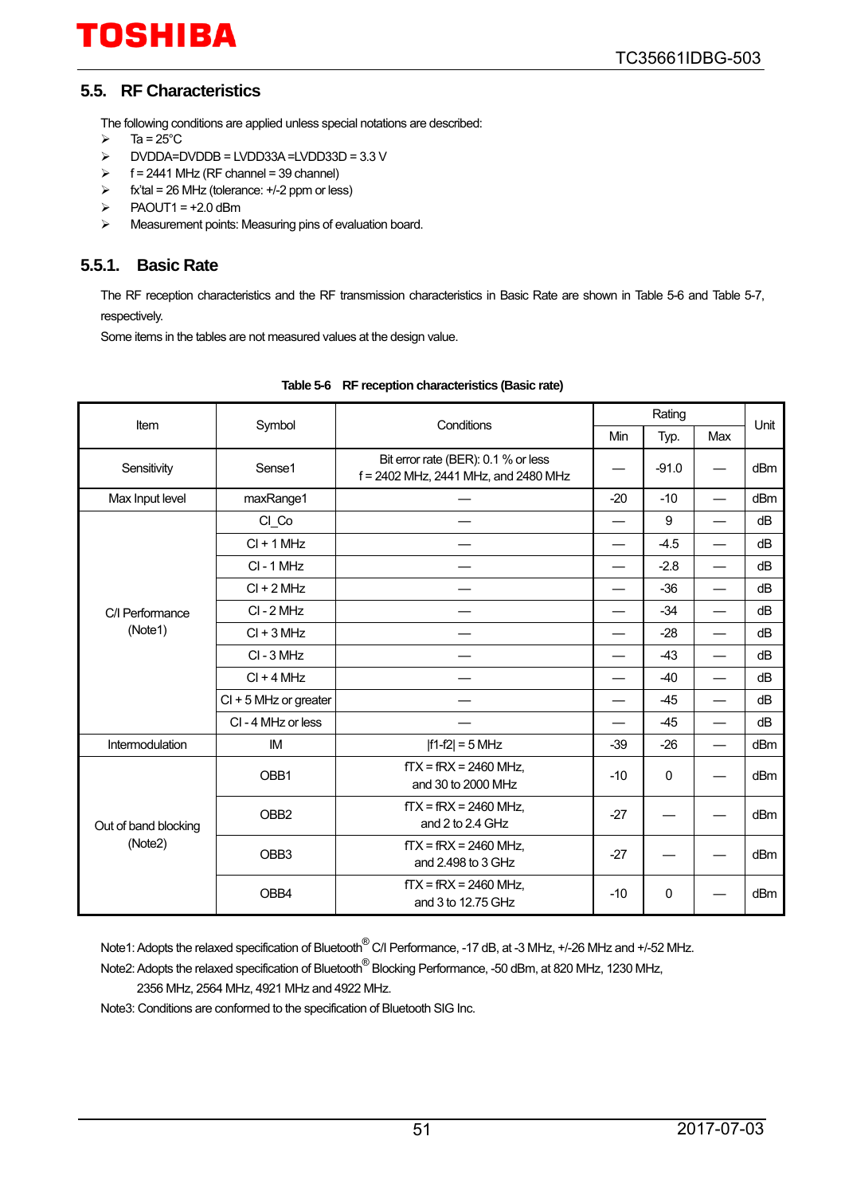## 5.5. RF Characteristics

The following conditions are applied unless special notations are described:

- Ta = 25°C
- DVDDA=DVDDB = LVDD33A =LVDD33D = 3.3 V
- f = 2441 MHz (RF channel = 39 channel)
- fx'tal = 26 MHz (tolerance: +/-2 ppm or less)
- PAOUT1 = +2.0 dBm
- Measurement points: Measuring pins of evaluation board.

### 5.5.1. Basic Rate

The RF reception characteristics and the RF transmission characteristics in Basic Rate are shown in Table 5-6 and Table 5-7, respectively.

Some items in the tables are not measured values at the design value.

**Table 5-6 RF reception characteristics (Basic rate)**

| Item | Symbol | Conditions | Rating | | | Unit |
|---|---|---|---|---|---|---|
| | | | Min | Typ. | Max | |
| Sensitivity | Sense1 | Bit error rate (BER): 0.1 % or less<br>f = 2402 MHz, 2441 MHz, and 2480 MHz | — | -91.0 | — | dBm |
| Max Input level | maxRange1 | — | -20 | -10 | — | dBm |
| C/I Performance (Note1) | CI_Co | — | — | 9 | — | dB |
| | CI + 1 MHz | — | — | -4.5 | — | dB |
| | CI - 1 MHz | — | — | -2.8 | — | dB |
| | CI + 2 MHz | — | — | -36 | — | dB |
| | CI - 2 MHz | — | — | -34 | — | dB |
| | CI + 3 MHz | — | — | -28 | — | dB |
| | CI - 3 MHz | — | — | -43 | — | dB |
| | CI + 4 MHz | — | — | -40 | — | dB |
| | CI + 5 MHz or greater | — | — | -45 | — | dB |
| | CI - 4 MHz or less | — | — | -45 | — | dB |
| Intermodulation | IM | \|f1-f2\| = 5 MHz | -39 | -26 | — | dBm |
| Out of band blocking (Note2) | OBB1 | fTX = fRX = 2460 MHz,<br>and 30 to 2000 MHz | -10 | 0 | — | dBm |
| | OBB2 | fTX = fRX = 2460 MHz,<br>and 2 to 2.4 GHz | -27 | — | — | dBm |
| | OBB3 | fTX = fRX = 2460 MHz,<br>and 2.498 to 3 GHz | -27 | — | — | dBm |
| | OBB4 | fTX = fRX = 2460 MHz,<br>and 3 to 12.75 GHz | -10 | 0 | — | dBm |

Note1: Adopts the relaxed specification of Bluetooth® C/I Performance, -17 dB, at -3 MHz, +/-26 MHz and +/-52 MHz.

Note2: Adopts the relaxed specification of Bluetooth® Blocking Performance, -50 dBm, at 820 MHz, 1230 MHz, 2356 MHz, 2564 MHz, 4921 MHz and 4922 MHz.

Note3: Conditions are conformed to the specification of Bluetooth SIG Inc.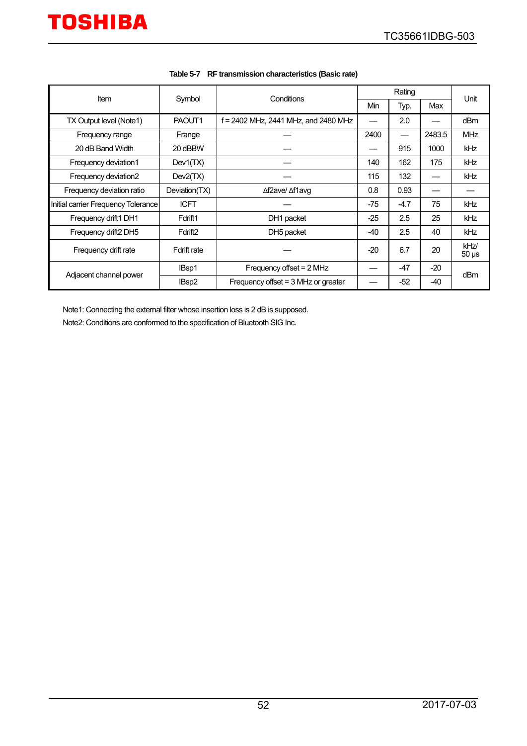Table 5-7 RF transmission characteristics (Basic rate)

| Item | Symbol | Conditions | Rating | | | Unit |
|---|---|---|---|---|---|---|
| | | | Min | Typ. | Max | |
| TX Output level (Note1) | PAOUT1 | f = 2402 MHz, 2441 MHz, and 2480 MHz | — | 2.0 | — | dBm |
| Frequency range | Frange | — | 2400 | — | 2483.5 | MHz |
| 20 dB Band Width | 20 dBBW | — | — | 915 | 1000 | kHz |
| Frequency deviation1 | Dev1(TX) | — | 140 | 162 | 175 | kHz |
| Frequency deviation2 | Dev2(TX) | — | 115 | 132 | — | kHz |
| Frequency deviation ratio | Deviation(TX) | Δf2ave/ Δf1avg | 0.8 | 0.93 | — | — |
| Initial carrier Frequency Tolerance | ICFT | — | -75 | -4.7 | 75 | kHz |
| Frequency drift1 DH1 | Fdrift1 | DH1 packet | -25 | 2.5 | 25 | kHz |
| Frequency drift2 DH5 | Fdrift2 | DH5 packet | -40 | 2.5 | 40 | kHz |
| Frequency drift rate | Fdrift rate | — | -20 | 6.7 | 20 | kHz/ 50 µs |
| Adjacent channel power | IBsp1 | Frequency offset = 2 MHz | — | -47 | -20 | dBm |
| | IBsp2 | Frequency offset = 3 MHz or greater | — | -52 | -40 | |

Note1: Connecting the external filter whose insertion loss is 2 dB is supposed.

Note2: Conditions are conformed to the specification of Bluetooth SIG Inc.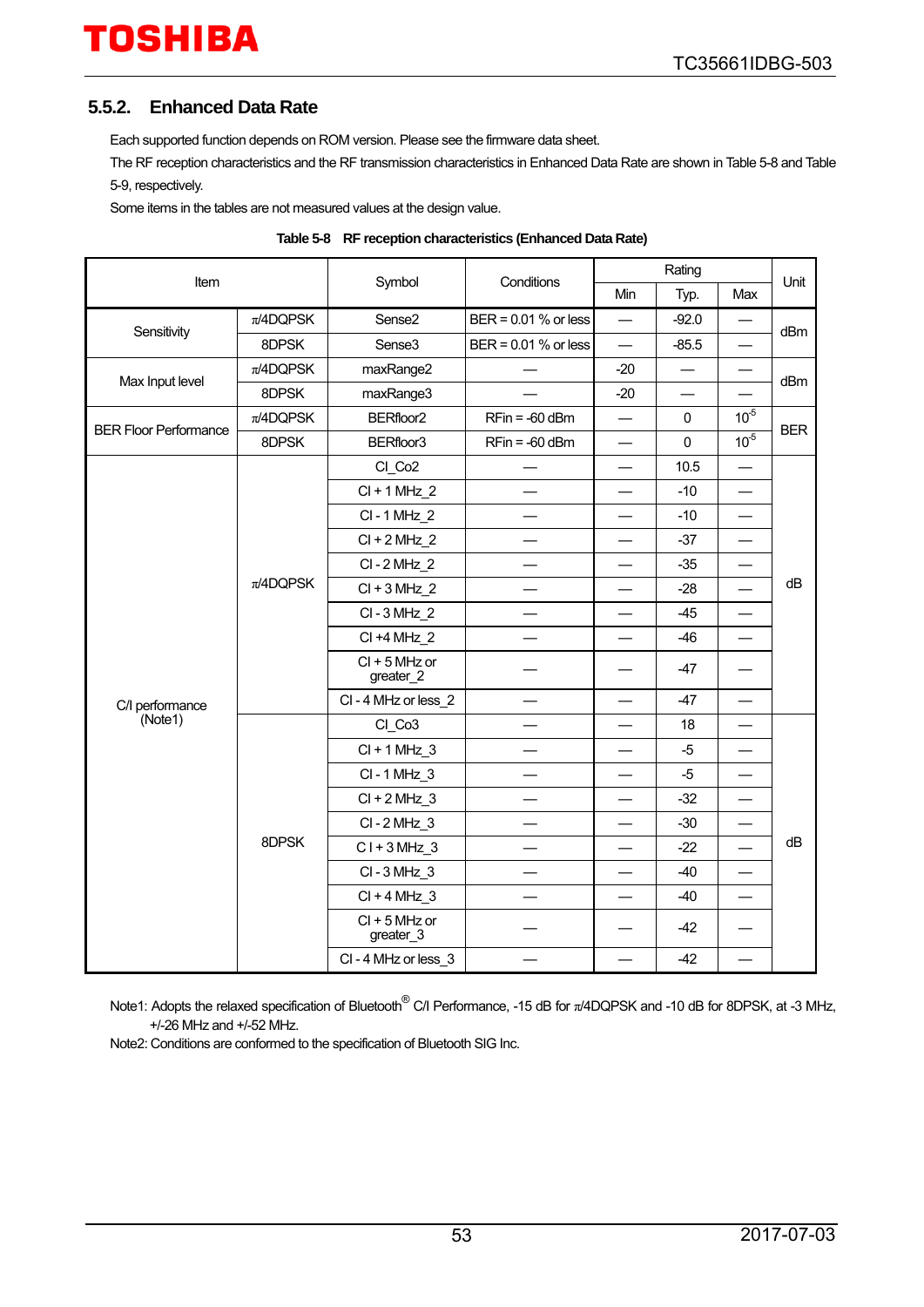### 5.5.2. Enhanced Data Rate

Each supported function depends on ROM version. Please see the firmware data sheet.

The RF reception characteristics and the RF transmission characteristics in Enhanced Data Rate are shown in Table 5-8 and Table 5-9, respectively.

Some items in the tables are not measured values at the design value.

Table 5-8 RF reception characteristics (Enhanced Data Rate)

| Item | | Symbol | Conditions | Rating | | | Unit |
|---|---|---|---|---|---|---|---|
| | | | | Min | Typ. | Max | |
| Sensitivity | π/4DQPSK | Sense2 | BER = 0.01 % or less | — | -92.0 | — | dBm |
| | 8DPSK | Sense3 | BER = 0.01 % or less | — | -85.5 | — | |
| Max Input level | π/4DQPSK | maxRange2 | — | -20 | — | — | dBm |
| | 8DPSK | maxRange3 | — | -20 | — | — | |
| BER Floor Performance | π/4DQPSK | BERfloor2 | RFin = -60 dBm | — | 0 | $10^{-5}$ | BER |
| | 8DPSK | BERfloor3 | RFin = -60 dBm | — | 0 | $10^{-5}$ | |
| C/I performance (Note1) | π/4DQPSK | CI_Co2 | — | — | 10.5 | — | dB |
| | | CI + 1 MHz_2 | — | — | -10 | — | |
| | | CI - 1 MHz_2 | — | — | -10 | — | |
| | | CI + 2 MHz_2 | — | — | -37 | — | |
| | | CI - 2 MHz_2 | — | — | -35 | — | |
| | | CI + 3 MHz_2 | — | — | -28 | — | |
| | | CI - 3 MHz_2 | — | — | -45 | — | |
| | | CI +4 MHz_2 | — | — | -46 | — | |
| | | CI + 5 MHz or greater_2 | — | — | -47 | — | |
| | | CI - 4 MHz or less_2 | — | — | -47 | — | |
| | 8DPSK | CI_Co3 | — | — | 18 | — | dB |
| | | CI + 1 MHz_3 | — | — | -5 | — | |
| | | CI - 1 MHz_3 | — | — | -5 | — | |
| | | CI + 2 MHz_3 | — | — | -32 | — | |
| | | CI - 2 MHz_3 | — | — | -30 | — | |
| | | CI + 3 MHz_3 | — | — | -22 | — | |
| | | CI - 3 MHz_3 | — | — | -40 | — | |
| | | CI + 4 MHz_3 | — | — | -40 | — | |
| | | CI + 5 MHz or greater_3 | — | — | -42 | — | |
| | | CI - 4 MHz or less_3 | — | — | -42 | — | |

Note1: Adopts the relaxed specification of Bluetooth® C/I Performance, -15 dB for π/4DQPSK and -10 dB for 8DPSK, at -3 MHz, +/-26 MHz and +/-52 MHz.

Note2: Conditions are conformed to the specification of Bluetooth SIG Inc.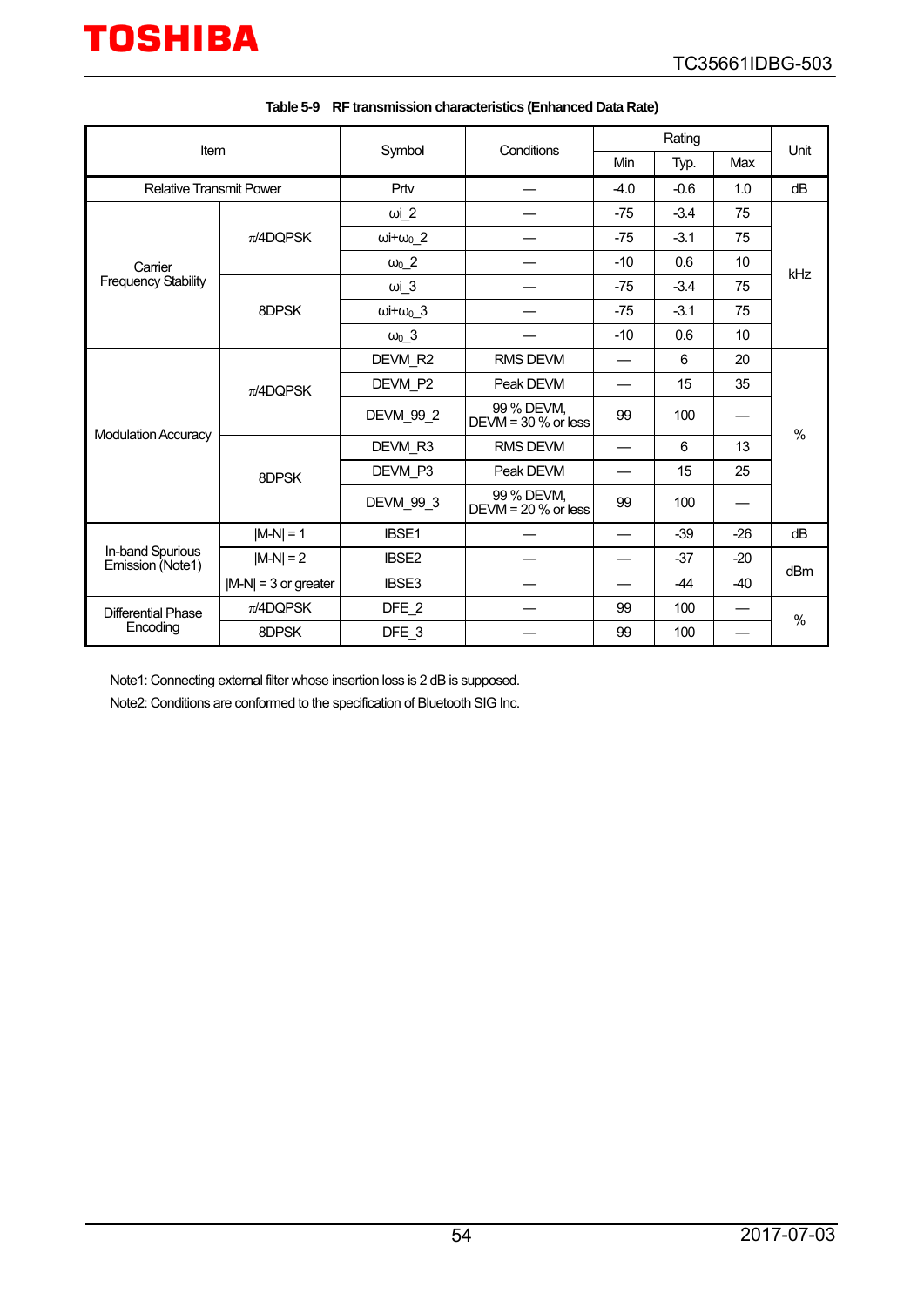**Table 5-9 RF transmission characteristics (Enhanced Data Rate)**

| Item | | Symbol | Conditions | Rating | | | Unit |
|---|---|---|---|---|---|---|---|
| | | | | Min | Typ. | Max | |
| Relative Transmit Power | | Prtv | — | -4.0 | -0.6 | 1.0 | dB |
| Carrier Frequency Stability | π/4DQPSK | $\omega i\_2$ | — | -75 | -3.4 | 75 | kHz |
| | | $\omega i+\omega_0\_2$ | — | -75 | -3.1 | 75 | |
| | | $\omega_0\_2$ | — | -10 | 0.6 | 10 | |
| | 8DPSK | $\omega i\_3$ | — | -75 | -3.4 | 75 | |
| | | $\omega i+\omega_0\_3$ | — | -75 | -3.1 | 75 | |
| | | $\omega_0\_3$ | — | -10 | 0.6 | 10 | |
| Modulation Accuracy | π/4DQPSK | DEVM_R2 | RMS DEVM | — | 6 | 20 | % |
| | | DEVM_P2 | Peak DEVM | — | 15 | 35 | |
| | | DEVM_99_2 | 99 % DEVM, DEVM = 30 % or less | 99 | 100 | — | |
| | 8DPSK | DEVM_R3 | RMS DEVM | — | 6 | 13 | |
| | | DEVM_P3 | Peak DEVM | — | 15 | 25 | |
| | | DEVM_99_3 | 99 % DEVM, DEVM = 20 % or less | 99 | 100 | — | |
| In-band Spurious Emission (Note1) | \|M-N\| = 1 | IBSE1 | — | — | -39 | -26 | dB |
| | \|M-N\| = 2 | IBSE2 | — | — | -37 | -20 | dBm |
| | \|M-N\| = 3 or greater | IBSE3 | — | — | -44 | -40 | |
| Differential Phase Encoding | π/4DQPSK | DFE_2 | — | 99 | 100 | — | % |
| | 8DPSK | DFE_3 | — | 99 | 100 | — | |

Note1: Connecting external filter whose insertion loss is 2 dB is supposed.

Note2: Conditions are conformed to the specification of Bluetooth SIG Inc.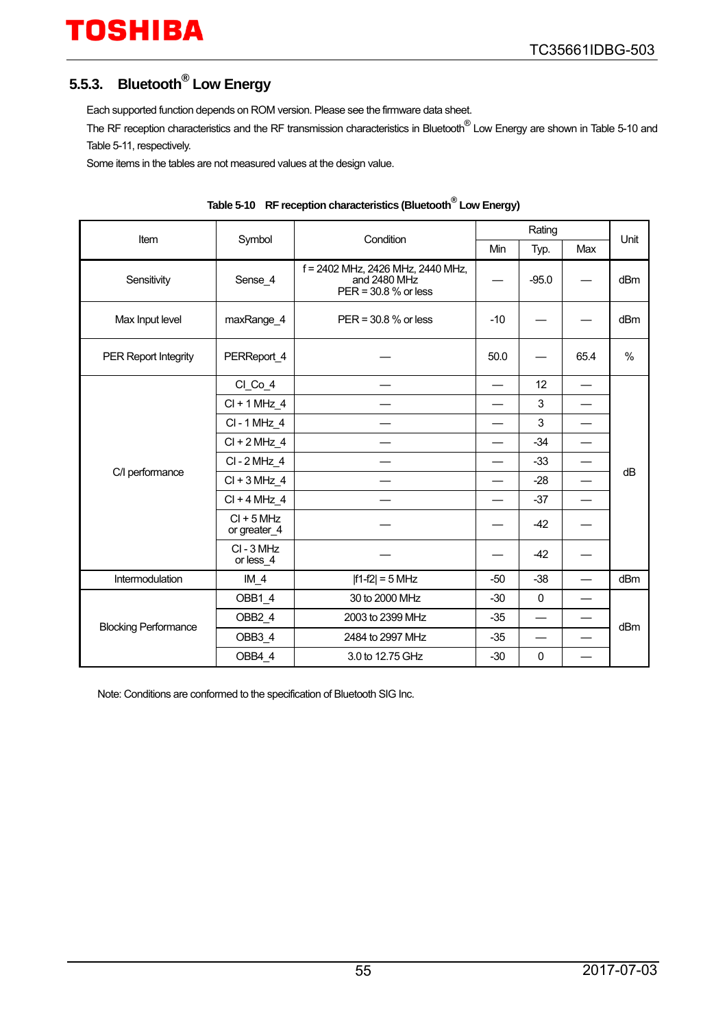### 5.5.3. Bluetooth® Low Energy

Each supported function depends on ROM version. Please see the firmware data sheet.

The RF reception characteristics and the RF transmission characteristics in Bluetooth® Low Energy are shown in Table 5-10 and Table 5-11, respectively.

Some items in the tables are not measured values at the design value.

**Table 5-10 RF reception characteristics (Bluetooth® Low Energy)**

| Item | Symbol | Condition | Rating | | | Unit |
|---|---|---|---|---|---|---|
| | | | Min | Typ. | Max | |
| Sensitivity | Sense_4 | f = 2402 MHz, 2426 MHz, 2440 MHz, and 2480 MHz PER = 30.8 % or less | — | -95.0 | — | dBm |
| Max Input level | maxRange_4 | PER = 30.8 % or less | -10 | — | — | dBm |
| PER Report Integrity | PERReport_4 | — | 50.0 | — | 65.4 | % |
| C/I performance | CI_Co_4 | — | — | 12 | — | dB |
| | CI + 1 MHz_4 | — | — | 3 | — | |
| | CI - 1 MHz_4 | — | — | 3 | — | |
| | CI + 2 MHz_4 | — | — | -34 | — | |
| | CI - 2 MHz_4 | — | — | -33 | — | |
| | CI + 3 MHz_4 | — | — | -28 | — | |
| | CI + 4 MHz_4 | — | — | -37 | — | |
| | CI + 5 MHz or greater_4 | — | — | -42 | — | |
| | CI - 3 MHz or less_4 | — | — | -42 | — | |
| Intermodulation | IM_4 | \|f1-f2\| = 5 MHz | -50 | -38 | — | dBm |
| Blocking Performance | OBB1_4 | 30 to 2000 MHz | -30 | 0 | — | dBm |
| | OBB2_4 | 2003 to 2399 MHz | -35 | — | — | |
| | OBB3_4 | 2484 to 2997 MHz | -35 | — | — | |
| | OBB4_4 | 3.0 to 12.75 GHz | -30 | 0 | — | |

Note: Conditions are conformed to the specification of Bluetooth SIG Inc.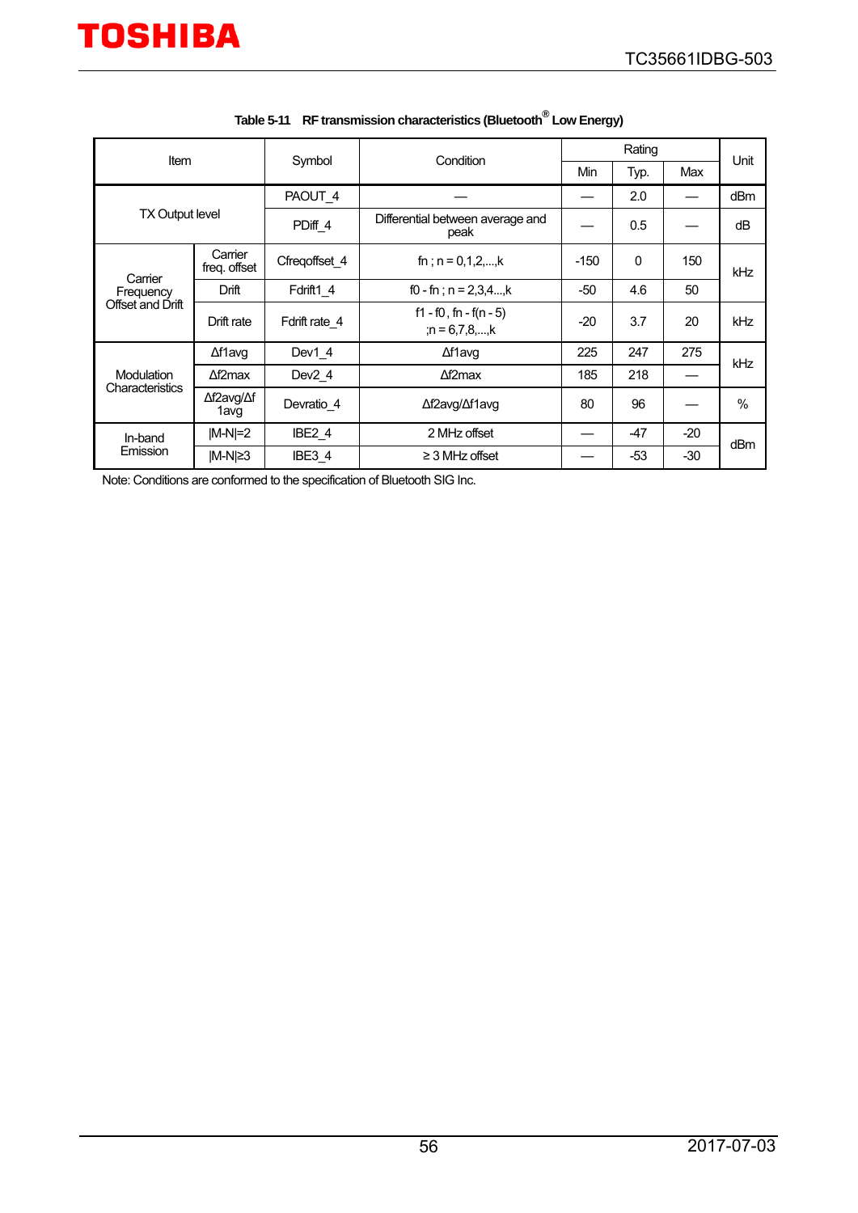Table 5-11 RF transmission characteristics (Bluetooth® Low Energy)

| Item | | Symbol | Condition | Rating | | | Unit |
|---|---|---|---|---|---|---|---|
| | | | | Min | Typ. | Max | |
| TX Output level | | PAOUT_4 | — | — | 2.0 | — | dBm |
| | | PDiff_4 | Differential between average and peak | — | 0.5 | — | dB |
| Carrier Frequency Offset and Drift | Carrier freq. offset | Cfreqoffset_4 | fn ; n = 0,1,2,...,k | -150 | 0 | 150 | kHz |
| | Drift | Fdrift1_4 | f0 - fn ; n = 2,3,4...,k | -50 | 4.6 | 50 | |
| | Drift rate | Fdrift rate_4 | f1 - f0 , fn - f(n - 5) ;n = 6,7,8,...,k | -20 | 3.7 | 20 | kHz |
| Modulation Characteristics | Δf1avg | Dev1_4 | Δf1avg | 225 | 247 | 275 | kHz |
| | Δf2max | Dev2_4 | Δf2max | 185 | 218 | — | |
| | Δf2avg/Δf1avg | Devratio_4 | Δf2avg/Δf1avg | 80 | 96 | — | % |
| In-band Emission | \|M-N\|=2 | IBE2_4 | 2 MHz offset | — | -47 | -20 | dBm |
| | \|M-N\|≥3 | IBE3_4 | ≥ 3 MHz offset | — | -53 | -30 | |

Note: Conditions are conformed to the specification of Bluetooth SIG Inc.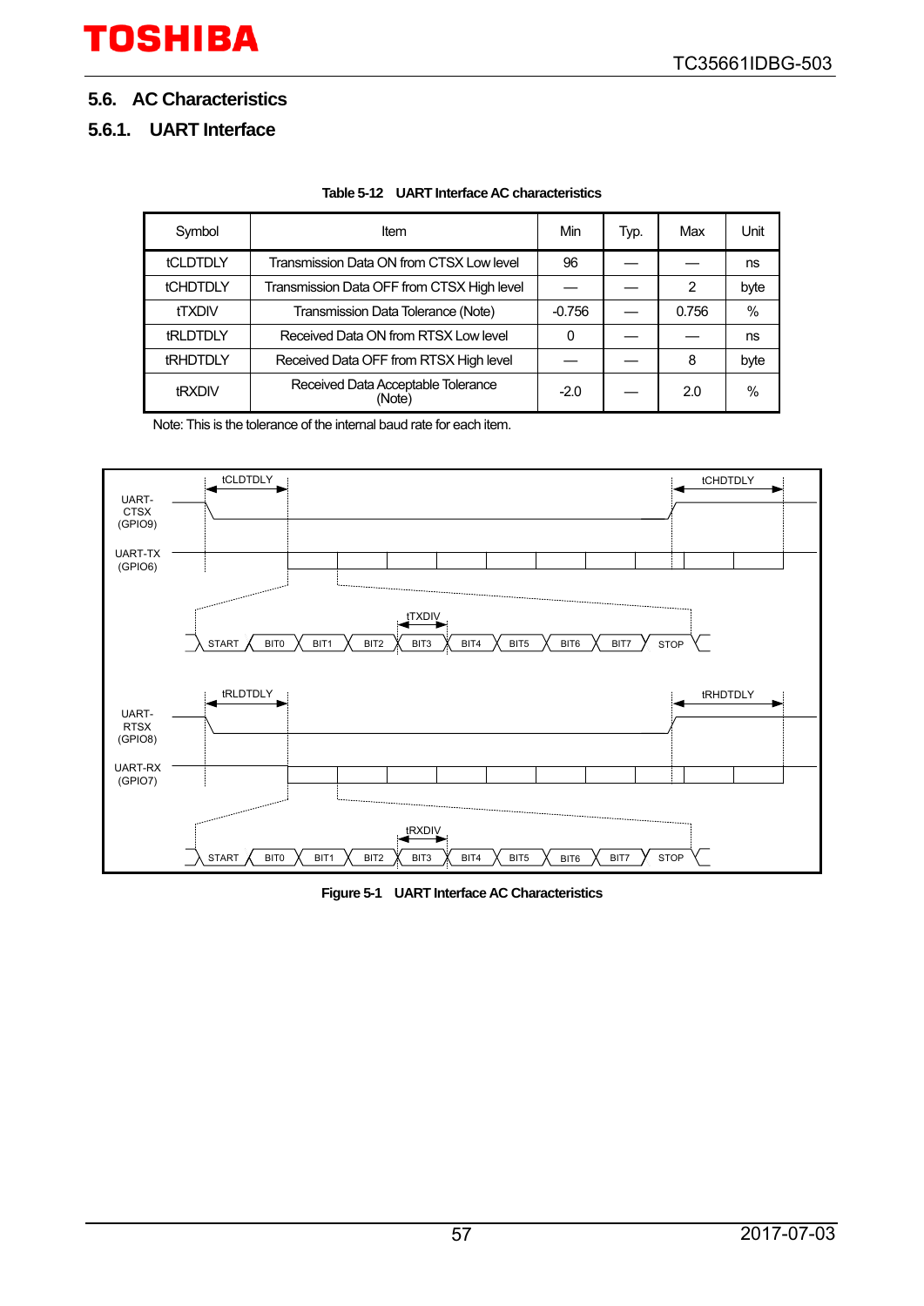## 5.6. AC Characteristics

### 5.6.1. UART Interface

**Table 5-12 UART Interface AC characteristics**

| Symbol | Item | Min | Typ. | Max | Unit |
|---|---|---|---|---|---|
| tCLDTDLY | Transmission Data ON from CTSX Low level | 96 | — | — | ns |
| tCHDTDLY | Transmission Data OFF from CTSX High level | — | — | 2 | byte |
| tTXDIV | Transmission Data Tolerance (Note) | -0.756 | — | 0.756 | % |
| tRLDTDLY | Received Data ON from RTSX Low level | 0 | — | — | ns |
| tRHDTDLY | Received Data OFF from RTSX High level | — | — | 8 | byte |
| tRXDIV | Received Data Acceptable Tolerance (Note) | -2.0 | — | 2.0 | % |

Note: This is the tolerance of the internal baud rate for each item.

**Figure 5-1 UART Interface AC Characteristics**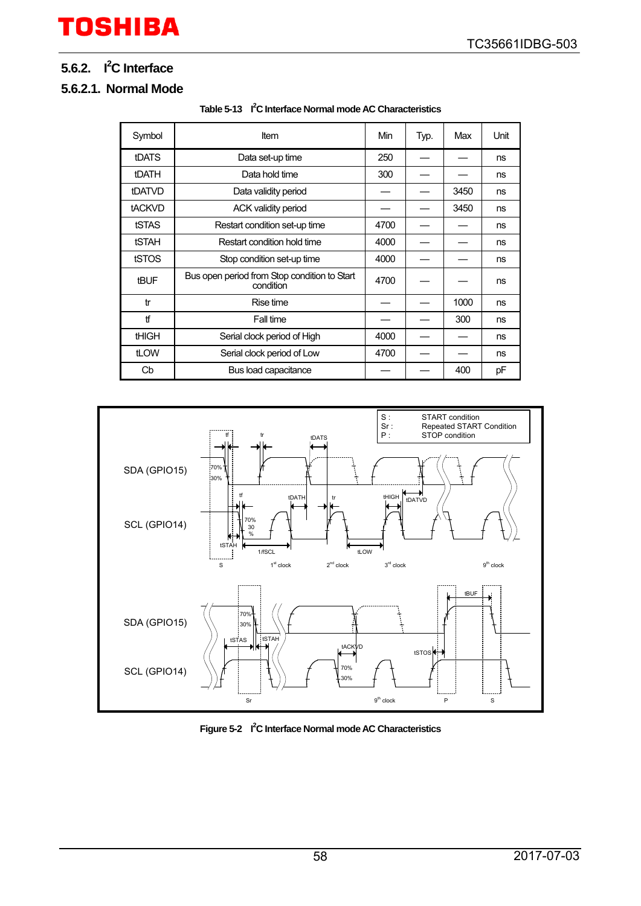### 5.6.2. I²C Interface

#### 5.6.2.1. Normal Mode

**Table 5-13 I²C Interface Normal mode AC Characteristics**

| Symbol | Item | Min | Typ. | Max | Unit |
|---|---|---|---|---|---|
| tDATS | Data set-up time | 250 | — | — | ns |
| tDATH | Data hold time | 300 | — | — | ns |
| tDATVD | Data validity period | — | — | 3450 | ns |
| tACKVD | ACK validity period | — | — | 3450 | ns |
| tSTAS | Restart condition set-up time | 4700 | — | — | ns |
| tSTAH | Restart condition hold time | 4000 | — | — | ns |
| tSTOS | Stop condition set-up time | 4000 | — | — | ns |
| tBUF | Bus open period from Stop condition to Start condition | 4700 | — | — | ns |
| tr | Rise time | — | — | 1000 | ns |
| tf | Fall time | — | — | 300 | ns |
| tHIGH | Serial clock period of High | 4000 | — | — | ns |
| tLOW | Serial clock period of Low | 4700 | — | — | ns |
| Cb | Bus load capacitance | — | — | 400 | pF |

**Figure 5-2 I²C Interface Normal mode AC Characteristics**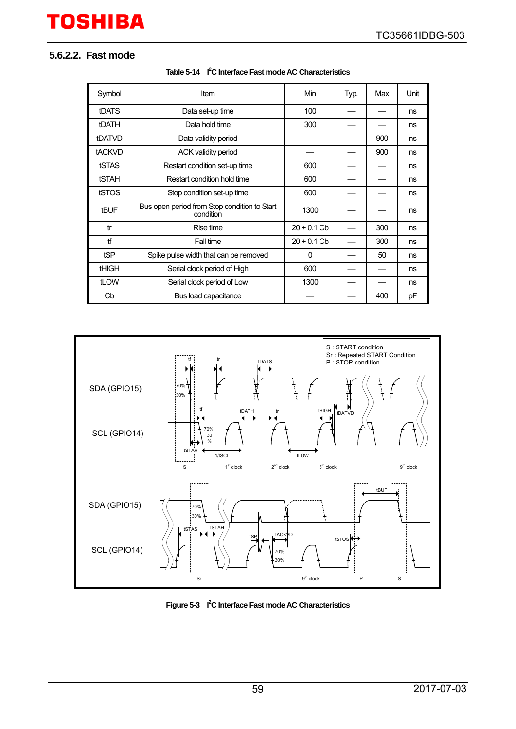### 5.6.2.2. Fast mode

Table 5-14 I²C Interface Fast mode AC Characteristics

| Symbol | Item | Min | Typ. | Max | Unit |
|---|---|---|---|---|---|
| tDATS | Data set-up time | 100 | — | — | ns |
| tDATH | Data hold time | 300 | — | — | ns |
| tDATVD | Data validity period | — | — | 900 | ns |
| tACKVD | ACK validity period | — | — | 900 | ns |
| tSTAS | Restart condition set-up time | 600 | — | — | ns |
| tSTAH | Restart condition hold time | 600 | — | — | ns |
| tSTOS | Stop condition set-up time | 600 | — | — | ns |
| tBUF | Bus open period from Stop condition to Start condition | 1300 | — | — | ns |
| tr | Rise time | 20 + 0.1 Cb | — | 300 | ns |
| tf | Fall time | 20 + 0.1 Cb | — | 300 | ns |
| tSP | Spike pulse width that can be removed | 0 | — | 50 | ns |
| tHIGH | Serial clock period of High | 600 | — | — | ns |
| tLOW | Serial clock period of Low | 1300 | — | — | ns |
| Cb | Bus load capacitance | — | — | 400 | pF |

Figure 5-3 I²C Interface Fast mode AC Characteristics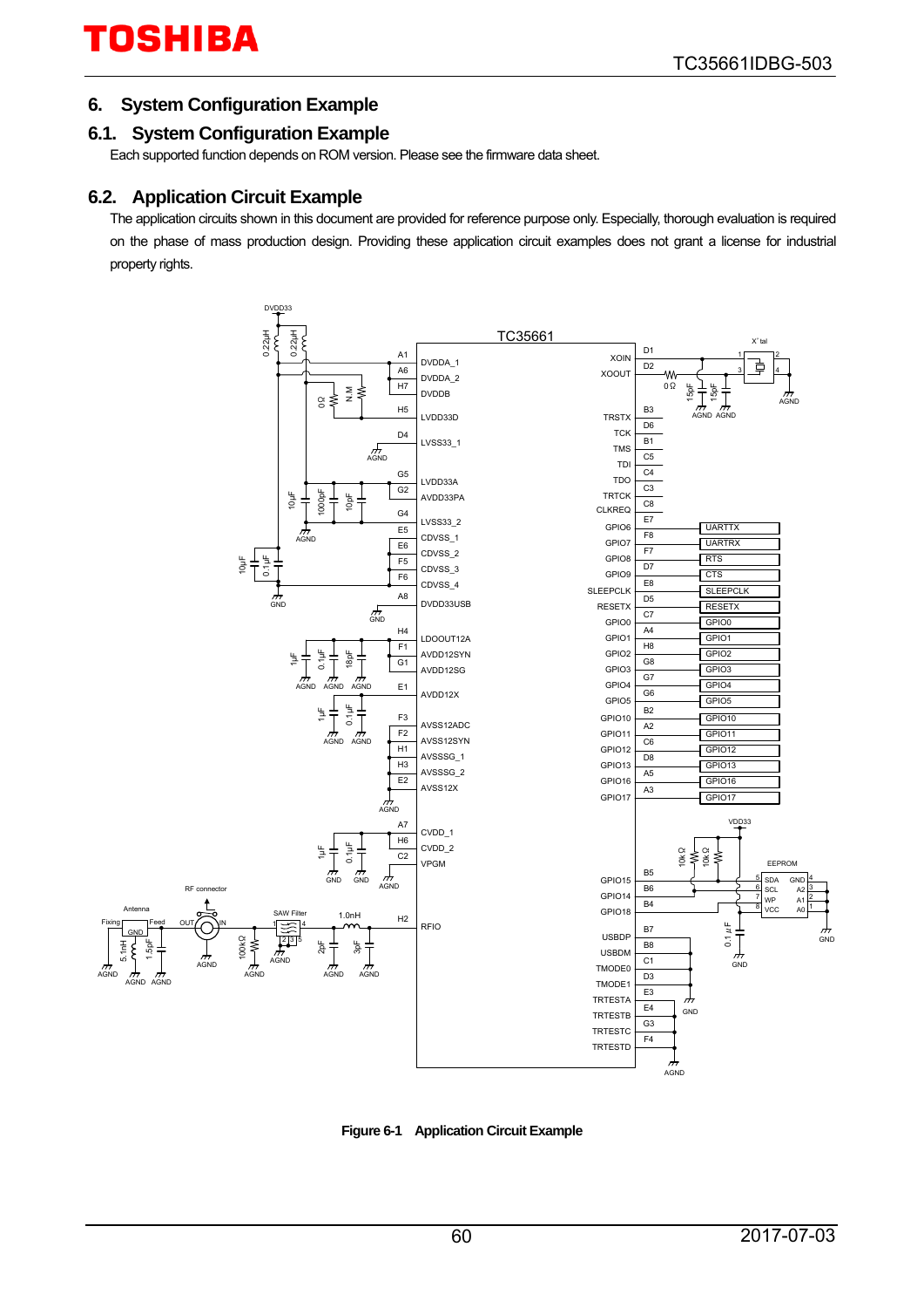## 6. System Configuration Example

### 6.1. System Configuration Example

Each supported function depends on ROM version. Please see the firmware data sheet.

### 6.2. Application Circuit Example

The application circuits shown in this document are provided for reference purpose only. Especially, thorough evaluation is required on the phase of mass production design. Providing these application circuit examples does not grant a license for industrial property rights.

**Figure 6-1 Application Circuit Example**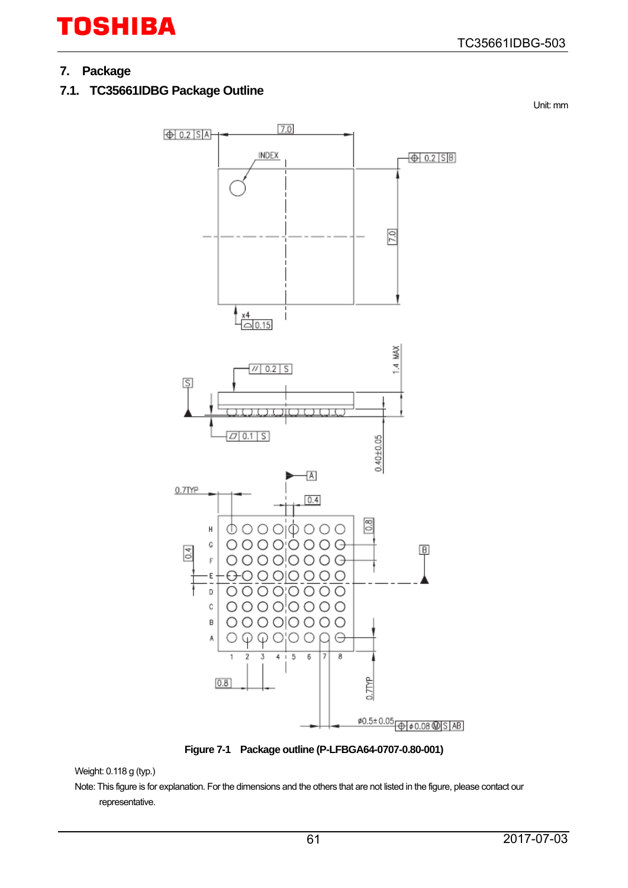# 7. Package

## 7.1. TC35661IDBG Package Outline

Unit: mm

Figure 7-1 Package outline (P-LFBGA64-0707-0.80-001)

Weight: 0.118 g (typ.)

Note: This figure is for explanation. For the dimensions and the others that are not listed in the figure, please contact our representative.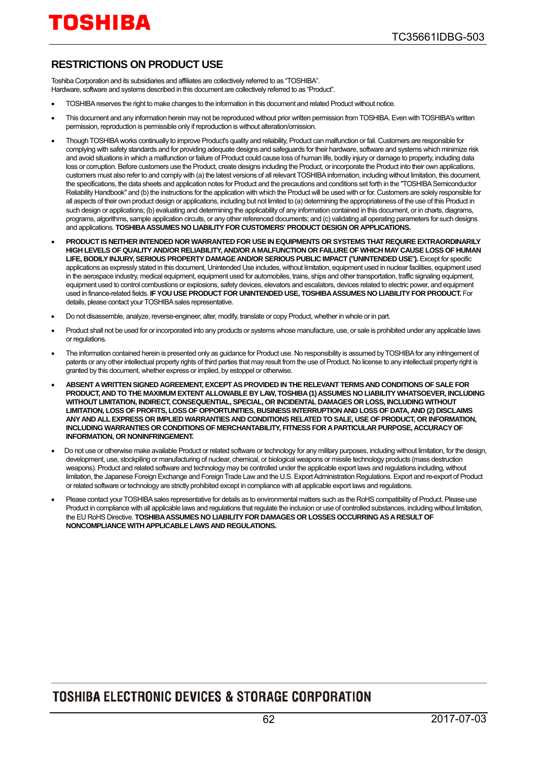## RESTRICTIONS ON PRODUCT USE

Toshiba Corporation and its subsidiaries and affiliates are collectively referred to as "TOSHIBA".
Hardware, software and systems described in this document are collectively referred to as "Product".

- TOSHIBA reserves the right to make changes to the information in this document and related Product without notice.
- This document and any information herein may not be reproduced without prior written permission from TOSHIBA. Even with TOSHIBA's written permission, reproduction is permissible only if reproduction is without alteration/omission.
- Though TOSHIBA works continually to improve Product's quality and reliability, Product can malfunction or fail. Customers are responsible for complying with safety standards and for providing adequate designs and safeguards for their hardware, software and systems which minimize risk and avoid situations in which a malfunction or failure of Product could cause loss of human life, bodily injury or damage to property, including data loss or corruption. Before customers use the Product, create designs including the Product, or incorporate the Product into their own applications, customers must also refer to and comply with (a) the latest versions of all relevant TOSHIBA information, including without limitation, this document, the specifications, the data sheets and application notes for Product and the precautions and conditions set forth in the "TOSHIBA Semiconductor Reliability Handbook" and (b) the instructions for the application with which the Product will be used with or for. Customers are solely responsible for all aspects of their own product design or applications, including but not limited to (a) determining the appropriateness of the use of this Product in such design or applications; (b) evaluating and determining the applicability of any information contained in this document, or in charts, diagrams, programs, algorithms, sample application circuits, or any other referenced documents; and (c) validating all operating parameters for such designs and applications. **TOSHIBA ASSUMES NO LIABILITY FOR CUSTOMERS' PRODUCT DESIGN OR APPLICATIONS.**
- **PRODUCT IS NEITHER INTENDED NOR WARRANTED FOR USE IN EQUIPMENTS OR SYSTEMS THAT REQUIRE EXTRAORDINARILY HIGH LEVELS OF QUALITY AND/OR RELIABILITY, AND/OR A MALFUNCTION OR FAILURE OF WHICH MAY CAUSE LOSS OF HUMAN LIFE, BODILY INJURY, SERIOUS PROPERTY DAMAGE AND/OR SERIOUS PUBLIC IMPACT ("UNINTENDED USE").** Except for specific applications as expressly stated in this document, Unintended Use includes, without limitation, equipment used in nuclear facilities, equipment used in the aerospace industry, medical equipment, equipment used for automobiles, trains, ships and other transportation, traffic signaling equipment, equipment used to control combustions or explosions, safety devices, elevators and escalators, devices related to electric power, and equipment used in finance-related fields. **IF YOU USE PRODUCT FOR UNINTENDED USE, TOSHIBA ASSUMES NO LIABILITY FOR PRODUCT.** For details, please contact your TOSHIBA sales representative.
- Do not disassemble, analyze, reverse-engineer, alter, modify, translate or copy Product, whether in whole or in part.
- Product shall not be used for or incorporated into any products or systems whose manufacture, use, or sale is prohibited under any applicable laws or regulations.
- The information contained herein is presented only as guidance for Product use. No responsibility is assumed by TOSHIBA for any infringement of patents or any other intellectual property rights of third parties that may result from the use of Product. No license to any intellectual property right is granted by this document, whether express or implied, by estoppel or otherwise.
- **ABSENT A WRITTEN SIGNED AGREEMENT, EXCEPT AS PROVIDED IN THE RELEVANT TERMS AND CONDITIONS OF SALE FOR PRODUCT, AND TO THE MAXIMUM EXTENT ALLOWABLE BY LAW, TOSHIBA (1) ASSUMES NO LIABILITY WHATSOEVER, INCLUDING WITHOUT LIMITATION, INDIRECT, CONSEQUENTIAL, SPECIAL, OR INCIDENTAL DAMAGES OR LOSS, INCLUDING WITHOUT LIMITATION, LOSS OF PROFITS, LOSS OF OPPORTUNITIES, BUSINESS INTERRUPTION AND LOSS OF DATA, AND (2) DISCLAIMS ANY AND ALL EXPRESS OR IMPLIED WARRANTIES AND CONDITIONS RELATED TO SALE, USE OF PRODUCT, OR INFORMATION, INCLUDING WARRANTIES OR CONDITIONS OF MERCHANTABILITY, FITNESS FOR A PARTICULAR PURPOSE, ACCURACY OF INFORMATION, OR NONINFRINGEMENT.**
- Do not use or otherwise make available Product or related software or technology for any military purposes, including without limitation, for the design, development, use, stockpiling or manufacturing of nuclear, chemical, or biological weapons or missile technology products (mass destruction weapons). Product and related software and technology may be controlled under the applicable export laws and regulations including, without limitation, the Japanese Foreign Exchange and Foreign Trade Law and the U.S. Export Administration Regulations. Export and re-export of Product or related software or technology are strictly prohibited except in compliance with all applicable export laws and regulations.
- Please contact your TOSHIBA sales representative for details as to environmental matters such as the RoHS compatibility of Product. Please use Product in compliance with all applicable laws and regulations that regulate the inclusion or use of controlled substances, including without limitation, the EU RoHS Directive. **TOSHIBA ASSUMES NO LIABILITY FOR DAMAGES OR LOSSES OCCURRING AS A RESULT OF NONCOMPLIANCE WITH APPLICABLE LAWS AND REGULATIONS.**

**TOSHIBA ELECTRONIC DEVICES & STORAGE CORPORATION**